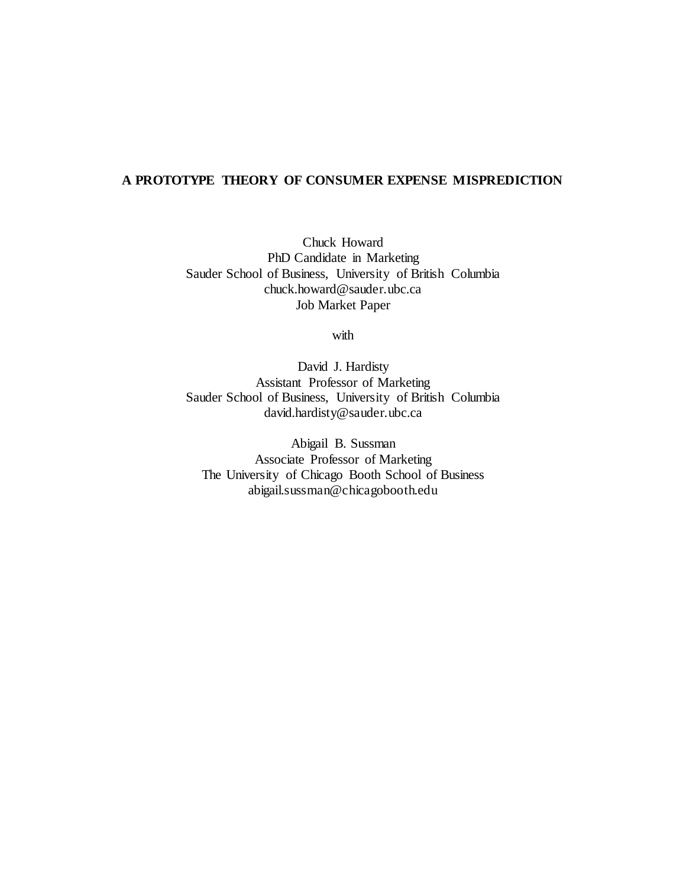# A PROTOTYPE THEORY OF CONSUMER EXPENSE MISPREDICTION

Chuck Howard
PhD Candidate in Marketing
Sauder School of Business, University of British Columbia
chuck.howard@sauder.ubc.ca
Job Market Paper

with

David J. Hardisty
Assistant Professor of Marketing
Sauder School of Business, University of British Columbia
david.hardisty@sauder.ubc.ca

Abigail B. Sussman
Associate Professor of Marketing
The University of Chicago Booth School of Business
abigail.sussman@chicagobooth.edu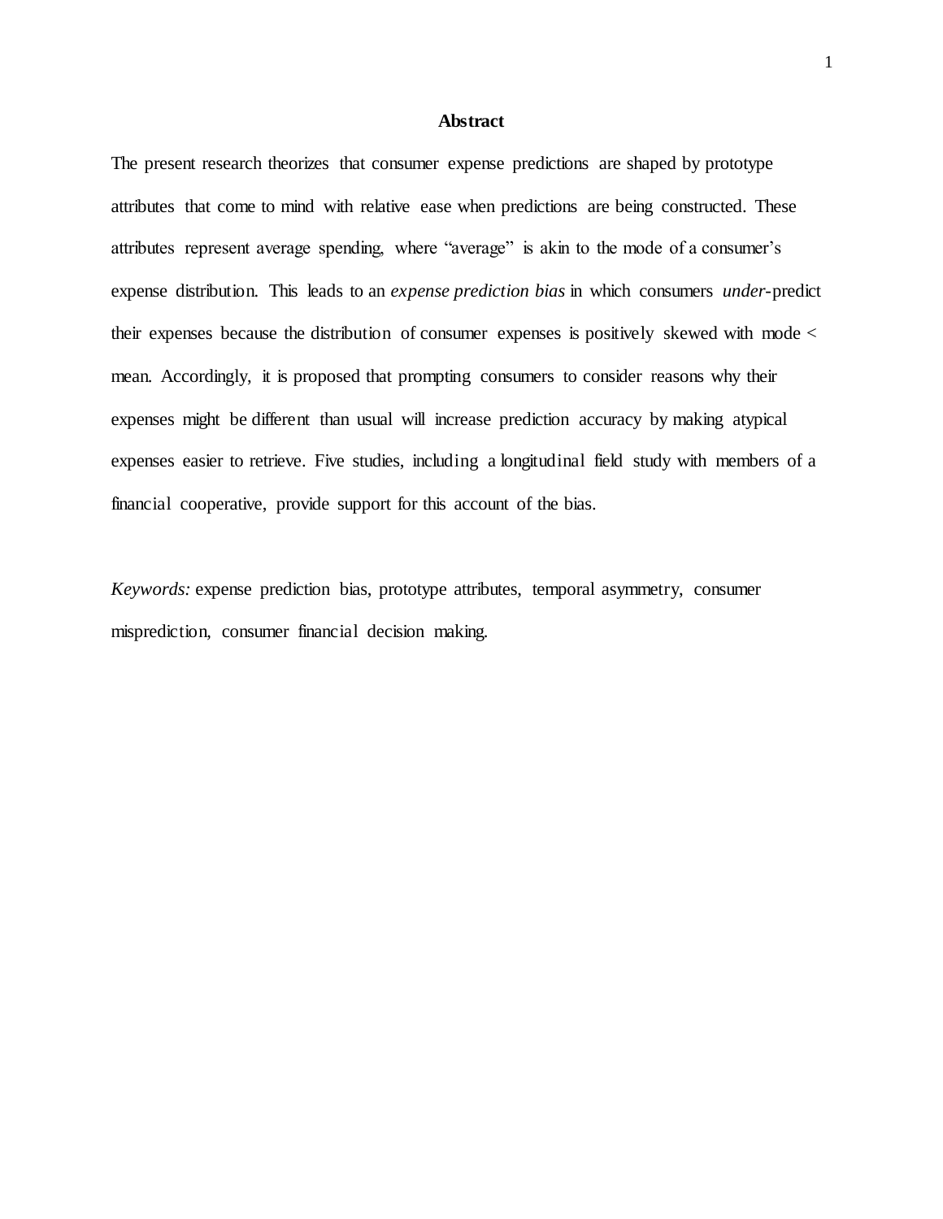# Abstract

The present research theorizes that consumer expense predictions are shaped by prototype attributes that come to mind with relative ease when predictions are being constructed. These attributes represent average spending, where “average” is akin to the mode of a consumer’s expense distribution. This leads to an *expense prediction bias* in which consumers *under*-predict their expenses because the distribution of consumer expenses is positively skewed with mode < mean. Accordingly, it is proposed that prompting consumers to consider reasons why their expenses might be different than usual will increase prediction accuracy by making atypical expenses easier to retrieve. Five studies, including a longitudinal field study with members of a financial cooperative, provide support for this account of the bias.

*Keywords:* expense prediction bias, prototype attributes, temporal asymmetry, consumer misprediction, consumer financial decision making.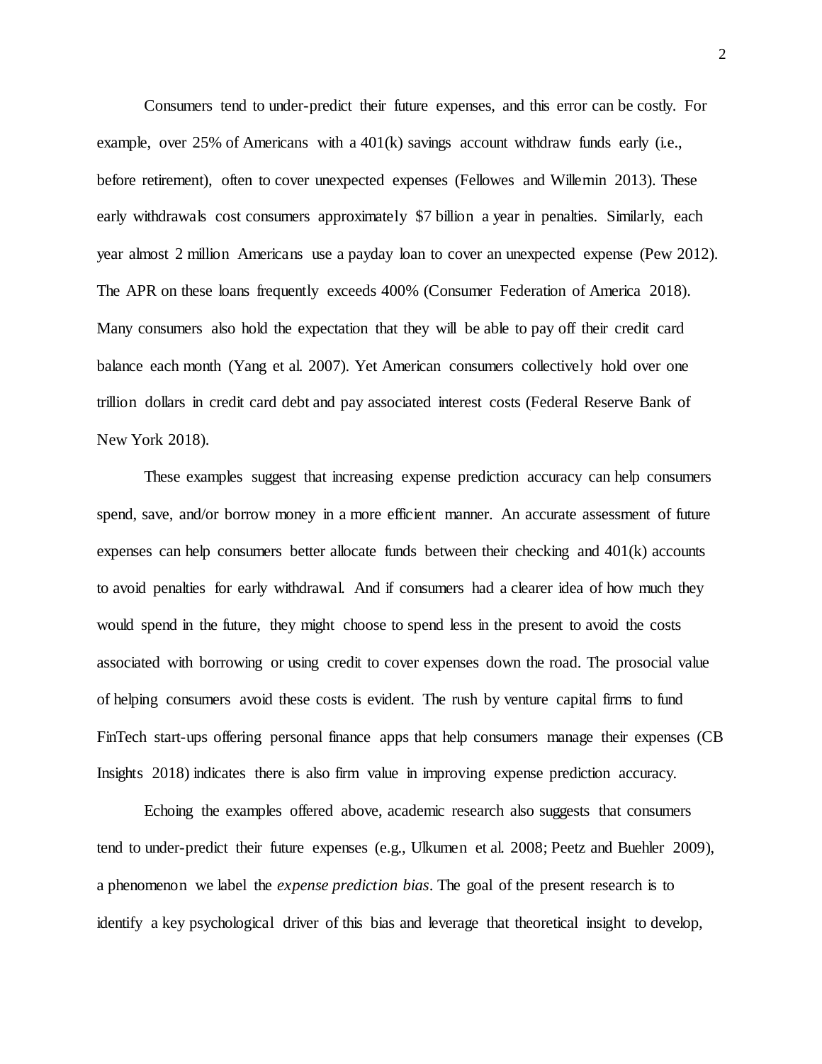Consumers tend to under-predict their future expenses, and this error can be costly. For example, over 25% of Americans with a 401(k) savings account withdraw funds early (i.e., before retirement), often to cover unexpected expenses (Fellowes and Willemin 2013). These early withdrawals cost consumers approximately $7 billion a year in penalties. Similarly, each year almost 2 million Americans use a payday loan to cover an unexpected expense (Pew 2012). The APR on these loans frequently exceeds 400% (Consumer Federation of America 2018). Many consumers also hold the expectation that they will be able to pay off their credit card balance each month (Yang et al. 2007). Yet American consumers collectively hold over one trillion dollars in credit card debt and pay associated interest costs (Federal Reserve Bank of New York 2018).

These examples suggest that increasing expense prediction accuracy can help consumers spend, save, and/or borrow money in a more efficient manner. An accurate assessment of future expenses can help consumers better allocate funds between their checking and 401(k) accounts to avoid penalties for early withdrawal. And if consumers had a clearer idea of how much they would spend in the future, they might choose to spend less in the present to avoid the costs associated with borrowing or using credit to cover expenses down the road. The prosocial value of helping consumers avoid these costs is evident. The rush by venture capital firms to fund FinTech start-ups offering personal finance apps that help consumers manage their expenses (CB Insights 2018) indicates there is also firm value in improving expense prediction accuracy.

Echoing the examples offered above, academic research also suggests that consumers tend to under-predict their future expenses (e.g., Ulkumen et al. 2008; Peetz and Buehler 2009), a phenomenon we label the *expense prediction bias*. The goal of the present research is to identify a key psychological driver of this bias and leverage that theoretical insight to develop,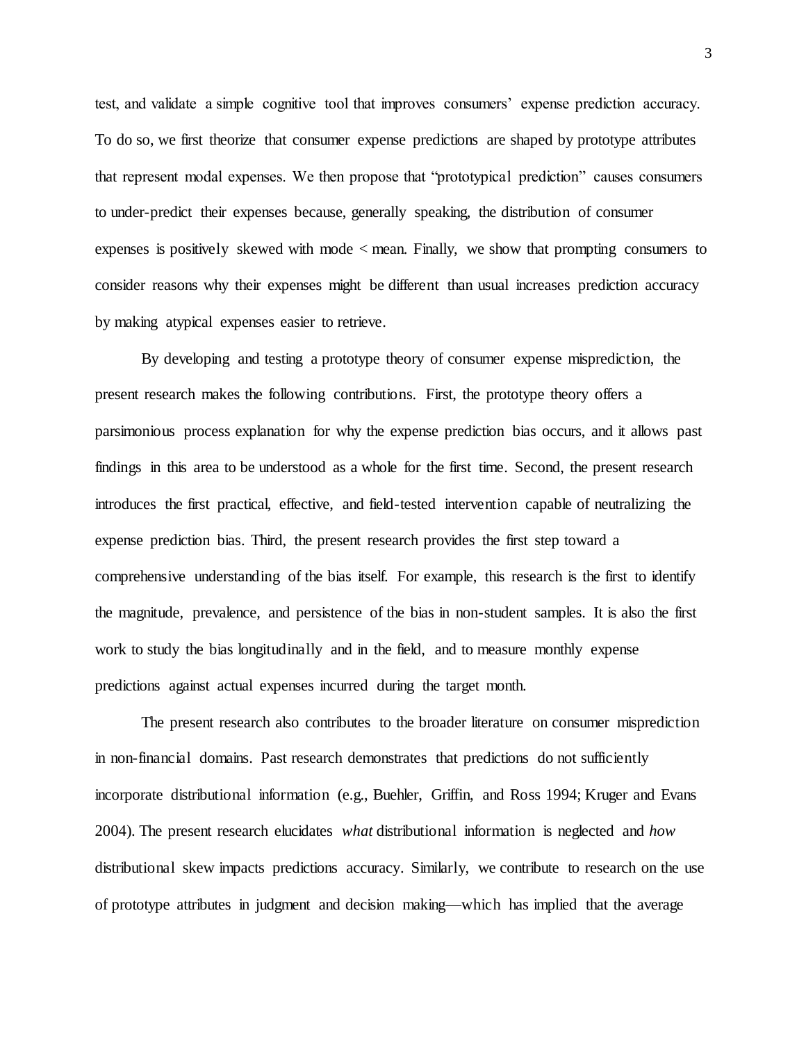test, and validate a simple cognitive tool that improves consumers' expense prediction accuracy. To do so, we first theorize that consumer expense predictions are shaped by prototype attributes that represent modal expenses. We then propose that "prototypical prediction" causes consumers to under-predict their expenses because, generally speaking, the distribution of consumer expenses is positively skewed with mode < mean. Finally, we show that prompting consumers to consider reasons why their expenses might be different than usual increases prediction accuracy by making atypical expenses easier to retrieve.

By developing and testing a prototype theory of consumer expense misprediction, the present research makes the following contributions. First, the prototype theory offers a parsimonious process explanation for why the expense prediction bias occurs, and it allows past findings in this area to be understood as a whole for the first time. Second, the present research introduces the first practical, effective, and field-tested intervention capable of neutralizing the expense prediction bias. Third, the present research provides the first step toward a comprehensive understanding of the bias itself. For example, this research is the first to identify the magnitude, prevalence, and persistence of the bias in non-student samples. It is also the first work to study the bias longitudinally and in the field, and to measure monthly expense predictions against actual expenses incurred during the target month.

The present research also contributes to the broader literature on consumer misprediction in non-financial domains. Past research demonstrates that predictions do not sufficiently incorporate distributional information (e.g., Buehler, Griffin, and Ross 1994; Kruger and Evans 2004). The present research elucidates *what* distributional information is neglected and *how* distributional skew impacts predictions accuracy. Similarly, we contribute to research on the use of prototype attributes in judgment and decision making—which has implied that the average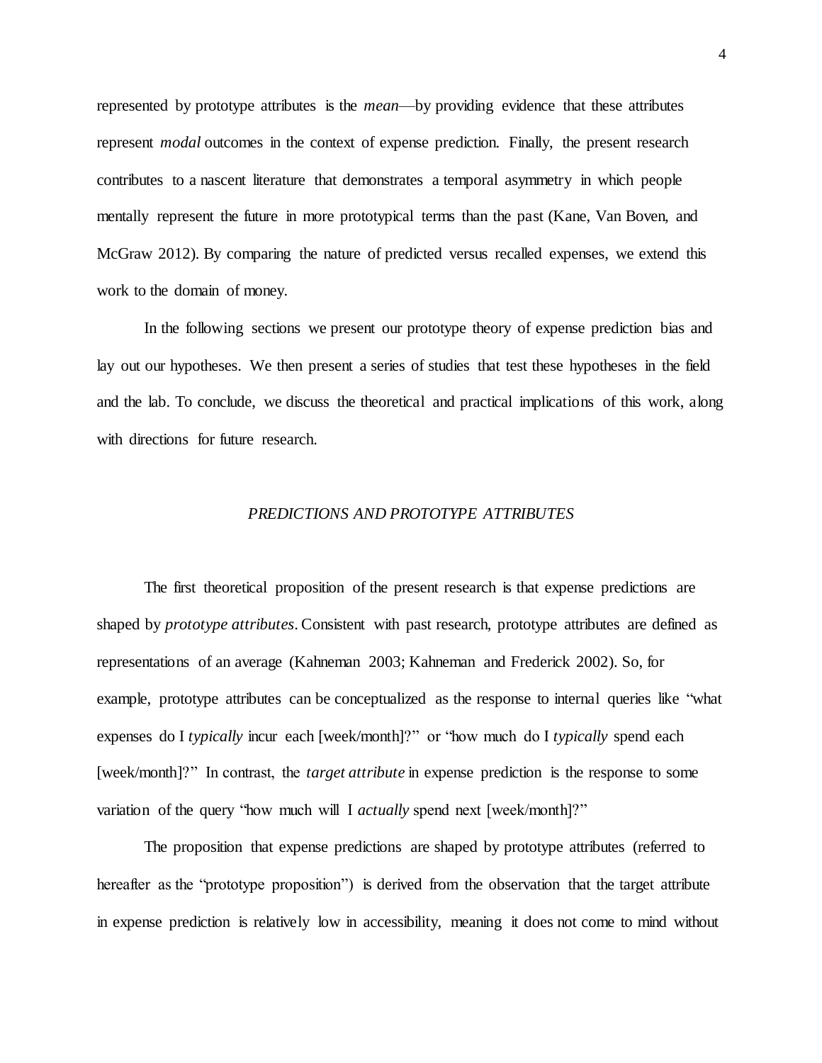represented by prototype attributes is the *mean*—by providing evidence that these attributes represent *modal* outcomes in the context of expense prediction. Finally, the present research contributes to a nascent literature that demonstrates a temporal asymmetry in which people mentally represent the future in more prototypical terms than the past (Kane, Van Boven, and McGraw 2012). By comparing the nature of predicted versus recalled expenses, we extend this work to the domain of money.

In the following sections we present our prototype theory of expense prediction bias and lay out our hypotheses. We then present a series of studies that test these hypotheses in the field and the lab. To conclude, we discuss the theoretical and practical implications of this work, along with directions for future research.

## *PREDICTIONS AND PROTOTYPE ATTRIBUTES*

The first theoretical proposition of the present research is that expense predictions are shaped by *prototype attributes*. Consistent with past research, prototype attributes are defined as representations of an average (Kahneman 2003; Kahneman and Frederick 2002). So, for example, prototype attributes can be conceptualized as the response to internal queries like "what expenses do I *typically* incur each [week/month]?" or "how much do I *typically* spend each [week/month]?" In contrast, the *target attribute* in expense prediction is the response to some variation of the query "how much will I *actually* spend next [week/month]?"

The proposition that expense predictions are shaped by prototype attributes (referred to hereafter as the "prototype proposition") is derived from the observation that the target attribute in expense prediction is relatively low in accessibility, meaning it does not come to mind without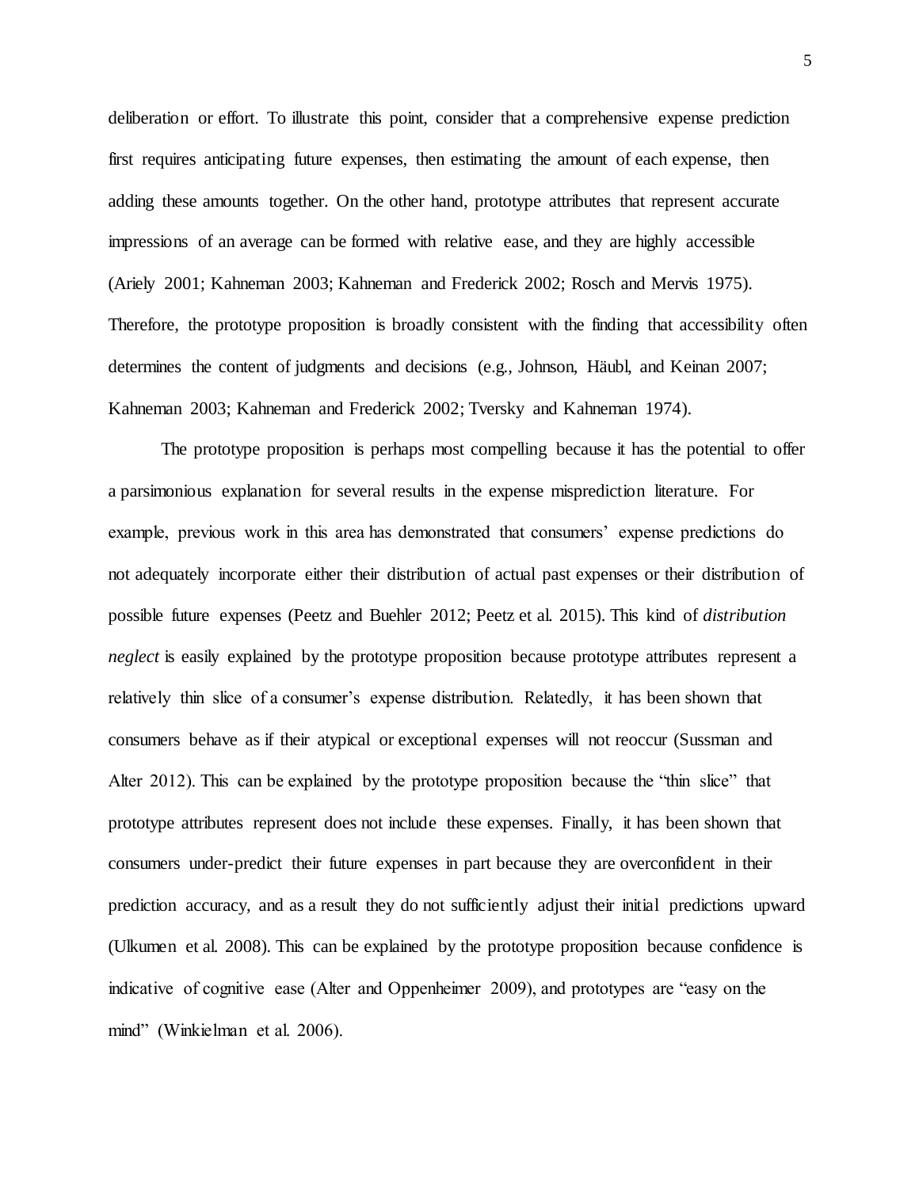deliberation or effort. To illustrate this point, consider that a comprehensive expense prediction first requires anticipating future expenses, then estimating the amount of each expense, then adding these amounts together. On the other hand, prototype attributes that represent accurate impressions of an average can be formed with relative ease, and they are highly accessible (Ariely 2001; Kahneman 2003; Kahneman and Frederick 2002; Rosch and Mervis 1975). Therefore, the prototype proposition is broadly consistent with the finding that accessibility often determines the content of judgments and decisions (e.g., Johnson, Häubl, and Keinan 2007; Kahneman 2003; Kahneman and Frederick 2002; Tversky and Kahneman 1974).

The prototype proposition is perhaps most compelling because it has the potential to offer a parsimonious explanation for several results in the expense misprediction literature. For example, previous work in this area has demonstrated that consumers' expense predictions do not adequately incorporate either their distribution of actual past expenses or their distribution of possible future expenses (Peetz and Buehler 2012; Peetz et al. 2015). This kind of *distribution neglect* is easily explained by the prototype proposition because prototype attributes represent a relatively thin slice of a consumer's expense distribution. Relatedly, it has been shown that consumers behave as if their atypical or exceptional expenses will not reoccur (Sussman and Alter 2012). This can be explained by the prototype proposition because the "thin slice" that prototype attributes represent does not include these expenses. Finally, it has been shown that consumers under-predict their future expenses in part because they are overconfident in their prediction accuracy, and as a result they do not sufficiently adjust their initial predictions upward (Ulkumen et al. 2008). This can be explained by the prototype proposition because confidence is indicative of cognitive ease (Alter and Oppenheimer 2009), and prototypes are "easy on the mind" (Winkielman et al. 2006).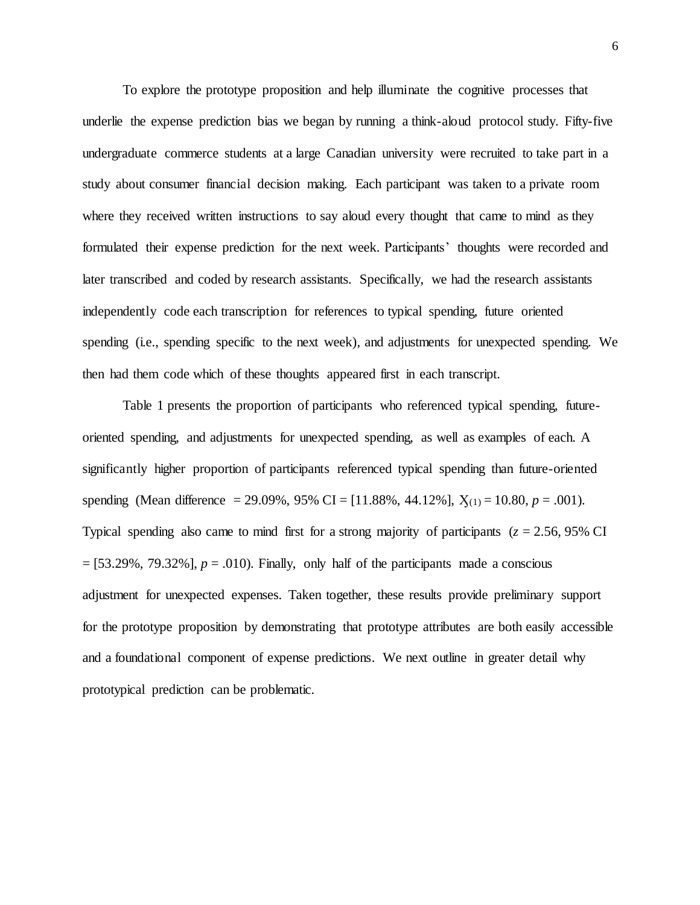To explore the prototype proposition and help illuminate the cognitive processes that underlie the expense prediction bias we began by running a think-aloud protocol study. Fifty-five undergraduate commerce students at a large Canadian university were recruited to take part in a study about consumer financial decision making. Each participant was taken to a private room where they received written instructions to say aloud every thought that came to mind as they formulated their expense prediction for the next week. Participants' thoughts were recorded and later transcribed and coded by research assistants. Specifically, we had the research assistants independently code each transcription for references to typical spending, future oriented spending (i.e., spending specific to the next week), and adjustments for unexpected spending. We then had them code which of these thoughts appeared first in each transcript.

Table 1 presents the proportion of participants who referenced typical spending, future-oriented spending, and adjustments for unexpected spending, as well as examples of each. A significantly higher proportion of participants referenced typical spending than future-oriented spending (Mean difference = 29.09%, 95% CI = [11.88%, 44.12%], $\chi_{(1)} = 10.80$, $p = .001$). Typical spending also came to mind first for a strong majority of participants ($z = 2.56$, 95% CI = [53.29%, 79.32%], $p = .010$). Finally, only half of the participants made a conscious adjustment for unexpected expenses. Taken together, these results provide preliminary support for the prototype proposition by demonstrating that prototype attributes are both easily accessible and a foundational component of expense predictions. We next outline in greater detail why prototypical prediction can be problematic.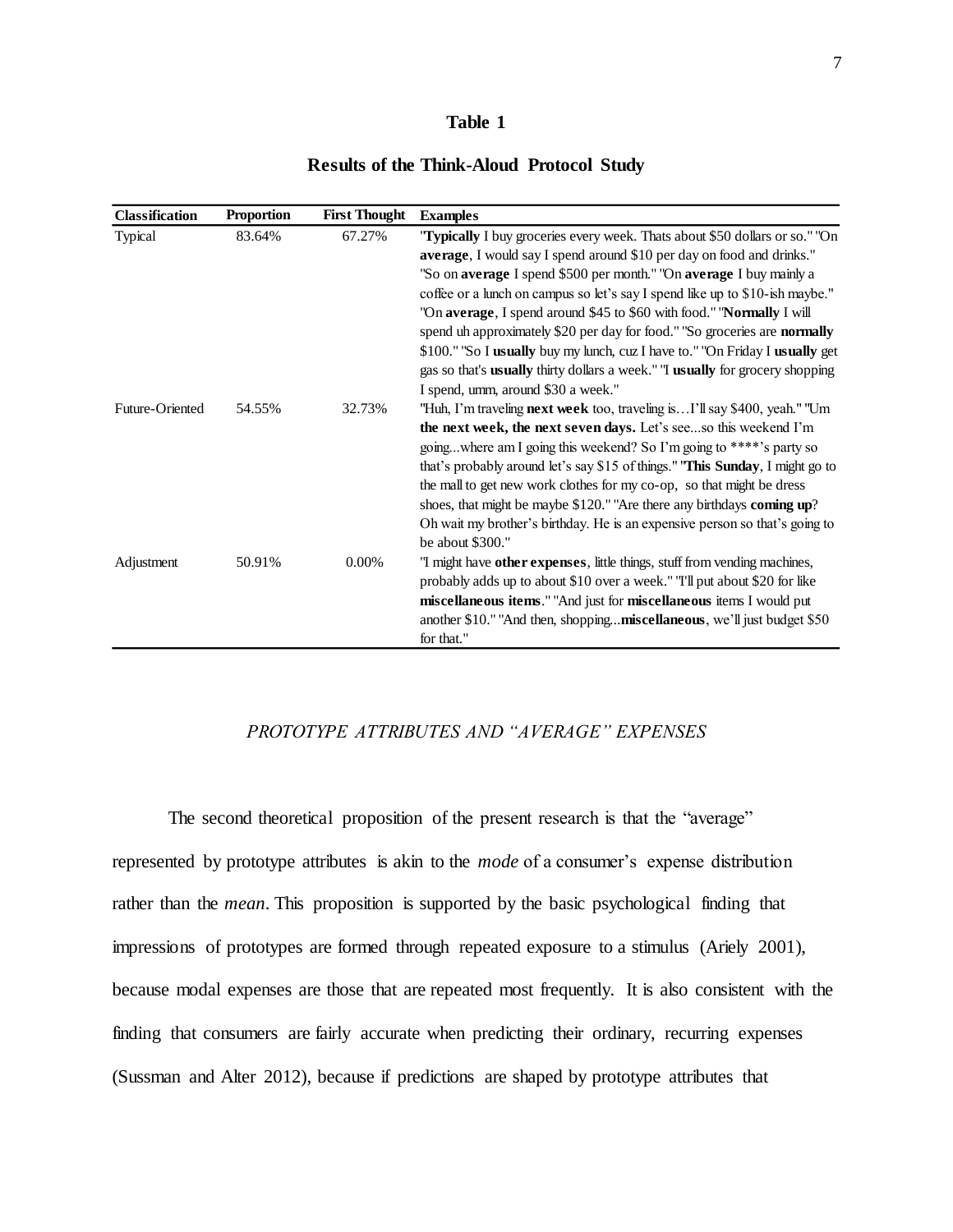**Table 1**

**Results of the Think-Aloud Protocol Study**

| Classification | Proportion | First Thought | Examples |
|---|---|---|---|
| Typical | 83.64% | 67.27% | "**Typically** I buy groceries every week. Thats about $50 dollars or so." "On **average**, I would say I spend around $10 per day on food and drinks." "So on **average** I spend $500 per month." "On **average** I buy mainly a coffee or a lunch on campus so let's say I spend like up to $10-ish maybe." "On **average**, I spend around $45 to $60 with food." "**Normally** I will spend uh approximately $20 per day for food." "So groceries are **normally** $100." "So I **usually** buy my lunch, cuz I have to." "On Friday I **usually** get gas so that's **usually** thirty dollars a week." "I **usually** for grocery shopping I spend, umm, around $30 a week." |
| Future-Oriented | 54.55% | 32.73% | "Huh, I'm traveling **next week** too, traveling is…I'll say $400, yeah." "Um **the next week, the next seven days.** Let's see...so this weekend I'm going...where am I going this weekend? So I'm going to ****'s party so that's probably around let's say $15 of things." "**This Sunday**, I might go to the mall to get new work clothes for my co-op, so that might be dress shoes, that might be maybe $120." "Are there any birthdays **coming up**? Oh wait my brother's birthday. He is an expensive person so that's going to be about $300." |
| Adjustment | 50.91% | 0.00% | "I might have **other expenses**, little things, stuff from vending machines, probably adds up to about $10 over a week." "I'll put about $20 for like **miscellaneous items**." "And just for **miscellaneous** items I would put another $10." "And then, shopping...**miscellaneous**, we'll just budget $50 for that." |

*PROTOTYPE ATTRIBUTES AND "AVERAGE" EXPENSES*

The second theoretical proposition of the present research is that the "average" represented by prototype attributes is akin to the *mode* of a consumer's expense distribution rather than the *mean*. This proposition is supported by the basic psychological finding that impressions of prototypes are formed through repeated exposure to a stimulus (Ariely 2001), because modal expenses are those that are repeated most frequently. It is also consistent with the finding that consumers are fairly accurate when predicting their ordinary, recurring expenses (Sussman and Alter 2012), because if predictions are shaped by prototype attributes that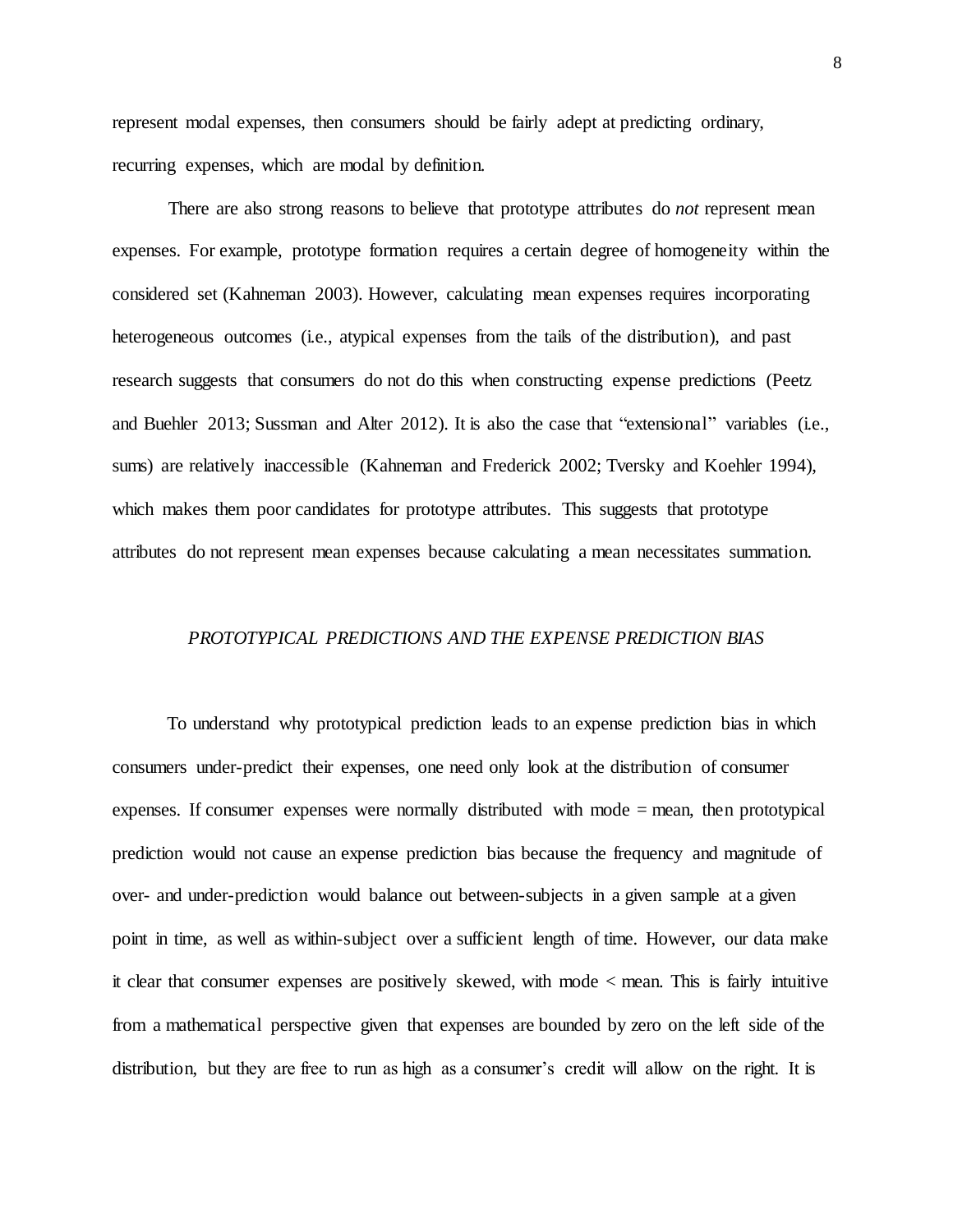represent modal expenses, then consumers should be fairly adept at predicting ordinary, recurring expenses, which are modal by definition.

There are also strong reasons to believe that prototype attributes do *not* represent mean expenses. For example, prototype formation requires a certain degree of homogeneity within the considered set (Kahneman 2003). However, calculating mean expenses requires incorporating heterogeneous outcomes (i.e., atypical expenses from the tails of the distribution), and past research suggests that consumers do not do this when constructing expense predictions (Peetz and Buehler 2013; Sussman and Alter 2012). It is also the case that "extensional" variables (i.e., sums) are relatively inaccessible (Kahneman and Frederick 2002; Tversky and Koehler 1994), which makes them poor candidates for prototype attributes. This suggests that prototype attributes do not represent mean expenses because calculating a mean necessitates summation.

## *PROTOTYPICAL PREDICTIONS AND THE EXPENSE PREDICTION BIAS*

To understand why prototypical prediction leads to an expense prediction bias in which consumers under-predict their expenses, one need only look at the distribution of consumer expenses. If consumer expenses were normally distributed with mode = mean, then prototypical prediction would not cause an expense prediction bias because the frequency and magnitude of over- and under-prediction would balance out between-subjects in a given sample at a given point in time, as well as within-subject over a sufficient length of time. However, our data make it clear that consumer expenses are positively skewed, with mode < mean. This is fairly intuitive from a mathematical perspective given that expenses are bounded by zero on the left side of the distribution, but they are free to run as high as a consumer's credit will allow on the right. It is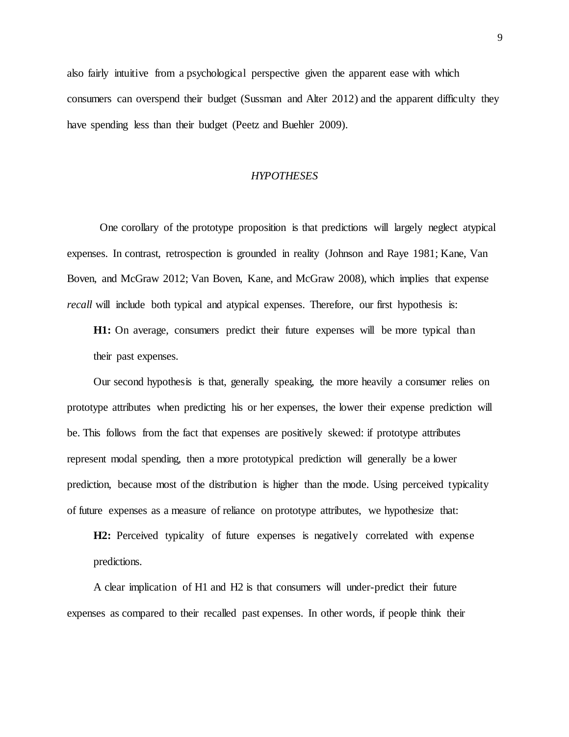also fairly intuitive from a psychological perspective given the apparent ease with which consumers can overspend their budget (Sussman and Alter 2012) and the apparent difficulty they have spending less than their budget (Peetz and Buehler 2009).

## *HYPOTHESES*

One corollary of the prototype proposition is that predictions will largely neglect atypical expenses. In contrast, retrospection is grounded in reality (Johnson and Raye 1981; Kane, Van Boven, and McGraw 2012; Van Boven, Kane, and McGraw 2008), which implies that expense *recall* will include both typical and atypical expenses. Therefore, our first hypothesis is:

> **H1:** On average, consumers predict their future expenses will be more typical than their past expenses.

Our second hypothesis is that, generally speaking, the more heavily a consumer relies on prototype attributes when predicting his or her expenses, the lower their expense prediction will be. This follows from the fact that expenses are positively skewed: if prototype attributes represent modal spending, then a more prototypical prediction will generally be a lower prediction, because most of the distribution is higher than the mode. Using perceived typicality of future expenses as a measure of reliance on prototype attributes, we hypothesize that:

> **H2:** Perceived typicality of future expenses is negatively correlated with expense predictions.

A clear implication of H1 and H2 is that consumers will under-predict their future expenses as compared to their recalled past expenses. In other words, if people think their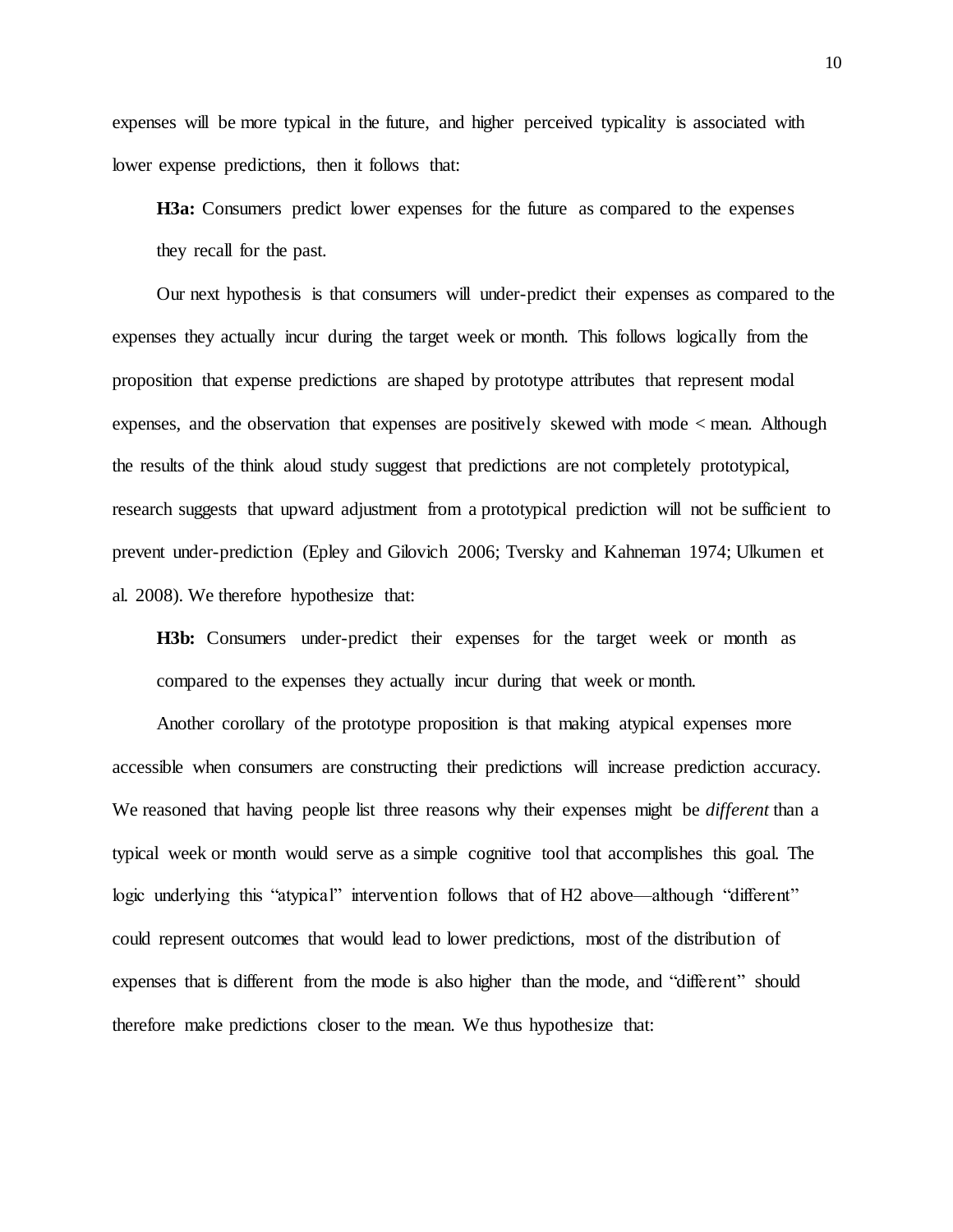expenses will be more typical in the future, and higher perceived typicality is associated with lower expense predictions, then it follows that:

**H3a:** Consumers predict lower expenses for the future as compared to the expenses they recall for the past.

Our next hypothesis is that consumers will under-predict their expenses as compared to the expenses they actually incur during the target week or month. This follows logically from the proposition that expense predictions are shaped by prototype attributes that represent modal expenses, and the observation that expenses are positively skewed with mode < mean. Although the results of the think aloud study suggest that predictions are not completely prototypical, research suggests that upward adjustment from a prototypical prediction will not be sufficient to prevent under-prediction (Epley and Gilovich 2006; Tversky and Kahneman 1974; Ulkumen et al. 2008). We therefore hypothesize that:

**H3b:** Consumers under-predict their expenses for the target week or month as compared to the expenses they actually incur during that week or month.

Another corollary of the prototype proposition is that making atypical expenses more accessible when consumers are constructing their predictions will increase prediction accuracy. We reasoned that having people list three reasons why their expenses might be *different* than a typical week or month would serve as a simple cognitive tool that accomplishes this goal. The logic underlying this "atypical" intervention follows that of H2 above—although "different" could represent outcomes that would lead to lower predictions, most of the distribution of expenses that is different from the mode is also higher than the mode, and "different" should therefore make predictions closer to the mean. We thus hypothesize that: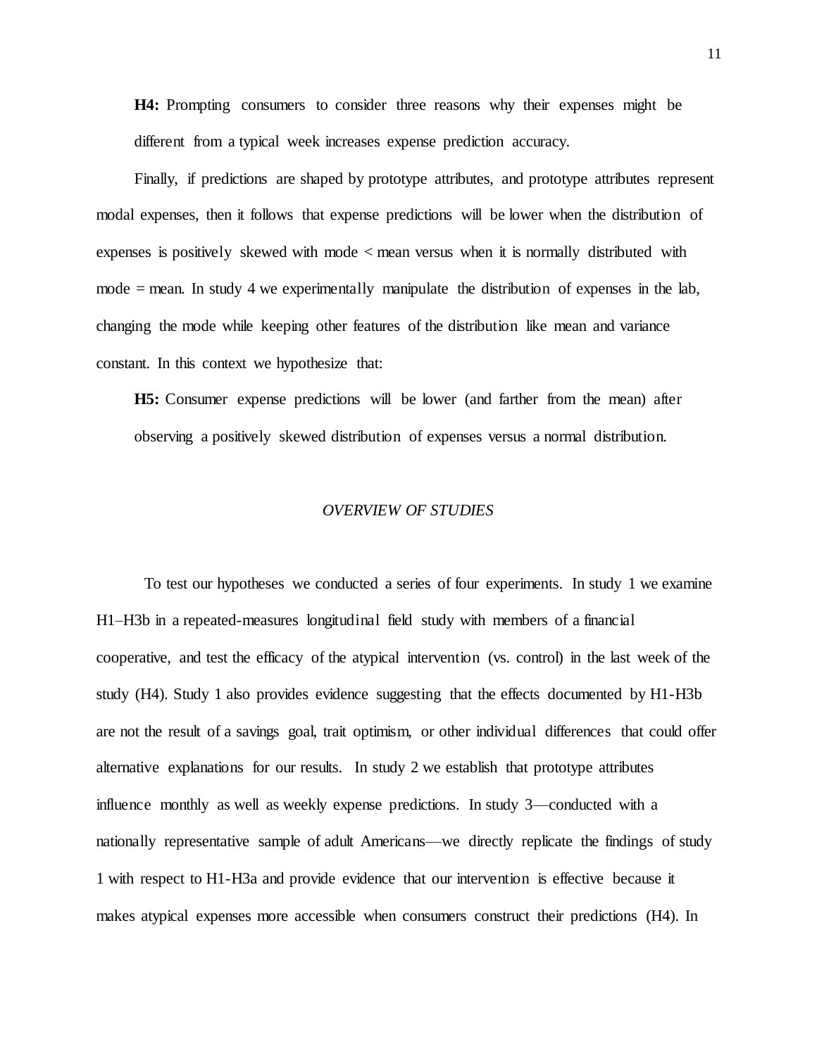**H4:** Prompting consumers to consider three reasons why their expenses might be different from a typical week increases expense prediction accuracy.

Finally, if predictions are shaped by prototype attributes, and prototype attributes represent modal expenses, then it follows that expense predictions will be lower when the distribution of expenses is positively skewed with mode < mean versus when it is normally distributed with mode = mean. In study 4 we experimentally manipulate the distribution of expenses in the lab, changing the mode while keeping other features of the distribution like mean and variance constant. In this context we hypothesize that:

**H5:** Consumer expense predictions will be lower (and farther from the mean) after observing a positively skewed distribution of expenses versus a normal distribution.

## *OVERVIEW OF STUDIES*

To test our hypotheses we conducted a series of four experiments. In study 1 we examine H1–H3b in a repeated-measures longitudinal field study with members of a financial cooperative, and test the efficacy of the atypical intervention (vs. control) in the last week of the study (H4). Study 1 also provides evidence suggesting that the effects documented by H1-H3b are not the result of a savings goal, trait optimism, or other individual differences that could offer alternative explanations for our results. In study 2 we establish that prototype attributes influence monthly as well as weekly expense predictions. In study 3—conducted with a nationally representative sample of adult Americans—we directly replicate the findings of study 1 with respect to H1-H3a and provide evidence that our intervention is effective because it makes atypical expenses more accessible when consumers construct their predictions (H4). In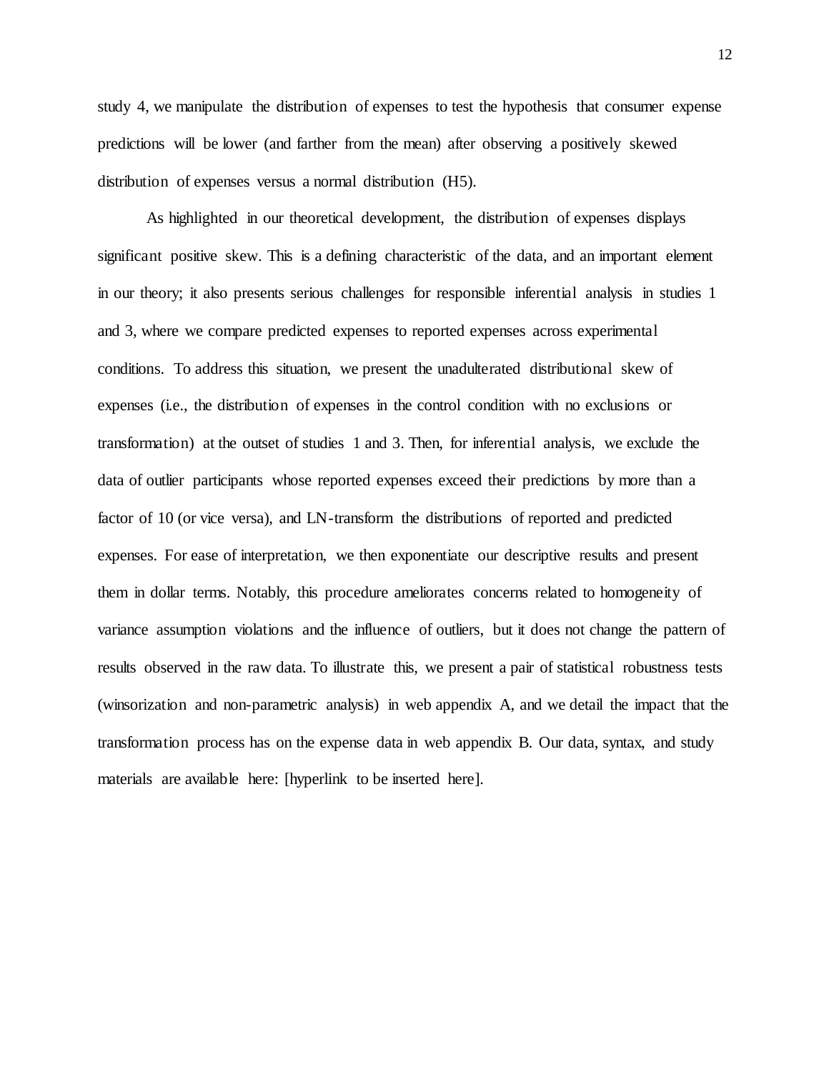study 4, we manipulate the distribution of expenses to test the hypothesis that consumer expense predictions will be lower (and farther from the mean) after observing a positively skewed distribution of expenses versus a normal distribution (H5).

As highlighted in our theoretical development, the distribution of expenses displays significant positive skew. This is a defining characteristic of the data, and an important element in our theory; it also presents serious challenges for responsible inferential analysis in studies 1 and 3, where we compare predicted expenses to reported expenses across experimental conditions. To address this situation, we present the unadulterated distributional skew of expenses (i.e., the distribution of expenses in the control condition with no exclusions or transformation) at the outset of studies 1 and 3. Then, for inferential analysis, we exclude the data of outlier participants whose reported expenses exceed their predictions by more than a factor of 10 (or vice versa), and LN-transform the distributions of reported and predicted expenses. For ease of interpretation, we then exponentiate our descriptive results and present them in dollar terms. Notably, this procedure ameliorates concerns related to homogeneity of variance assumption violations and the influence of outliers, but it does not change the pattern of results observed in the raw data. To illustrate this, we present a pair of statistical robustness tests (winsorization and non-parametric analysis) in web appendix A, and we detail the impact that the transformation process has on the expense data in web appendix B. Our data, syntax, and study materials are available here: [hyperlink to be inserted here].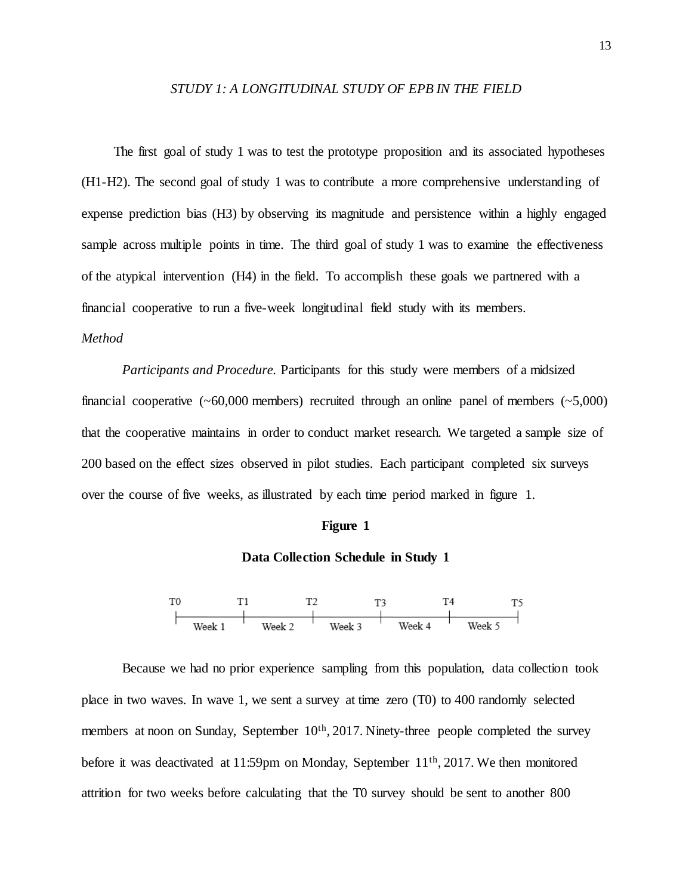*STUDY 1: A LONGITUDINAL STUDY OF EPB IN THE FIELD*

The first goal of study 1 was to test the prototype proposition and its associated hypotheses (H1-H2). The second goal of study 1 was to contribute a more comprehensive understanding of expense prediction bias (H3) by observing its magnitude and persistence within a highly engaged sample across multiple points in time. The third goal of study 1 was to examine the effectiveness of the atypical intervention (H4) in the field. To accomplish these goals we partnered with a financial cooperative to run a five-week longitudinal field study with its members.

*Method*

*Participants and Procedure.* Participants for this study were members of a midsized financial cooperative (~60,000 members) recruited through an online panel of members (~5,000) that the cooperative maintains in order to conduct market research. We targeted a sample size of 200 based on the effect sizes observed in pilot studies. Each participant completed six surveys over the course of five weeks, as illustrated by each time period marked in figure 1.

**Figure 1**

**Data Collection Schedule in Study 1**

T0 — Week 1 — T1 — Week 2 — T2 — Week 3 — T3 — Week 4 — T4 — Week 5 — T5

Because we had no prior experience sampling from this population, data collection took place in two waves. In wave 1, we sent a survey at time zero (T0) to 400 randomly selected members at noon on Sunday, September 10th, 2017. Ninety-three people completed the survey before it was deactivated at 11:59pm on Monday, September 11th, 2017. We then monitored attrition for two weeks before calculating that the T0 survey should be sent to another 800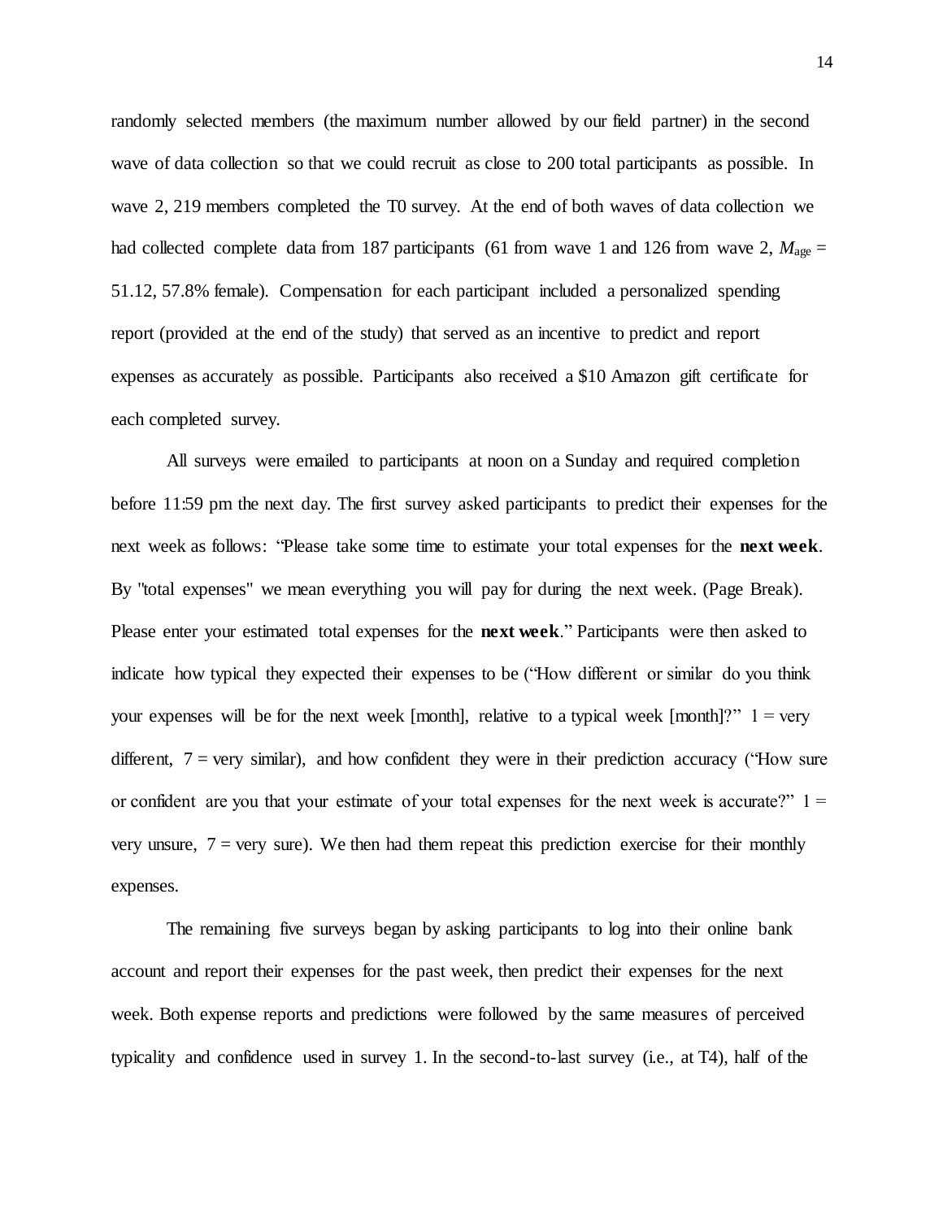randomly selected members (the maximum number allowed by our field partner) in the second wave of data collection so that we could recruit as close to 200 total participants as possible. In wave 2, 219 members completed the T0 survey. At the end of both waves of data collection we had collected complete data from 187 participants (61 from wave 1 and 126 from wave 2, $M_{age}$ = 51.12, 57.8% female). Compensation for each participant included a personalized spending report (provided at the end of the study) that served as an incentive to predict and report expenses as accurately as possible. Participants also received a $10 Amazon gift certificate for each completed survey.

All surveys were emailed to participants at noon on a Sunday and required completion before 11:59 pm the next day. The first survey asked participants to predict their expenses for the next week as follows: "Please take some time to estimate your total expenses for the **next week**. By "total expenses" we mean everything you will pay for during the next week. (Page Break). Please enter your estimated total expenses for the **next week**." Participants were then asked to indicate how typical they expected their expenses to be ("How different or similar do you think your expenses will be for the next week [month], relative to a typical week [month]?" 1 = very different, 7 = very similar), and how confident they were in their prediction accuracy ("How sure or confident are you that your estimate of your total expenses for the next week is accurate?" 1 = very unsure, 7 = very sure). We then had them repeat this prediction exercise for their monthly expenses.

The remaining five surveys began by asking participants to log into their online bank account and report their expenses for the past week, then predict their expenses for the next week. Both expense reports and predictions were followed by the same measures of perceived typicality and confidence used in survey 1. In the second-to-last survey (i.e., at T4), half of the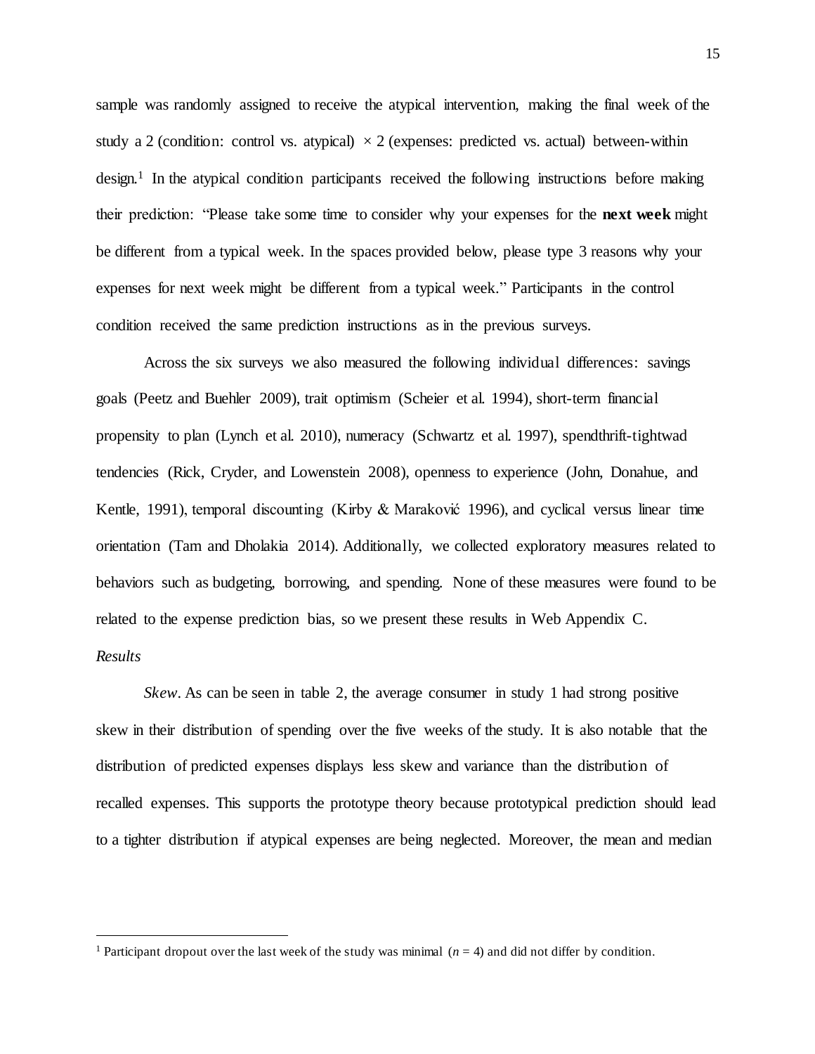sample was randomly assigned to receive the atypical intervention, making the final week of the study a 2 (condition: control vs. atypical) $\times$ 2 (expenses: predicted vs. actual) between-within design.[1] In the atypical condition participants received the following instructions before making their prediction: "Please take some time to consider why your expenses for the **next week** might be different from a typical week. In the spaces provided below, please type 3 reasons why your expenses for next week might be different from a typical week." Participants in the control condition received the same prediction instructions as in the previous surveys.

Across the six surveys we also measured the following individual differences: savings goals (Peetz and Buehler 2009), trait optimism (Scheier et al. 1994), short-term financial propensity to plan (Lynch et al. 2010), numeracy (Schwartz et al. 1997), spendthrift-tightwad tendencies (Rick, Cryder, and Lowenstein 2008), openness to experience (John, Donahue, and Kentle, 1991), temporal discounting (Kirby & Maraković 1996), and cyclical versus linear time orientation (Tam and Dholakia 2014). Additionally, we collected exploratory measures related to behaviors such as budgeting, borrowing, and spending. None of these measures were found to be related to the expense prediction bias, so we present these results in Web Appendix C.

*Results*

*Skew*. As can be seen in table 2, the average consumer in study 1 had strong positive skew in their distribution of spending over the five weeks of the study. It is also notable that the distribution of predicted expenses displays less skew and variance than the distribution of recalled expenses. This supports the prototype theory because prototypical prediction should lead to a tighter distribution if atypical expenses are being neglected. Moreover, the mean and median

[1] Participant dropout over the last week of the study was minimal ($n$ = 4) and did not differ by condition.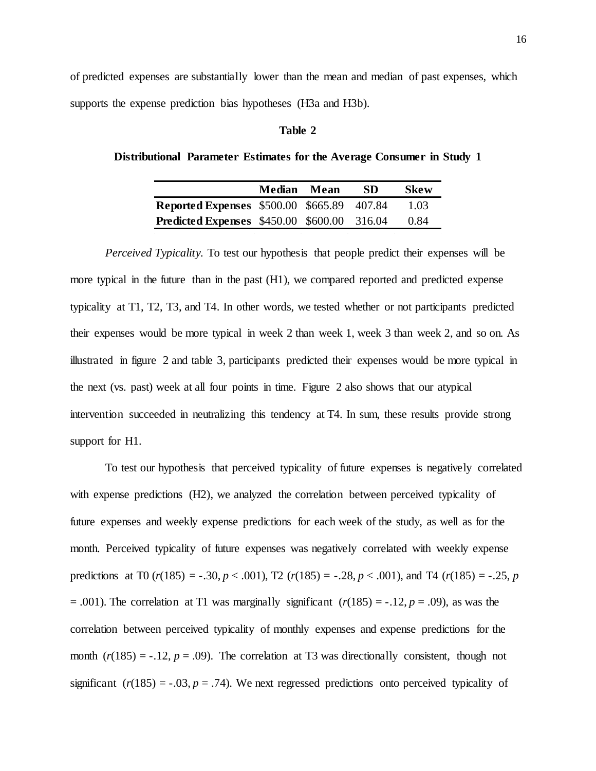of predicted expenses are substantially lower than the mean and median of past expenses, which supports the expense prediction bias hypotheses (H3a and H3b).

**Table 2**

**Distributional Parameter Estimates for the Average Consumer in Study 1**

| | Median | Mean | SD | Skew |
|---|---|---|---|---|
| **Reported Expenses** | $500.00 | $665.89 | 407.84 | 1.03 |
| **Predicted Expenses** | $450.00 | $600.00 | 316.04 | 0.84 |

*Perceived Typicality.* To test our hypothesis that people predict their expenses will be more typical in the future than in the past (H1), we compared reported and predicted expense typicality at T1, T2, T3, and T4. In other words, we tested whether or not participants predicted their expenses would be more typical in week 2 than week 1, week 3 than week 2, and so on. As illustrated in figure 2 and table 3, participants predicted their expenses would be more typical in the next (vs. past) week at all four points in time. Figure 2 also shows that our atypical intervention succeeded in neutralizing this tendency at T4. In sum, these results provide strong support for H1.

To test our hypothesis that perceived typicality of future expenses is negatively correlated with expense predictions (H2), we analyzed the correlation between perceived typicality of future expenses and weekly expense predictions for each week of the study, as well as for the month. Perceived typicality of future expenses was negatively correlated with weekly expense predictions at T0 ($r(185) = -.30, p < .001$), T2 ($r(185) = -.28, p < .001$), and T4 ($r(185) = -.25, p = .001$). The correlation at T1 was marginally significant ($r(185) = -.12, p = .09$), as was the correlation between perceived typicality of monthly expenses and expense predictions for the month ($r(185) = -.12, p = .09$). The correlation at T3 was directionally consistent, though not significant ($r(185) = -.03, p = .74$). We next regressed predictions onto perceived typicality of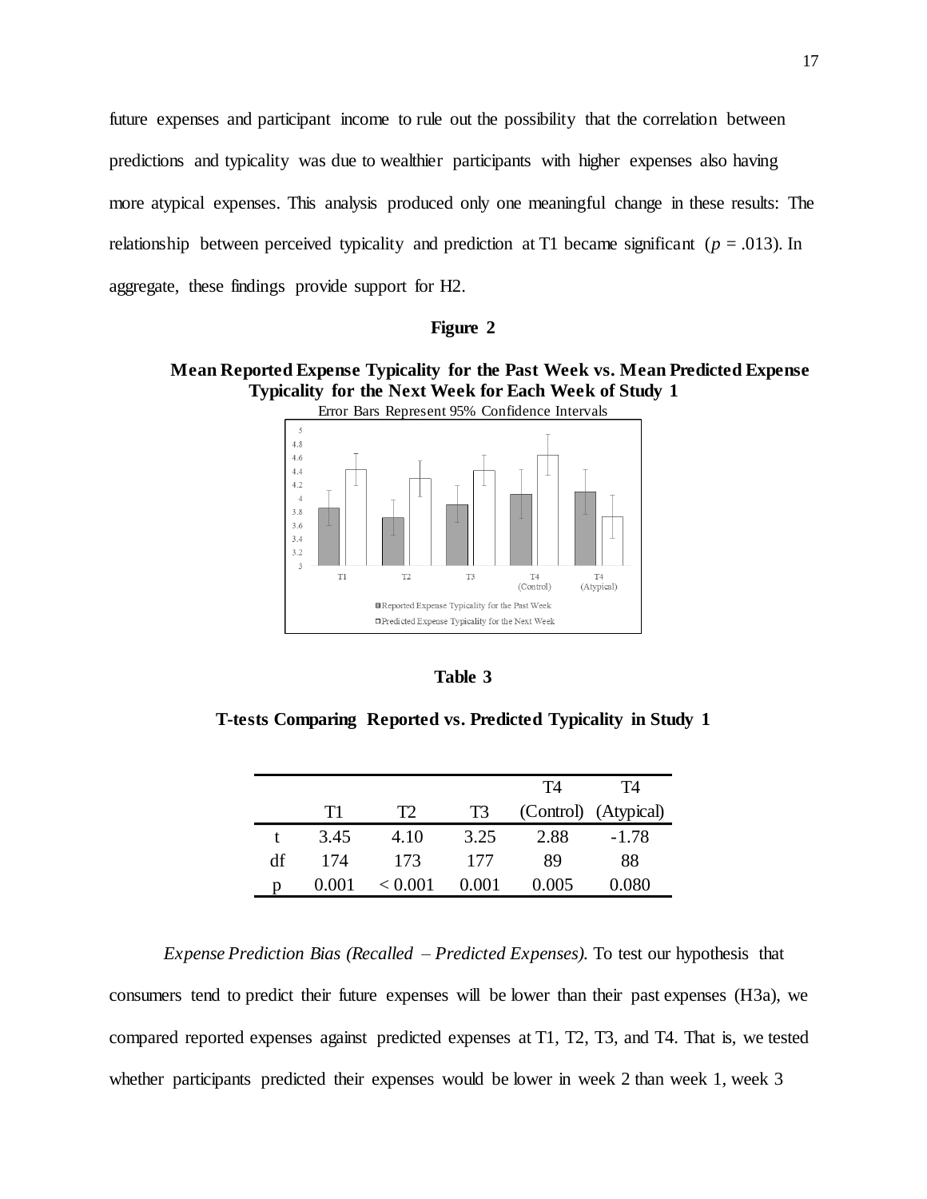future expenses and participant income to rule out the possibility that the correlation between predictions and typicality was due to wealthier participants with higher expenses also having more atypical expenses. This analysis produced only one meaningful change in these results: The relationship between perceived typicality and prediction at T1 became significant ($p = .013$). In aggregate, these findings provide support for H2.

**Figure 2**

**Mean Reported Expense Typicality for the Past Week vs. Mean Predicted Expense Typicality for the Next Week for Each Week of Study 1**

Error Bars Represent 95% Confidence Intervals

**Table 3**

**T-tests Comparing Reported vs. Predicted Typicality in Study 1**

| | T1 | T2 | T3 | T4 (Control) | T4 (Atypical) |
|---|---|---|---|---|---|
| t | 3.45 | 4.10 | 3.25 | 2.88 | -1.78 |
| df | 174 | 173 | 177 | 89 | 88 |
| p | 0.001 | < 0.001 | 0.001 | 0.005 | 0.080 |

*Expense Prediction Bias (Recalled – Predicted Expenses).* To test our hypothesis that consumers tend to predict their future expenses will be lower than their past expenses (H3a), we compared reported expenses against predicted expenses at T1, T2, T3, and T4. That is, we tested whether participants predicted their expenses would be lower in week 2 than week 1, week 3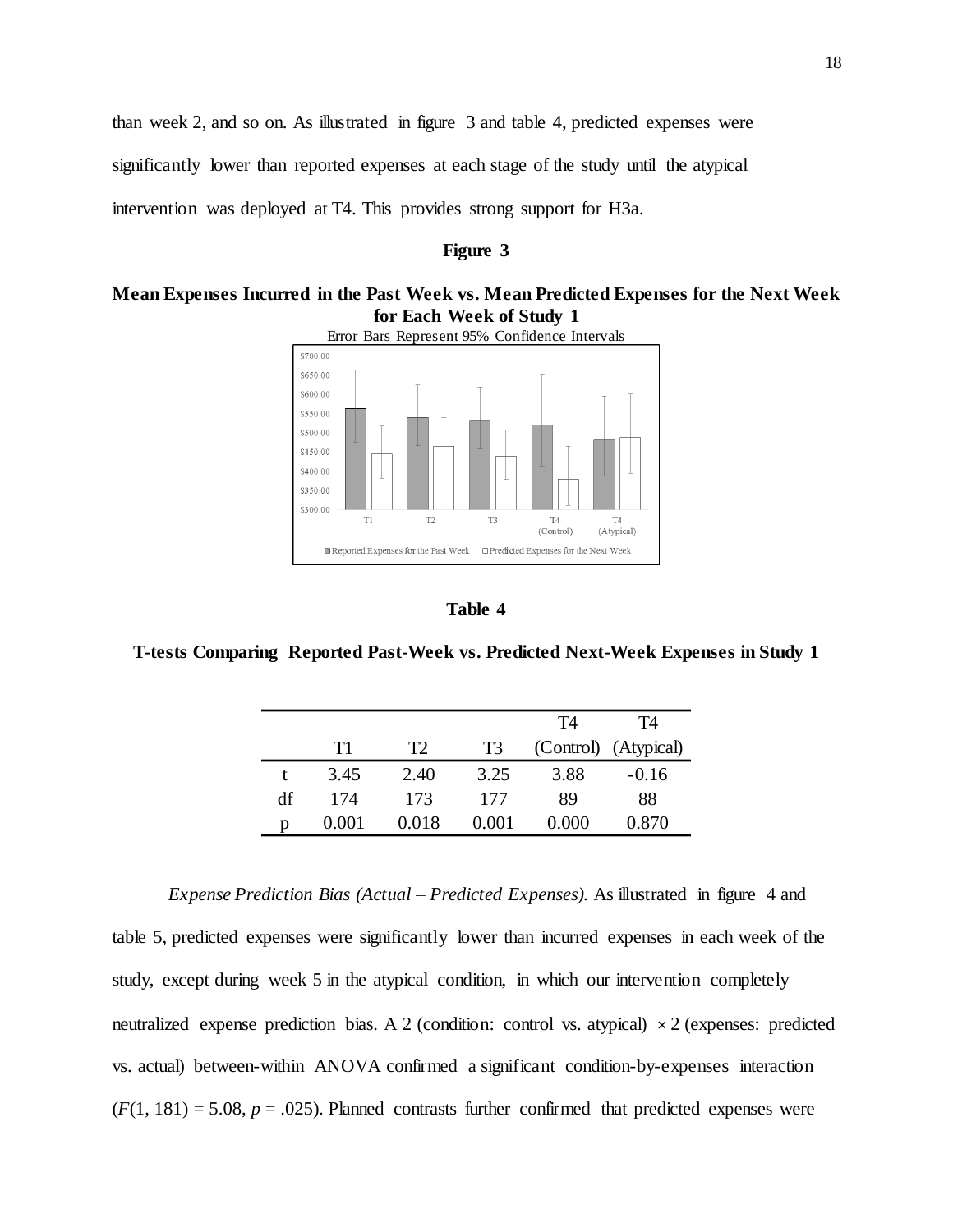than week 2, and so on. As illustrated in figure 3 and table 4, predicted expenses were significantly lower than reported expenses at each stage of the study until the atypical intervention was deployed at T4. This provides strong support for H3a.

**Figure 3**

**Mean Expenses Incurred in the Past Week vs. Mean Predicted Expenses for the Next Week for Each Week of Study 1**

Error Bars Represent 95% Confidence Intervals

**Table 4**

**T-tests Comparing Reported Past-Week vs. Predicted Next-Week Expenses in Study 1**

| | T1 | T2 | T3 | T4 (Control) | T4 (Atypical) |
|---|---|---|---|---|---|
| t | 3.45 | 2.40 | 3.25 | 3.88 | -0.16 |
| df | 174 | 173 | 177 | 89 | 88 |
| p | 0.001 | 0.018 | 0.001 | 0.000 | 0.870 |

*Expense Prediction Bias (Actual – Predicted Expenses).* As illustrated in figure 4 and table 5, predicted expenses were significantly lower than incurred expenses in each week of the study, except during week 5 in the atypical condition, in which our intervention completely neutralized expense prediction bias. A 2 (condition: control vs. atypical) × 2 (expenses: predicted vs. actual) between-within ANOVA confirmed a significant condition-by-expenses interaction ($F(1, 181) = 5.08$, $p = .025$). Planned contrasts further confirmed that predicted expenses were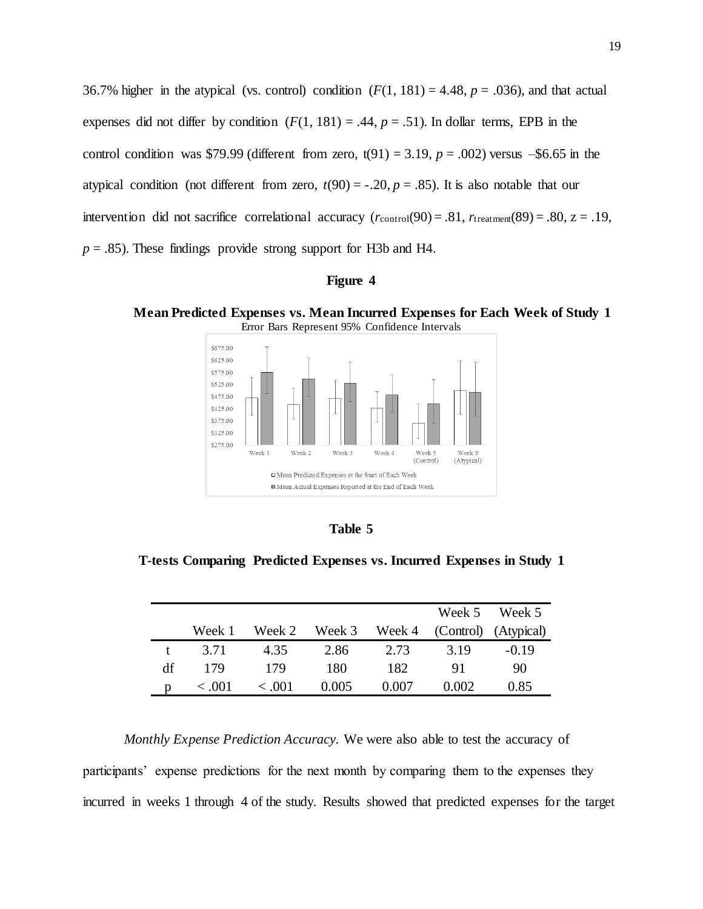36.7% higher in the atypical (vs. control) condition ($F(1, 181) = 4.48$, $p = .036$), and that actual expenses did not differ by condition ($F(1, 181) = .44$, $p = .51$). In dollar terms, EPB in the control condition was $79.99 (different from zero, $t(91) = 3.19$, $p = .002$) versus –$6.65 in the atypical condition (not different from zero, $t(90) = -.20$, $p = .85$). It is also notable that our intervention did not sacrifice correlational accuracy ($r_{\text{control}}(90) = .81$, $r_{\text{treatment}}(89) = .80$, $z = .19$, $p = .85$). These findings provide strong support for H3b and H4.

**Figure 4**

**Mean Predicted Expenses vs. Mean Incurred Expenses for Each Week of Study 1**

Error Bars Represent 95% Confidence Intervals

**Table 5**

**T-tests Comparing Predicted Expenses vs. Incurred Expenses in Study 1**

| | Week 1 | Week 2 | Week 3 | Week 4 | Week 5 (Control) | Week 5 (Atypical) |
|---|---|---|---|---|---|---|
| t | 3.71 | 4.35 | 2.86 | 2.73 | 3.19 | -0.19 |
| df | 179 | 179 | 180 | 182 | 91 | 90 |
| p | < .001 | < .001 | 0.005 | 0.007 | 0.002 | 0.85 |

*Monthly Expense Prediction Accuracy.* We were also able to test the accuracy of participants' expense predictions for the next month by comparing them to the expenses they incurred in weeks 1 through 4 of the study. Results showed that predicted expenses for the target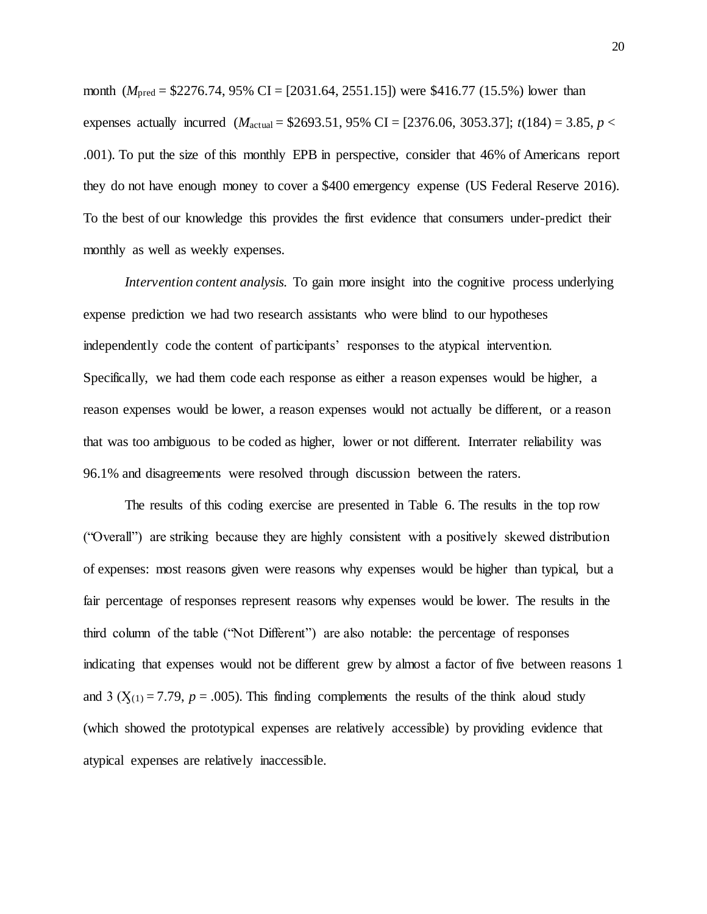month ($M_{\text{pred}}$ = \$2276.74, 95% CI = [2031.64, 2551.15]) were \$416.77 (15.5%) lower than expenses actually incurred ($M_{\text{actual}}$ = \$2693.51, 95% CI = [2376.06, 3053.37]; $t(184) = 3.85$, $p < .001$). To put the size of this monthly EPB in perspective, consider that 46% of Americans report they do not have enough money to cover a \$400 emergency expense (US Federal Reserve 2016). To the best of our knowledge this provides the first evidence that consumers under-predict their monthly as well as weekly expenses.

*Intervention content analysis.* To gain more insight into the cognitive process underlying expense prediction we had two research assistants who were blind to our hypotheses independently code the content of participants' responses to the atypical intervention. Specifically, we had them code each response as either a reason expenses would be higher, a reason expenses would be lower, a reason expenses would not actually be different, or a reason that was too ambiguous to be coded as higher, lower or not different. Interrater reliability was 96.1% and disagreements were resolved through discussion between the raters.

The results of this coding exercise are presented in Table 6. The results in the top row ("Overall") are striking because they are highly consistent with a positively skewed distribution of expenses: most reasons given were reasons why expenses would be higher than typical, but a fair percentage of responses represent reasons why expenses would be lower. The results in the third column of the table ("Not Different") are also notable: the percentage of responses indicating that expenses would not be different grew by almost a factor of five between reasons 1 and 3 ($X_{(1)} = 7.79$, $p = .005$). This finding complements the results of the think aloud study (which showed the prototypical expenses are relatively accessible) by providing evidence that atypical expenses are relatively inaccessible.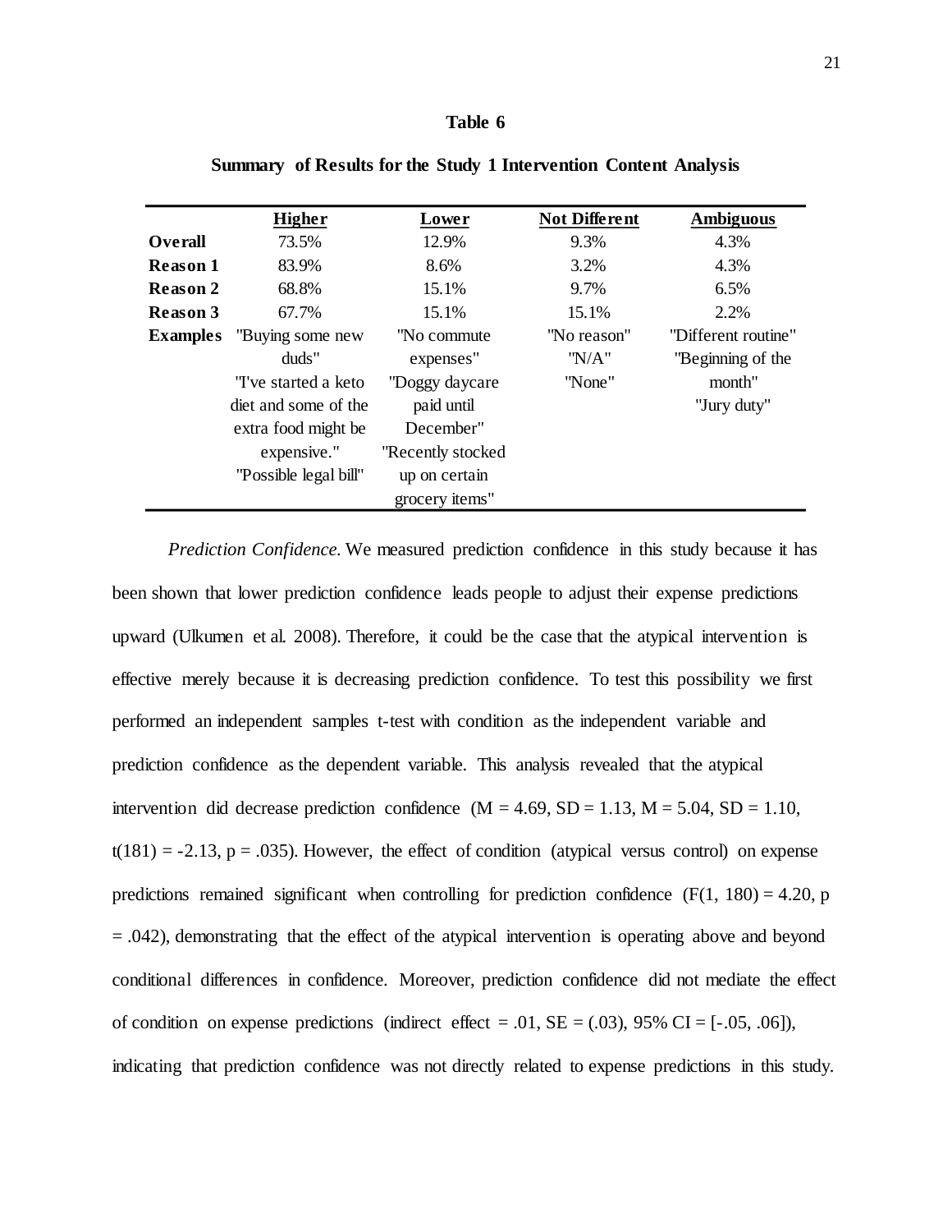**Table 6**

**Summary of Results for the Study 1 Intervention Content Analysis**

| | **Higher** | **Lower** | **Not Different** | **Ambiguous** |
|---|---|---|---|---|
| **Overall** | 73.5% | 12.9% | 9.3% | 4.3% |
| **Reason 1** | 83.9% | 8.6% | 3.2% | 4.3% |
| **Reason 2** | 68.8% | 15.1% | 9.7% | 6.5% |
| **Reason 3** | 67.7% | 15.1% | 15.1% | 2.2% |
| **Examples** | "Buying some new duds" "I've started a keto diet and some of the extra food might be expensive." "Possible legal bill" | "No commute expenses" "Doggy daycare paid until December" "Recently stocked up on certain grocery items" | "No reason" "N/A" "None" | "Different routine" "Beginning of the month" "Jury duty" |

*Prediction Confidence.* We measured prediction confidence in this study because it has been shown that lower prediction confidence leads people to adjust their expense predictions upward (Ulkumen et al. 2008). Therefore, it could be the case that the atypical intervention is effective merely because it is decreasing prediction confidence. To test this possibility we first performed an independent samples t-test with condition as the independent variable and prediction confidence as the dependent variable. This analysis revealed that the atypical intervention did decrease prediction confidence ($M = 4.69$, $SD = 1.13$, $M = 5.04$, $SD = 1.10$, $t(181) = -2.13$, $p = .035$). However, the effect of condition (atypical versus control) on expense predictions remained significant when controlling for prediction confidence ($F(1, 180) = 4.20$, $p = .042$), demonstrating that the effect of the atypical intervention is operating above and beyond conditional differences in confidence. Moreover, prediction confidence did not mediate the effect of condition on expense predictions (indirect effect = .01, SE = (.03), 95% CI = [-.05, .06]), indicating that prediction confidence was not directly related to expense predictions in this study.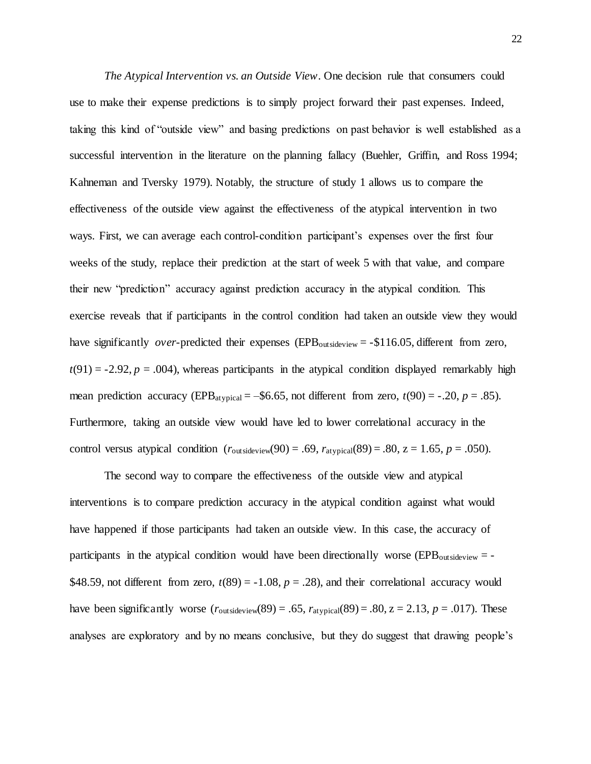*The Atypical Intervention vs. an Outside View*. One decision rule that consumers could use to make their expense predictions is to simply project forward their past expenses. Indeed, taking this kind of "outside view" and basing predictions on past behavior is well established as a successful intervention in the literature on the planning fallacy (Buehler, Griffin, and Ross 1994; Kahneman and Tversky 1979). Notably, the structure of study 1 allows us to compare the effectiveness of the outside view against the effectiveness of the atypical intervention in two ways. First, we can average each control-condition participant's expenses over the first four weeks of the study, replace their prediction at the start of week 5 with that value, and compare their new "prediction" accuracy against prediction accuracy in the atypical condition. This exercise reveals that if participants in the control condition had taken an outside view they would have significantly *over*-predicted their expenses ($EPB_{outsideview}$ = -\$116.05, different from zero, $t(91) = -2.92$, $p = .004$), whereas participants in the atypical condition displayed remarkably high mean prediction accuracy ($EPB_{atypical}$ = –\$6.65, not different from zero, $t(90) = -.20$, $p = .85$). Furthermore, taking an outside view would have led to lower correlational accuracy in the control versus atypical condition ($r_{outsideview}(90) = .69$, $r_{atypical}(89) = .80$, $z = 1.65$, $p = .050$).

The second way to compare the effectiveness of the outside view and atypical interventions is to compare prediction accuracy in the atypical condition against what would have happened if those participants had taken an outside view. In this case, the accuracy of participants in the atypical condition would have been directionally worse ($EPB_{outsideview}$ = -\$48.59, not different from zero, $t(89) = -1.08$, $p = .28$), and their correlational accuracy would have been significantly worse ($r_{outsideview}(89) = .65$, $r_{atypical}(89) = .80$, $z = 2.13$, $p = .017$). These analyses are exploratory and by no means conclusive, but they do suggest that drawing people's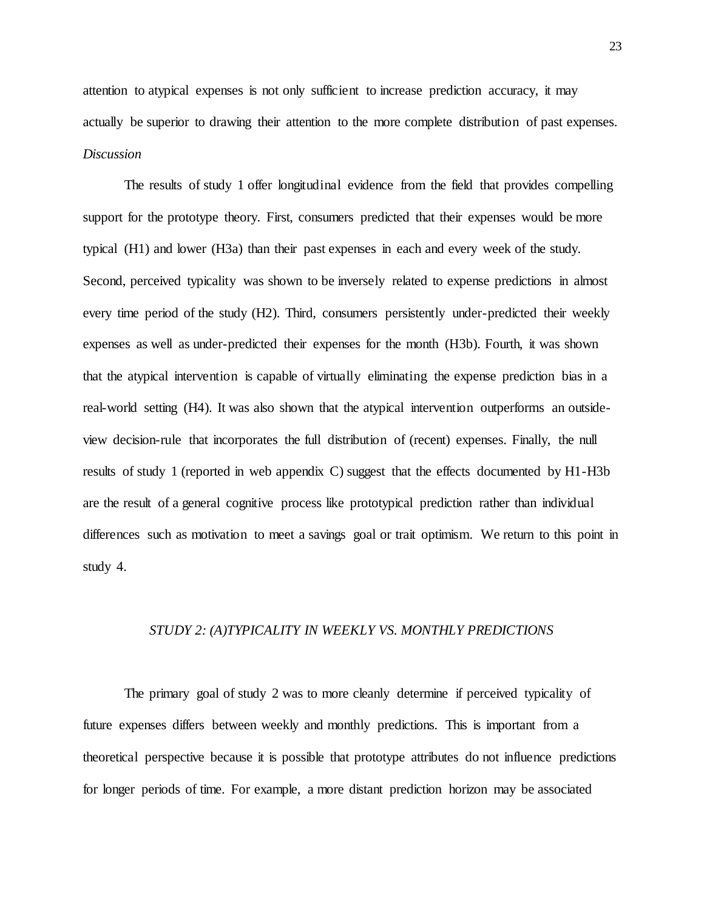attention to atypical expenses is not only sufficient to increase prediction accuracy, it may actually be superior to drawing their attention to the more complete distribution of past expenses.

*Discussion*

The results of study 1 offer longitudinal evidence from the field that provides compelling support for the prototype theory. First, consumers predicted that their expenses would be more typical (H1) and lower (H3a) than their past expenses in each and every week of the study. Second, perceived typicality was shown to be inversely related to expense predictions in almost every time period of the study (H2). Third, consumers persistently under-predicted their weekly expenses as well as under-predicted their expenses for the month (H3b). Fourth, it was shown that the atypical intervention is capable of virtually eliminating the expense prediction bias in a real-world setting (H4). It was also shown that the atypical intervention outperforms an outside-view decision-rule that incorporates the full distribution of (recent) expenses. Finally, the null results of study 1 (reported in web appendix C) suggest that the effects documented by H1-H3b are the result of a general cognitive process like prototypical prediction rather than individual differences such as motivation to meet a savings goal or trait optimism. We return to this point in study 4.

## *STUDY 2: (A)TYPICALITY IN WEEKLY VS. MONTHLY PREDICTIONS*

The primary goal of study 2 was to more cleanly determine if perceived typicality of future expenses differs between weekly and monthly predictions. This is important from a theoretical perspective because it is possible that prototype attributes do not influence predictions for longer periods of time. For example, a more distant prediction horizon may be associated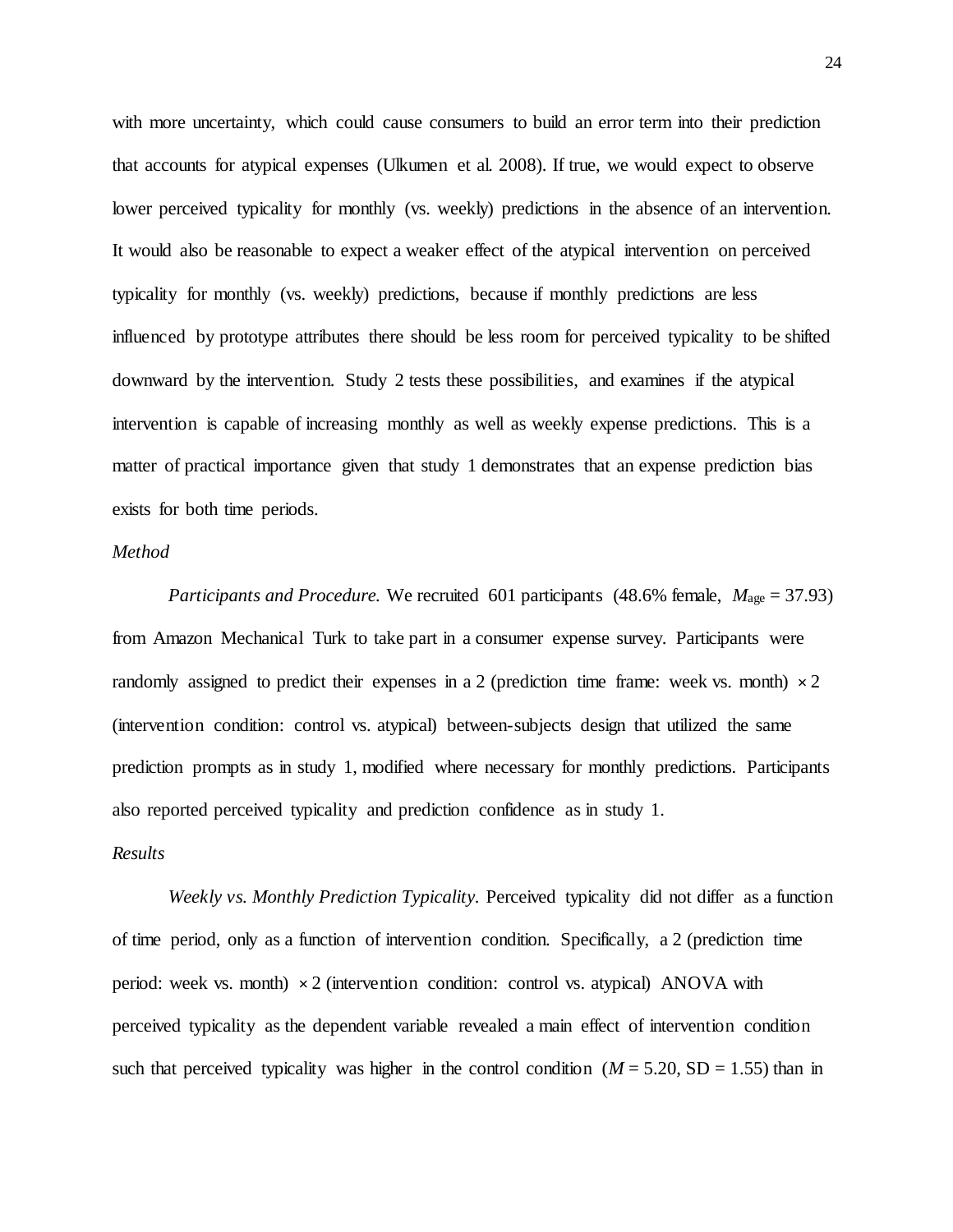with more uncertainty, which could cause consumers to build an error term into their prediction that accounts for atypical expenses (Ulkumen et al. 2008). If true, we would expect to observe lower perceived typicality for monthly (vs. weekly) predictions in the absence of an intervention. It would also be reasonable to expect a weaker effect of the atypical intervention on perceived typicality for monthly (vs. weekly) predictions, because if monthly predictions are less influenced by prototype attributes there should be less room for perceived typicality to be shifted downward by the intervention. Study 2 tests these possibilities, and examines if the atypical intervention is capable of increasing monthly as well as weekly expense predictions. This is a matter of practical importance given that study 1 demonstrates that an expense prediction bias exists for both time periods.

*Method*

*Participants and Procedure.* We recruited 601 participants (48.6% female, $M_{age} = 37.93$) from Amazon Mechanical Turk to take part in a consumer expense survey. Participants were randomly assigned to predict their expenses in a 2 (prediction time frame: week vs. month) $\times$ 2 (intervention condition: control vs. atypical) between-subjects design that utilized the same prediction prompts as in study 1, modified where necessary for monthly predictions. Participants also reported perceived typicality and prediction confidence as in study 1.

*Results*

*Weekly vs. Monthly Prediction Typicality.* Perceived typicality did not differ as a function of time period, only as a function of intervention condition. Specifically, a 2 (prediction time period: week vs. month) $\times$ 2 (intervention condition: control vs. atypical) ANOVA with perceived typicality as the dependent variable revealed a main effect of intervention condition such that perceived typicality was higher in the control condition ($M = 5.20$, SD = 1.55) than in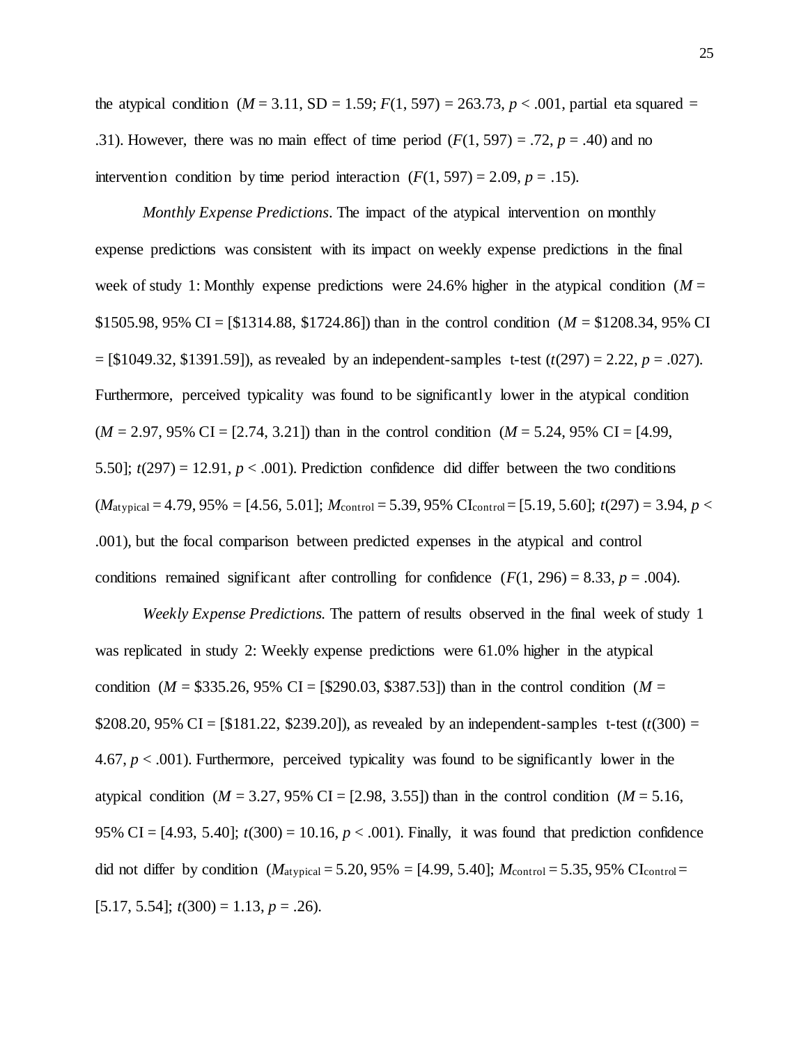the atypical condition ($M$ = 3.11, SD = 1.59; $F$(1, 597) = 263.73, $p$ < .001, partial eta squared = .31). However, there was no main effect of time period ($F$(1, 597) = .72, $p$ = .40) and no intervention condition by time period interaction ($F$(1, 597) = 2.09, $p$ = .15).

*Monthly Expense Predictions*. The impact of the atypical intervention on monthly expense predictions was consistent with its impact on weekly expense predictions in the final week of study 1: Monthly expense predictions were 24.6% higher in the atypical condition ($M$ = $1505.98, 95% CI = [$1314.88, $1724.86]) than in the control condition ($M$ = $1208.34, 95% CI = [$1049.32, $1391.59]), as revealed by an independent-samples t-test ($t$(297) = 2.22, $p$ = .027). Furthermore, perceived typicality was found to be significantly lower in the atypical condition ($M$ = 2.97, 95% CI = [2.74, 3.21]) than in the control condition ($M$ = 5.24, 95% CI = [4.99, 5.50]; $t$(297) = 12.91, $p$ < .001). Prediction confidence did differ between the two conditions ($M_{atypical}$ = 4.79, 95% = [4.56, 5.01]; $M_{control}$ = 5.39, 95% $CI_{control}$ = [5.19, 5.60]; $t$(297) = 3.94, $p$ < .001), but the focal comparison between predicted expenses in the atypical and control conditions remained significant after controlling for confidence ($F$(1, 296) = 8.33, $p$ = .004).

*Weekly Expense Predictions.* The pattern of results observed in the final week of study 1 was replicated in study 2: Weekly expense predictions were 61.0% higher in the atypical condition ($M$ = $335.26, 95% CI = [$290.03, $387.53]) than in the control condition ($M$ = $208.20, 95% CI = [$181.22, $239.20]), as revealed by an independent-samples t-test ($t$(300) = 4.67, $p$ < .001). Furthermore, perceived typicality was found to be significantly lower in the atypical condition ($M$ = 3.27, 95% CI = [2.98, 3.55]) than in the control condition ($M$ = 5.16, 95% CI = [4.93, 5.40]; $t$(300) = 10.16, $p$ < .001). Finally, it was found that prediction confidence did not differ by condition ($M_{atypical}$ = 5.20, 95% = [4.99, 5.40]; $M_{control}$ = 5.35, 95% $CI_{control}$ = [5.17, 5.54]; $t$(300) = 1.13, $p$ = .26).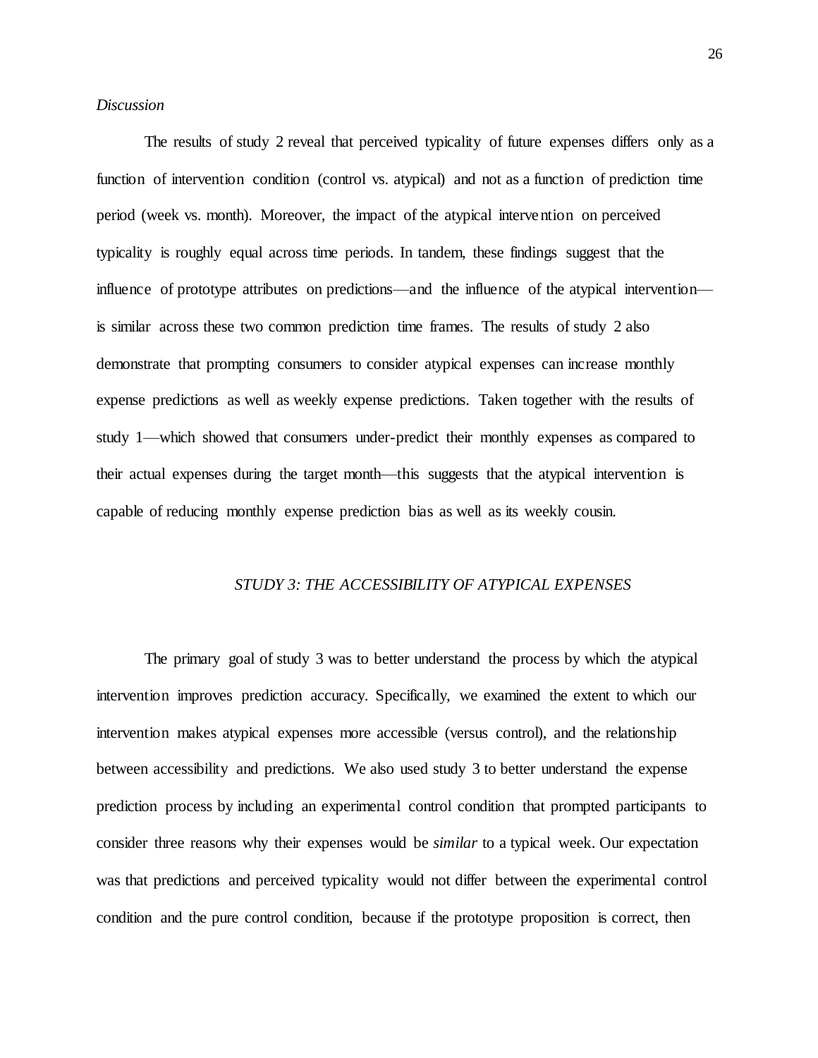*Discussion*

The results of study 2 reveal that perceived typicality of future expenses differs only as a function of intervention condition (control vs. atypical) and not as a function of prediction time period (week vs. month). Moreover, the impact of the atypical intervention on perceived typicality is roughly equal across time periods. In tandem, these findings suggest that the influence of prototype attributes on predictions—and the influence of the atypical intervention—is similar across these two common prediction time frames. The results of study 2 also demonstrate that prompting consumers to consider atypical expenses can increase monthly expense predictions as well as weekly expense predictions. Taken together with the results of study 1—which showed that consumers under-predict their monthly expenses as compared to their actual expenses during the target month—this suggests that the atypical intervention is capable of reducing monthly expense prediction bias as well as its weekly cousin.

## *STUDY 3: THE ACCESSIBILITY OF ATYPICAL EXPENSES*

The primary goal of study 3 was to better understand the process by which the atypical intervention improves prediction accuracy. Specifically, we examined the extent to which our intervention makes atypical expenses more accessible (versus control), and the relationship between accessibility and predictions. We also used study 3 to better understand the expense prediction process by including an experimental control condition that prompted participants to consider three reasons why their expenses would be *similar* to a typical week. Our expectation was that predictions and perceived typicality would not differ between the experimental control condition and the pure control condition, because if the prototype proposition is correct, then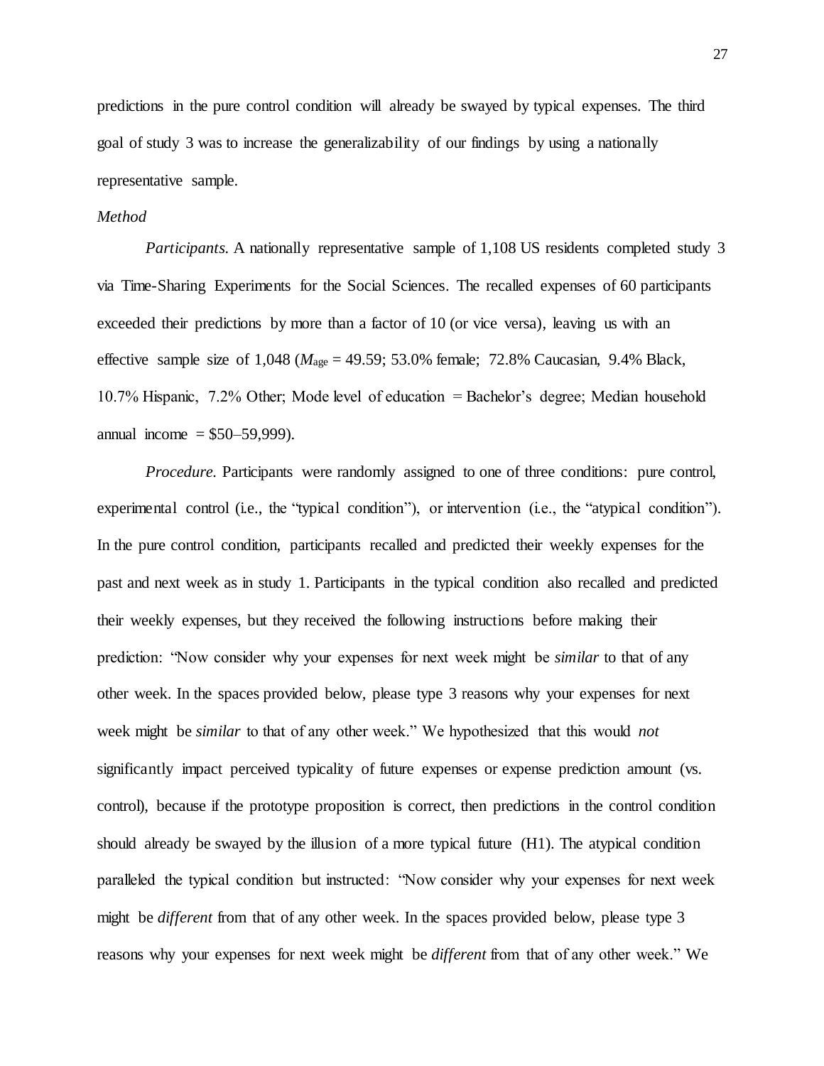predictions in the pure control condition will already be swayed by typical expenses. The third goal of study 3 was to increase the generalizability of our findings by using a nationally representative sample.

*Method*

*Participants.* A nationally representative sample of 1,108 US residents completed study 3 via Time-Sharing Experiments for the Social Sciences. The recalled expenses of 60 participants exceeded their predictions by more than a factor of 10 (or vice versa), leaving us with an effective sample size of 1,048 ($M_{age}$ = 49.59; 53.0% female; 72.8% Caucasian, 9.4% Black, 10.7% Hispanic, 7.2% Other; Mode level of education = Bachelor's degree; Median household annual income = $50–59,999).

*Procedure.* Participants were randomly assigned to one of three conditions: pure control, experimental control (i.e., the "typical condition"), or intervention (i.e., the "atypical condition"). In the pure control condition, participants recalled and predicted their weekly expenses for the past and next week as in study 1. Participants in the typical condition also recalled and predicted their weekly expenses, but they received the following instructions before making their prediction: "Now consider why your expenses for next week might be *similar* to that of any other week. In the spaces provided below, please type 3 reasons why your expenses for next week might be *similar* to that of any other week." We hypothesized that this would *not* significantly impact perceived typicality of future expenses or expense prediction amount (vs. control), because if the prototype proposition is correct, then predictions in the control condition should already be swayed by the illusion of a more typical future (H1). The atypical condition paralleled the typical condition but instructed: "Now consider why your expenses for next week might be *different* from that of any other week. In the spaces provided below, please type 3 reasons why your expenses for next week might be *different* from that of any other week." We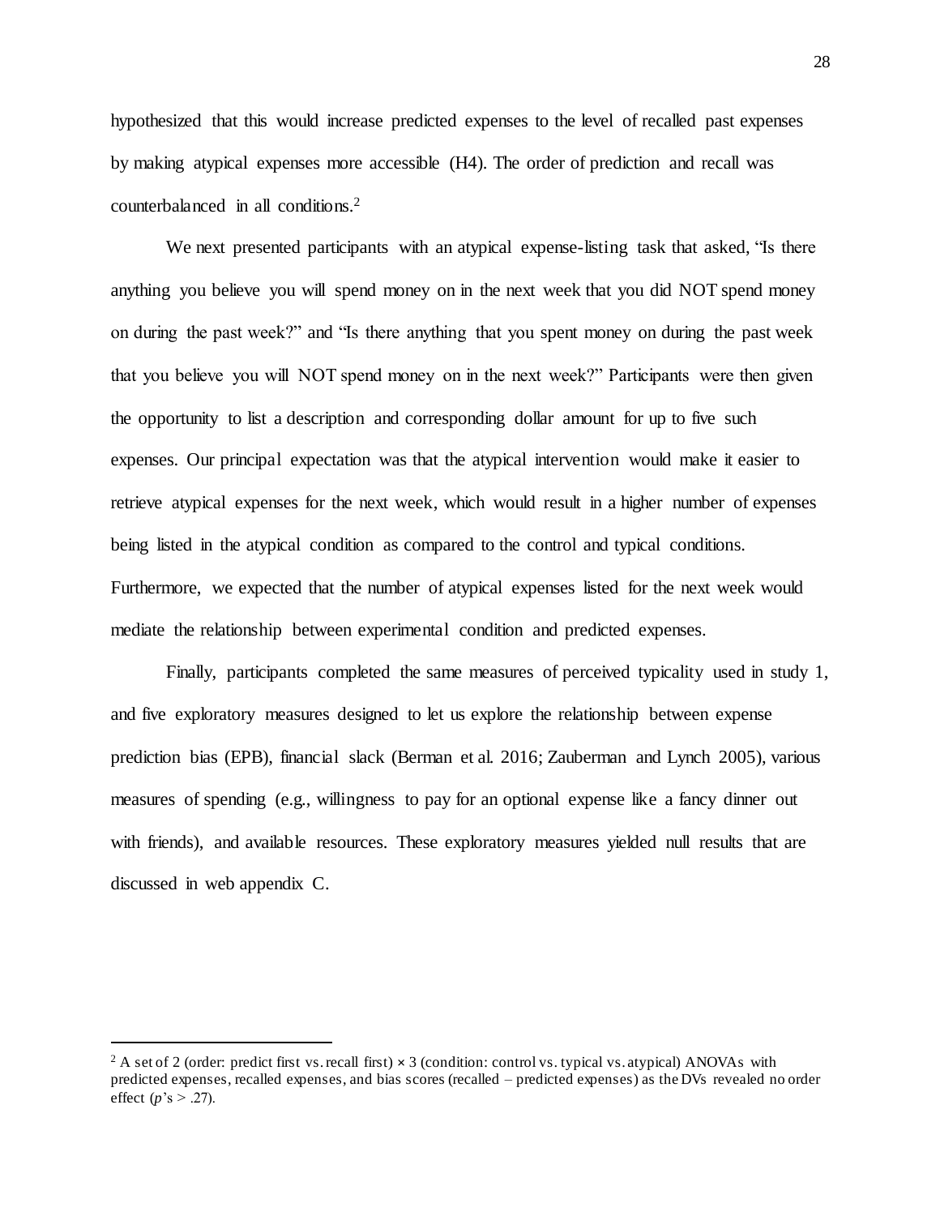hypothesized that this would increase predicted expenses to the level of recalled past expenses by making atypical expenses more accessible (H4). The order of prediction and recall was counterbalanced in all conditions.[2]

We next presented participants with an atypical expense-listing task that asked, “Is there anything you believe you will spend money on in the next week that you did NOT spend money on during the past week?” and “Is there anything that you spent money on during the past week that you believe you will NOT spend money on in the next week?” Participants were then given the opportunity to list a description and corresponding dollar amount for up to five such expenses. Our principal expectation was that the atypical intervention would make it easier to retrieve atypical expenses for the next week, which would result in a higher number of expenses being listed in the atypical condition as compared to the control and typical conditions. Furthermore, we expected that the number of atypical expenses listed for the next week would mediate the relationship between experimental condition and predicted expenses.

Finally, participants completed the same measures of perceived typicality used in study 1, and five exploratory measures designed to let us explore the relationship between expense prediction bias (EPB), financial slack (Berman et al. 2016; Zauberman and Lynch 2005), various measures of spending (e.g., willingness to pay for an optional expense like a fancy dinner out with friends), and available resources. These exploratory measures yielded null results that are discussed in web appendix C.

---

[2] A set of 2 (order: predict first vs. recall first) × 3 (condition: control vs. typical vs. atypical) ANOVAs with predicted expenses, recalled expenses, and bias scores (recalled – predicted expenses) as the DVs revealed no order effect ($p$’s > .27).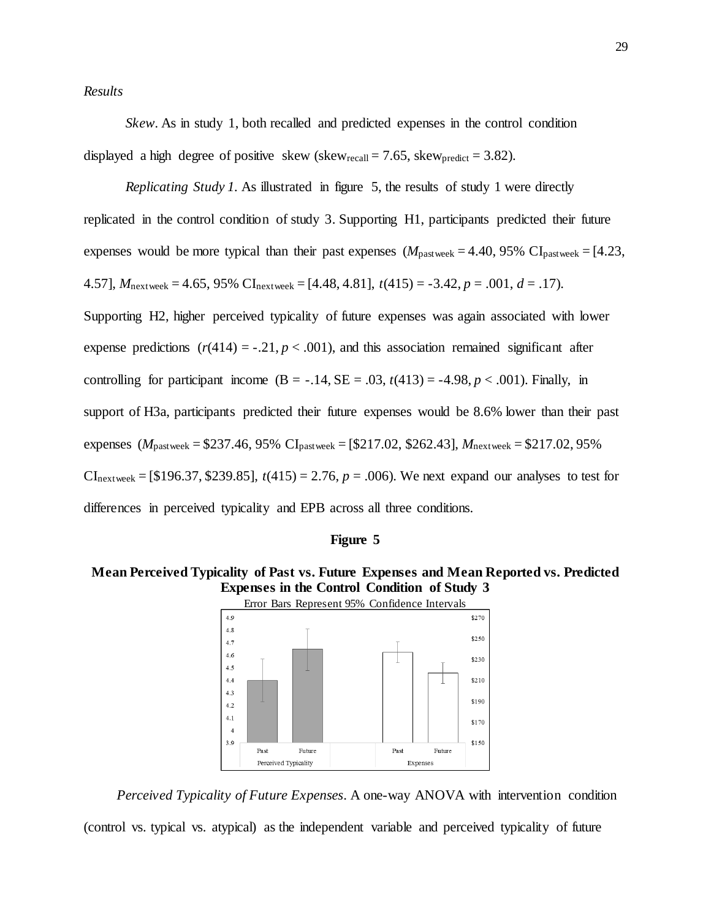*Results*

*Skew*. As in study 1, both recalled and predicted expenses in the control condition displayed a high degree of positive skew ($\text{skew}_{recall} = 7.65$, $\text{skew}_{predict} = 3.82$).

*Replicating Study 1*. As illustrated in figure 5, the results of study 1 were directly replicated in the control condition of study 3. Supporting H1, participants predicted their future expenses would be more typical than their past expenses ($M_{pastweek} = 4.40$, 95% $CI_{pastweek} = [4.23, 4.57]$, $M_{nextweek} = 4.65$, 95% $CI_{nextweek} = [4.48, 4.81]$, $t(415) = -3.42$, $p = .001$, $d = .17$). Supporting H2, higher perceived typicality of future expenses was again associated with lower expense predictions ($r(414) = -.21$, $p < .001$), and this association remained significant after controlling for participant income (B = -.14, SE = .03, $t(413) = -4.98$, $p < .001$). Finally, in support of H3a, participants predicted their future expenses would be 8.6% lower than their past expenses ($M_{pastweek} = \$237.46$, 95% $CI_{pastweek} = [\$217.02, \$262.43]$, $M_{nextweek} = \$217.02$, 95% $CI_{nextweek} = [\$196.37, \$239.85]$, $t(415) = 2.76$, $p = .006$). We next expand our analyses to test for differences in perceived typicality and EPB across all three conditions.

**Figure 5**

**Mean Perceived Typicality of Past vs. Future Expenses and Mean Reported vs. Predicted Expenses in the Control Condition of Study 3**

Error Bars Represent 95% Confidence Intervals

*Perceived Typicality of Future Expenses*. A one-way ANOVA with intervention condition (control vs. typical vs. atypical) as the independent variable and perceived typicality of future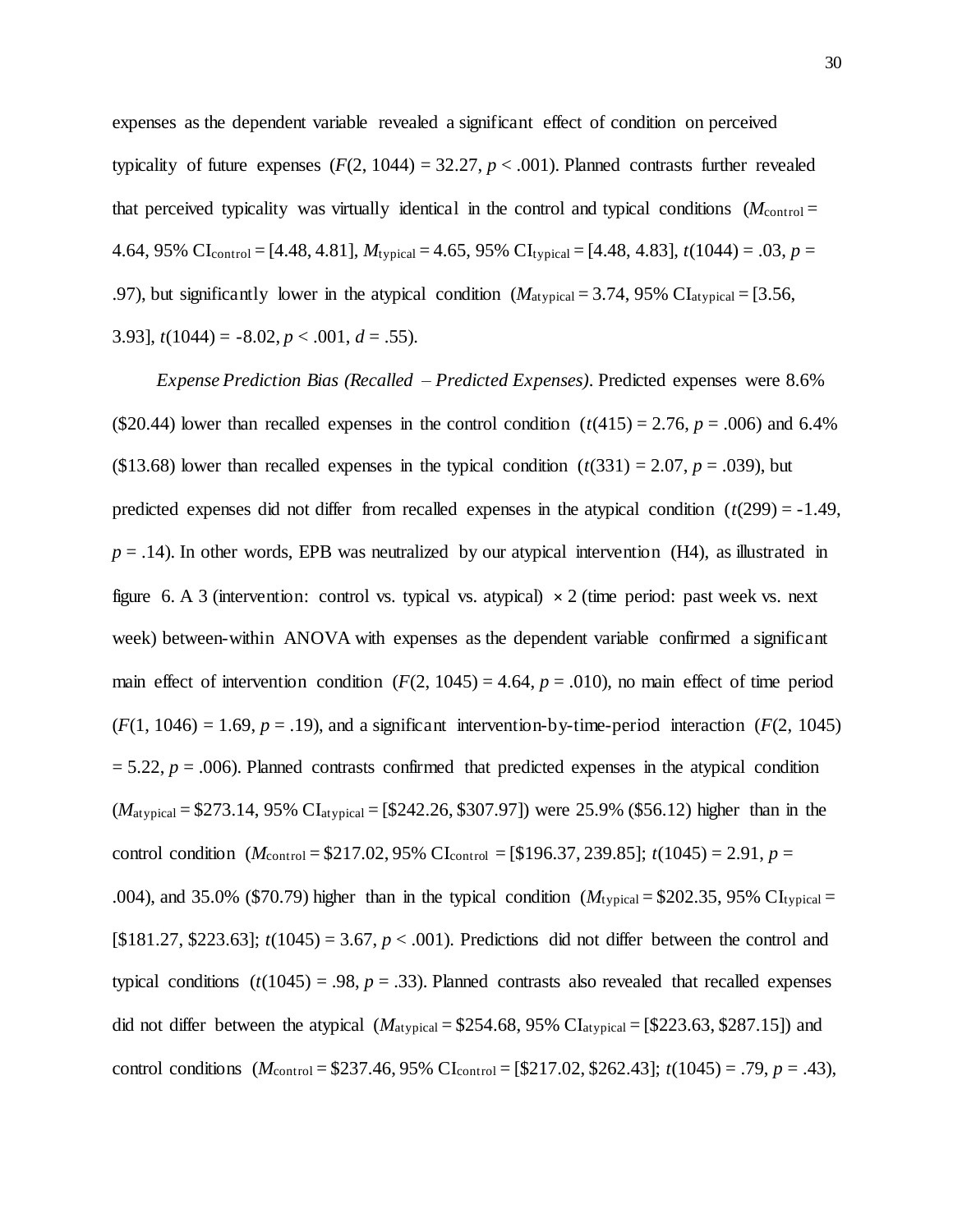expenses as the dependent variable revealed a significant effect of condition on perceived typicality of future expenses ($F(2, 1044) = 32.27$, $p < .001$). Planned contrasts further revealed that perceived typicality was virtually identical in the control and typical conditions ($M_{\text{control}} = 4.64$, 95% $\text{CI}_{\text{control}} = [4.48, 4.81]$, $M_{\text{typical}} = 4.65$, 95% $\text{CI}_{\text{typical}} = [4.48, 4.83]$, $t(1044) = .03$, $p = .97$), but significantly lower in the atypical condition ($M_{\text{atypical}} = 3.74$, 95% $\text{CI}_{\text{atypical}} = [3.56, 3.93]$, $t(1044) = -8.02$, $p < .001$, $d = .55$).

*Expense Prediction Bias (Recalled – Predicted Expenses)*. Predicted expenses were 8.6% ($20.44) lower than recalled expenses in the control condition ($t(415) = 2.76$, $p = .006$) and 6.4% ($13.68) lower than recalled expenses in the typical condition ($t(331) = 2.07$, $p = .039$), but predicted expenses did not differ from recalled expenses in the atypical condition ($t(299) = -1.49$, $p = .14$). In other words, EPB was neutralized by our atypical intervention (H4), as illustrated in figure 6. A 3 (intervention: control vs. typical vs. atypical) $\times$ 2 (time period: past week vs. next week) between-within ANOVA with expenses as the dependent variable confirmed a significant main effect of intervention condition ($F(2, 1045) = 4.64$, $p = .010$), no main effect of time period ($F(1, 1046) = 1.69$, $p = .19$), and a significant intervention-by-time-period interaction ($F(2, 1045) = 5.22$, $p = .006$). Planned contrasts confirmed that predicted expenses in the atypical condition ($M_{\text{atypical}} = \$273.14$, 95% $\text{CI}_{\text{atypical}} = [\$242.26, \$307.97]$) were 25.9% ($56.12) higher than in the control condition ($M_{\text{control}} = \$217.02$, 95% $\text{CI}_{\text{control}} = [\$196.37, 239.85]$; $t(1045) = 2.91$, $p = .004$), and 35.0% ($70.79) higher than in the typical condition ($M_{\text{typical}} = \$202.35$, 95% $\text{CI}_{\text{typical}} = [\$181.27, \$223.63]$; $t(1045) = 3.67$, $p < .001$). Predictions did not differ between the control and typical conditions ($t(1045) = .98$, $p = .33$). Planned contrasts also revealed that recalled expenses did not differ between the atypical ($M_{\text{atypical}} = \$254.68$, 95% $\text{CI}_{\text{atypical}} = [\$223.63, \$287.15]$) and control conditions ($M_{\text{control}} = \$237.46$, 95% $\text{CI}_{\text{control}} = [\$217.02, \$262.43]$; $t(1045) = .79$, $p = .43$),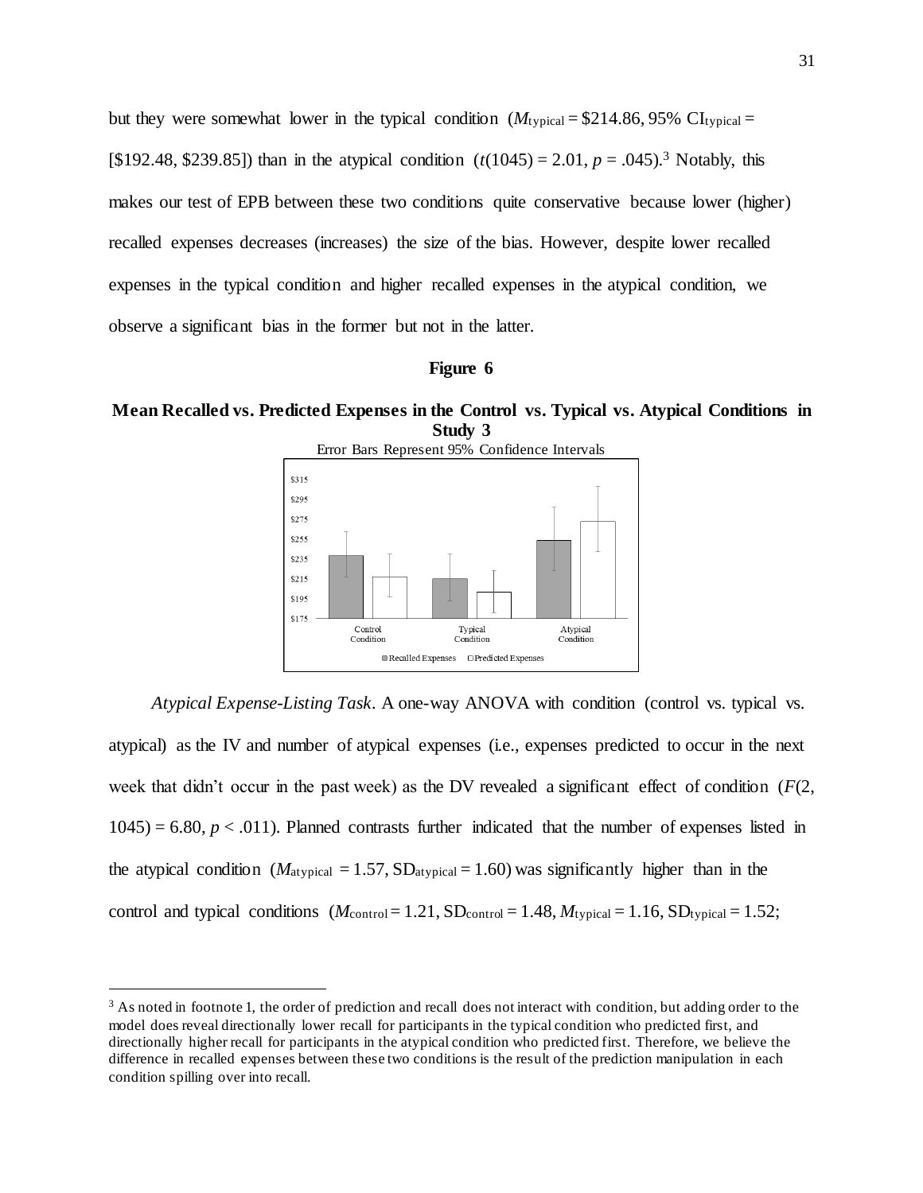but they were somewhat lower in the typical condition ($M_{\text{typical}}$ = \$214.86, 95% $\text{CI}_{\text{typical}}$ = [\$192.48, \$239.85]) than in the atypical condition ($t(1045) = 2.01$, $p = .045$).[3] Notably, this makes our test of EPB between these two conditions quite conservative because lower (higher) recalled expenses decreases (increases) the size of the bias. However, despite lower recalled expenses in the typical condition and higher recalled expenses in the atypical condition, we observe a significant bias in the former but not in the latter.

**Figure 6**

**Mean Recalled vs. Predicted Expenses in the Control vs. Typical vs. Atypical Conditions in Study 3**

Error Bars Represent 95% Confidence Intervals

*Atypical Expense-Listing Task*. A one-way ANOVA with condition (control vs. typical vs. atypical) as the IV and number of atypical expenses (i.e., expenses predicted to occur in the next week that didn't occur in the past week) as the DV revealed a significant effect of condition ($F(2, 1045) = 6.80$, $p < .011$). Planned contrasts further indicated that the number of expenses listed in the atypical condition ($M_{\text{atypical}} = 1.57$, $\text{SD}_{\text{atypical}} = 1.60$) was significantly higher than in the control and typical conditions ($M_{\text{control}} = 1.21$, $\text{SD}_{\text{control}} = 1.48$, $M_{\text{typical}} = 1.16$, $\text{SD}_{\text{typical}} = 1.52$;

---

[3] As noted in footnote 1, the order of prediction and recall does not interact with condition, but adding order to the model does reveal directionally lower recall for participants in the typical condition who predicted first, and directionally higher recall for participants in the atypical condition who predicted first. Therefore, we believe the difference in recalled expenses between these two conditions is the result of the prediction manipulation in each condition spilling over into recall.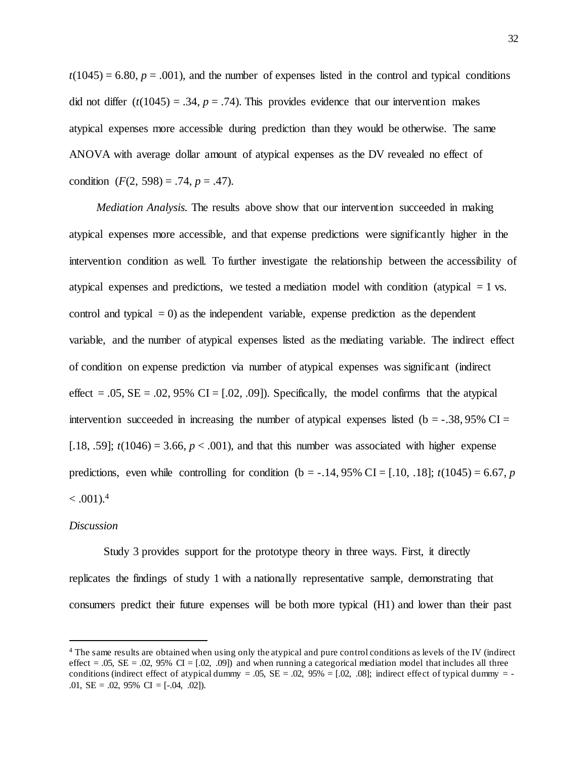$t(1045) = 6.80$, $p = .001$), and the number of expenses listed in the control and typical conditions did not differ ($t(1045) = .34$, $p = .74$). This provides evidence that our intervention makes atypical expenses more accessible during prediction than they would be otherwise. The same ANOVA with average dollar amount of atypical expenses as the DV revealed no effect of condition ($F(2, 598) = .74$, $p = .47$).

*Mediation Analysis.* The results above show that our intervention succeeded in making atypical expenses more accessible, and that expense predictions were significantly higher in the intervention condition as well. To further investigate the relationship between the accessibility of atypical expenses and predictions, we tested a mediation model with condition (atypical = 1 vs. control and typical = 0) as the independent variable, expense prediction as the dependent variable, and the number of atypical expenses listed as the mediating variable. The indirect effect of condition on expense prediction via number of atypical expenses was significant (indirect effect = .05, SE = .02, 95% CI = [.02, .09]). Specifically, the model confirms that the atypical intervention succeeded in increasing the number of atypical expenses listed (b = -.38, 95% CI = [.18, .59]; $t(1046) = 3.66$, $p < .001$), and that this number was associated with higher expense predictions, even while controlling for condition (b = -.14, 95% CI = [.10, .18]; $t(1045) = 6.67$, $p < .001$).[4]

*Discussion*

Study 3 provides support for the prototype theory in three ways. First, it directly replicates the findings of study 1 with a nationally representative sample, demonstrating that consumers predict their future expenses will be both more typical (H1) and lower than their past

[4] The same results are obtained when using only the atypical and pure control conditions as levels of the IV (indirect effect = .05, SE = .02, 95% CI = [.02, .09]) and when running a categorical mediation model that includes all three conditions (indirect effect of atypical dummy = .05, SE = .02, 95% = [.02, .08]; indirect effect of typical dummy = -.01, SE = .02, 95% CI = [-.04, .02]).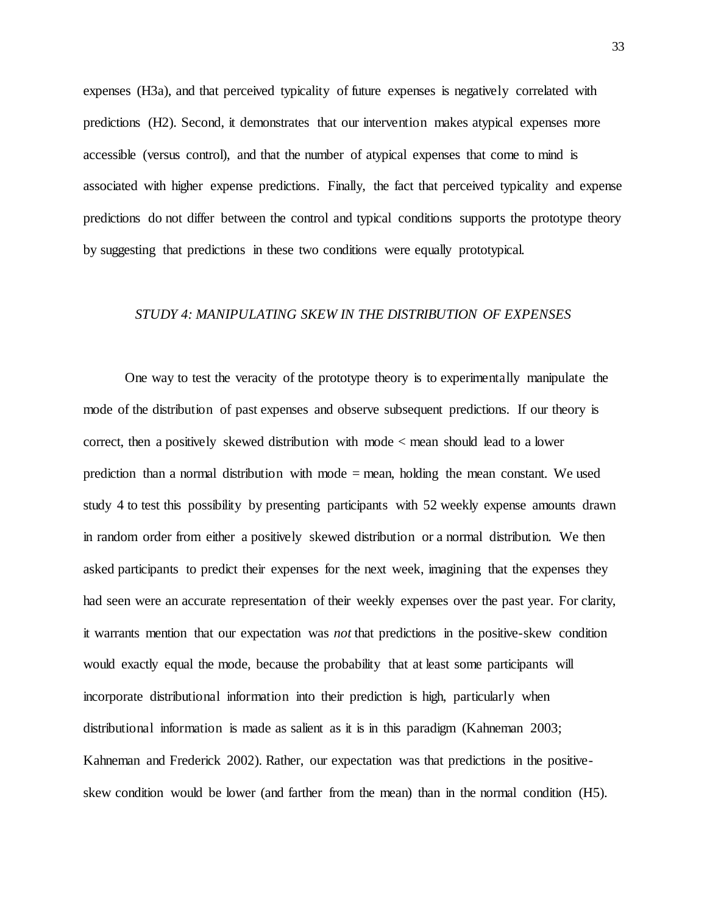expenses (H3a), and that perceived typicality of future expenses is negatively correlated with predictions (H2). Second, it demonstrates that our intervention makes atypical expenses more accessible (versus control), and that the number of atypical expenses that come to mind is associated with higher expense predictions. Finally, the fact that perceived typicality and expense predictions do not differ between the control and typical conditions supports the prototype theory by suggesting that predictions in these two conditions were equally prototypical.

## *STUDY 4: MANIPULATING SKEW IN THE DISTRIBUTION OF EXPENSES*

One way to test the veracity of the prototype theory is to experimentally manipulate the mode of the distribution of past expenses and observe subsequent predictions. If our theory is correct, then a positively skewed distribution with mode < mean should lead to a lower prediction than a normal distribution with mode = mean, holding the mean constant. We used study 4 to test this possibility by presenting participants with 52 weekly expense amounts drawn in random order from either a positively skewed distribution or a normal distribution. We then asked participants to predict their expenses for the next week, imagining that the expenses they had seen were an accurate representation of their weekly expenses over the past year. For clarity, it warrants mention that our expectation was *not* that predictions in the positive-skew condition would exactly equal the mode, because the probability that at least some participants will incorporate distributional information into their prediction is high, particularly when distributional information is made as salient as it is in this paradigm (Kahneman 2003; Kahneman and Frederick 2002). Rather, our expectation was that predictions in the positive-skew condition would be lower (and farther from the mean) than in the normal condition (H5).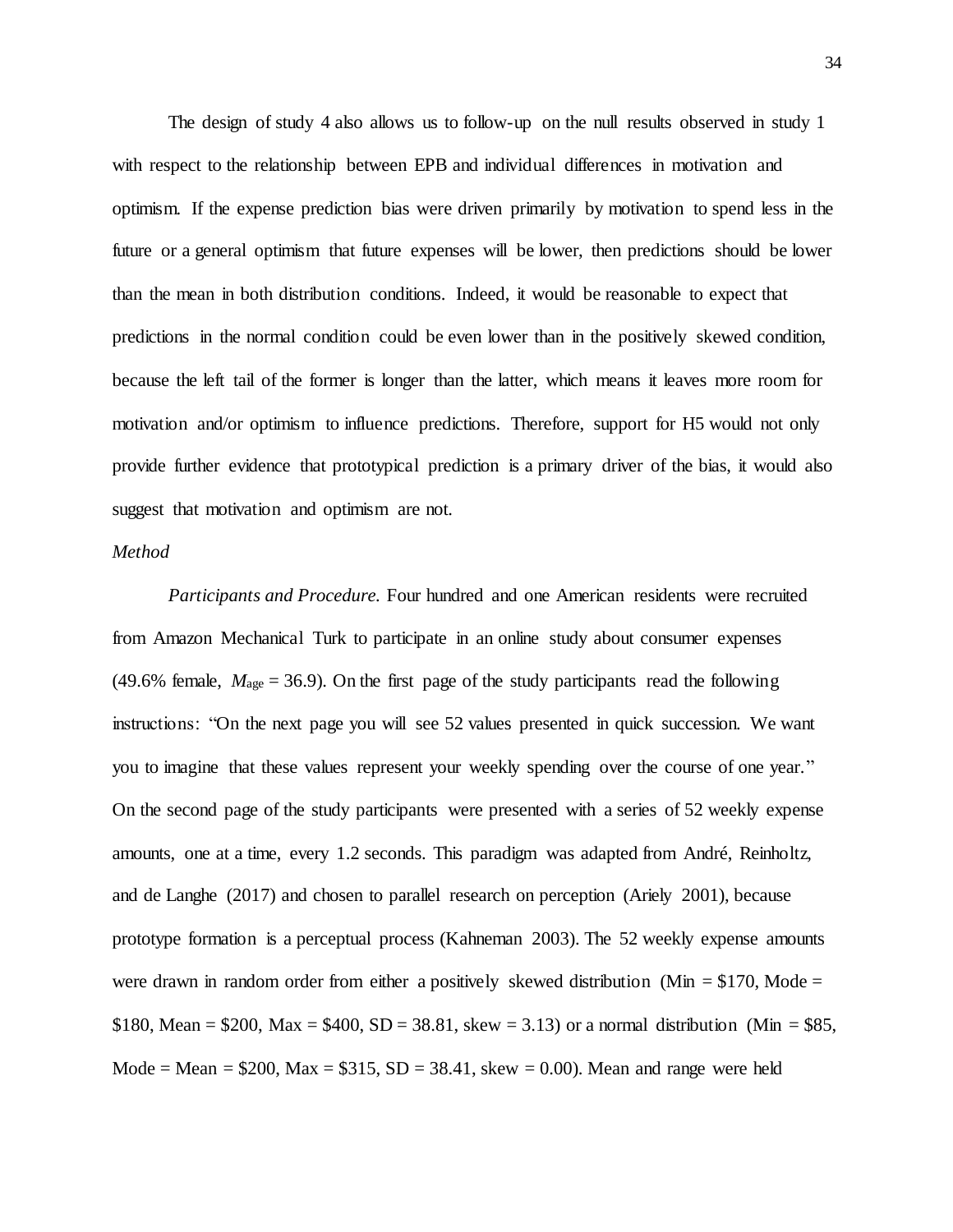The design of study 4 also allows us to follow-up on the null results observed in study 1 with respect to the relationship between EPB and individual differences in motivation and optimism. If the expense prediction bias were driven primarily by motivation to spend less in the future or a general optimism that future expenses will be lower, then predictions should be lower than the mean in both distribution conditions. Indeed, it would be reasonable to expect that predictions in the normal condition could be even lower than in the positively skewed condition, because the left tail of the former is longer than the latter, which means it leaves more room for motivation and/or optimism to influence predictions. Therefore, support for H5 would not only provide further evidence that prototypical prediction is a primary driver of the bias, it would also suggest that motivation and optimism are not.

*Method*

*Participants and Procedure.* Four hundred and one American residents were recruited from Amazon Mechanical Turk to participate in an online study about consumer expenses (49.6% female, $M_{age}$ = 36.9). On the first page of the study participants read the following instructions: "On the next page you will see 52 values presented in quick succession. We want you to imagine that these values represent your weekly spending over the course of one year." On the second page of the study participants were presented with a series of 52 weekly expense amounts, one at a time, every 1.2 seconds. This paradigm was adapted from André, Reinholtz, and de Langhe (2017) and chosen to parallel research on perception (Ariely 2001), because prototype formation is a perceptual process (Kahneman 2003). The 52 weekly expense amounts were drawn in random order from either a positively skewed distribution (Min = $170, Mode = $180, Mean = $200, Max = $400, SD = 38.81, skew = 3.13) or a normal distribution (Min = $85, Mode = Mean = $200, Max = $315, SD = 38.41, skew = 0.00). Mean and range were held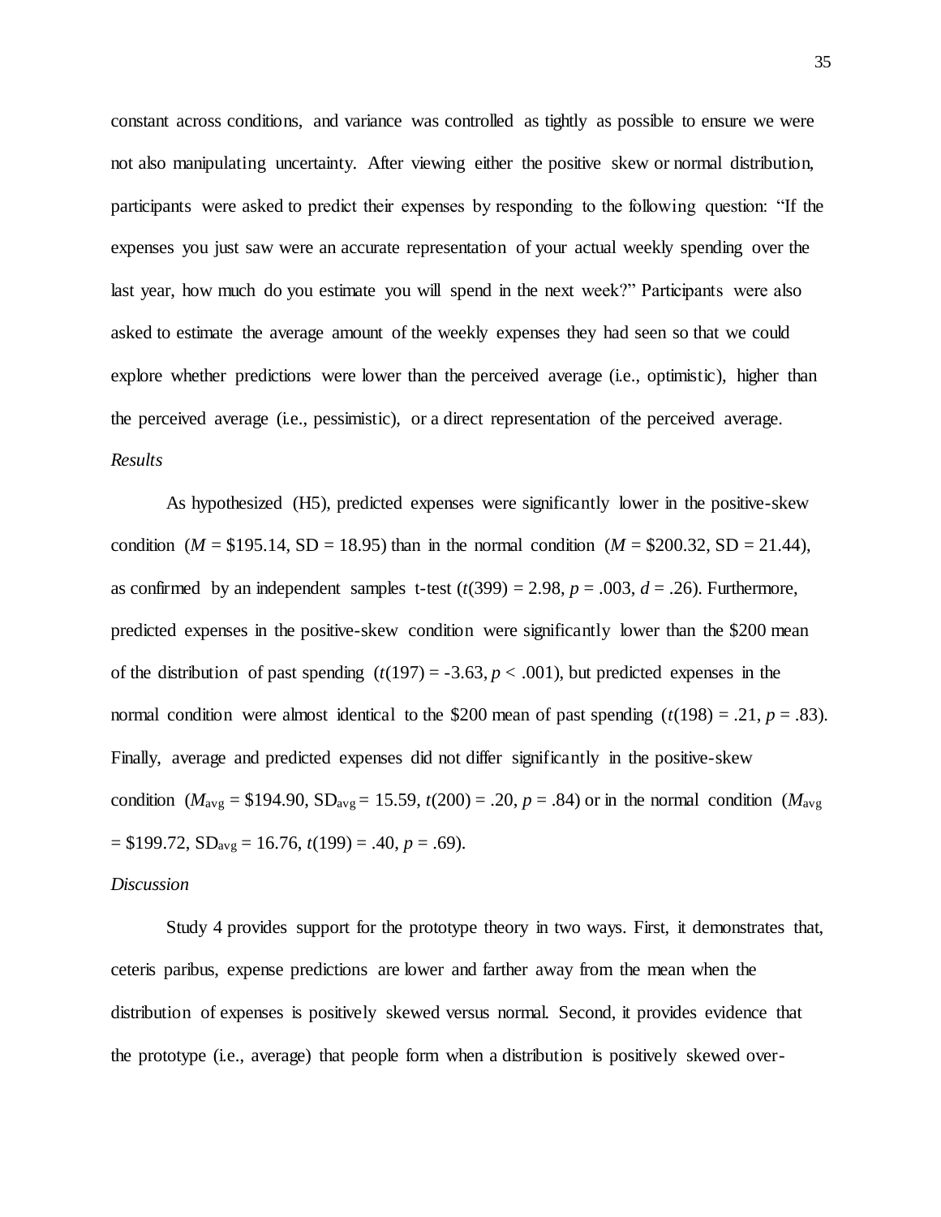constant across conditions, and variance was controlled as tightly as possible to ensure we were not also manipulating uncertainty. After viewing either the positive skew or normal distribution, participants were asked to predict their expenses by responding to the following question: "If the expenses you just saw were an accurate representation of your actual weekly spending over the last year, how much do you estimate you will spend in the next week?" Participants were also asked to estimate the average amount of the weekly expenses they had seen so that we could explore whether predictions were lower than the perceived average (i.e., optimistic), higher than the perceived average (i.e., pessimistic), or a direct representation of the perceived average.

*Results*

As hypothesized (H5), predicted expenses were significantly lower in the positive-skew condition ($M$ = \$195.14, SD = 18.95) than in the normal condition ($M$ = \$200.32, SD = 21.44), as confirmed by an independent samples t-test ($t(399) = 2.98$, $p = .003$, $d = .26$). Furthermore, predicted expenses in the positive-skew condition were significantly lower than the \$200 mean of the distribution of past spending ($t(197) = -3.63$, $p < .001$), but predicted expenses in the normal condition were almost identical to the \$200 mean of past spending ($t(198) = .21$, $p = .83$). Finally, average and predicted expenses did not differ significantly in the positive-skew condition ($M_{avg}$ = \$194.90, $SD_{avg} = 15.59$, $t(200) = .20$, $p = .84$) or in the normal condition ($M_{avg}$ = \$199.72, $SD_{avg} = 16.76$, $t(199) = .40$, $p = .69$).

*Discussion*

Study 4 provides support for the prototype theory in two ways. First, it demonstrates that, ceteris paribus, expense predictions are lower and farther away from the mean when the distribution of expenses is positively skewed versus normal. Second, it provides evidence that the prototype (i.e., average) that people form when a distribution is positively skewed over-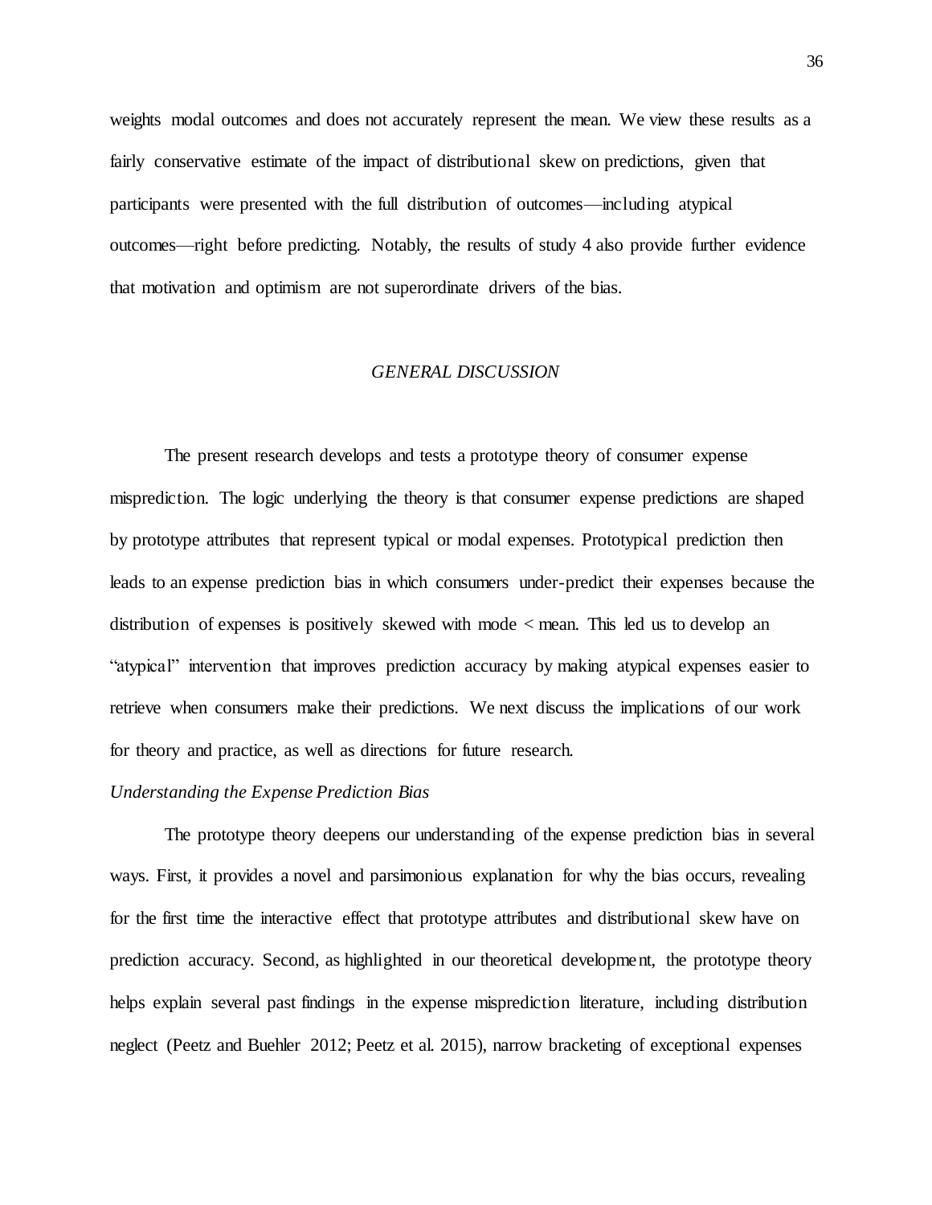weights modal outcomes and does not accurately represent the mean. We view these results as a fairly conservative estimate of the impact of distributional skew on predictions, given that participants were presented with the full distribution of outcomes—including atypical outcomes—right before predicting. Notably, the results of study 4 also provide further evidence that motivation and optimism are not superordinate drivers of the bias.

## *GENERAL DISCUSSION*

The present research develops and tests a prototype theory of consumer expense misprediction. The logic underlying the theory is that consumer expense predictions are shaped by prototype attributes that represent typical or modal expenses. Prototypical prediction then leads to an expense prediction bias in which consumers under-predict their expenses because the distribution of expenses is positively skewed with mode < mean. This led us to develop an "atypical" intervention that improves prediction accuracy by making atypical expenses easier to retrieve when consumers make their predictions. We next discuss the implications of our work for theory and practice, as well as directions for future research.

### *Understanding the Expense Prediction Bias*

The prototype theory deepens our understanding of the expense prediction bias in several ways. First, it provides a novel and parsimonious explanation for why the bias occurs, revealing for the first time the interactive effect that prototype attributes and distributional skew have on prediction accuracy. Second, as highlighted in our theoretical development, the prototype theory helps explain several past findings in the expense misprediction literature, including distribution neglect (Peetz and Buehler 2012; Peetz et al. 2015), narrow bracketing of exceptional expenses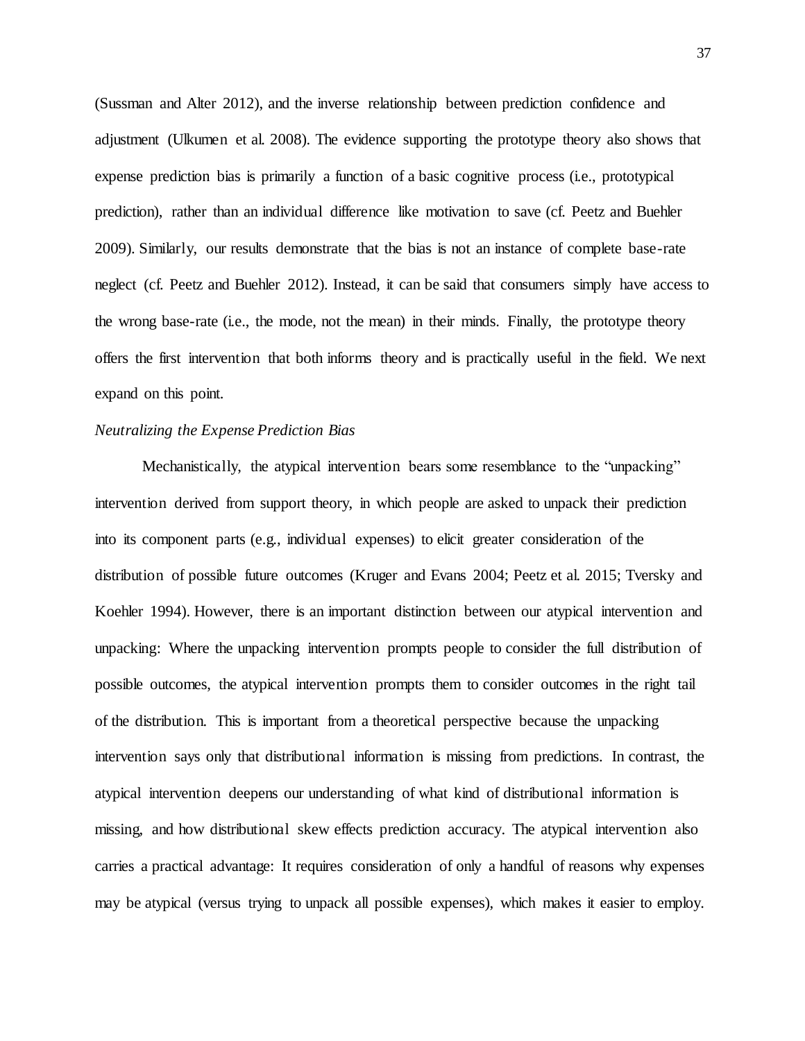(Sussman and Alter 2012), and the inverse relationship between prediction confidence and adjustment (Ulkumen et al. 2008). The evidence supporting the prototype theory also shows that expense prediction bias is primarily a function of a basic cognitive process (i.e., prototypical prediction), rather than an individual difference like motivation to save (cf. Peetz and Buehler 2009). Similarly, our results demonstrate that the bias is not an instance of complete base-rate neglect (cf. Peetz and Buehler 2012). Instead, it can be said that consumers simply have access to the wrong base-rate (i.e., the mode, not the mean) in their minds. Finally, the prototype theory offers the first intervention that both informs theory and is practically useful in the field. We next expand on this point.

*Neutralizing the Expense Prediction Bias*

Mechanistically, the atypical intervention bears some resemblance to the "unpacking" intervention derived from support theory, in which people are asked to unpack their prediction into its component parts (e.g., individual expenses) to elicit greater consideration of the distribution of possible future outcomes (Kruger and Evans 2004; Peetz et al. 2015; Tversky and Koehler 1994). However, there is an important distinction between our atypical intervention and unpacking: Where the unpacking intervention prompts people to consider the full distribution of possible outcomes, the atypical intervention prompts them to consider outcomes in the right tail of the distribution. This is important from a theoretical perspective because the unpacking intervention says only that distributional information is missing from predictions. In contrast, the atypical intervention deepens our understanding of what kind of distributional information is missing, and how distributional skew effects prediction accuracy. The atypical intervention also carries a practical advantage: It requires consideration of only a handful of reasons why expenses may be atypical (versus trying to unpack all possible expenses), which makes it easier to employ.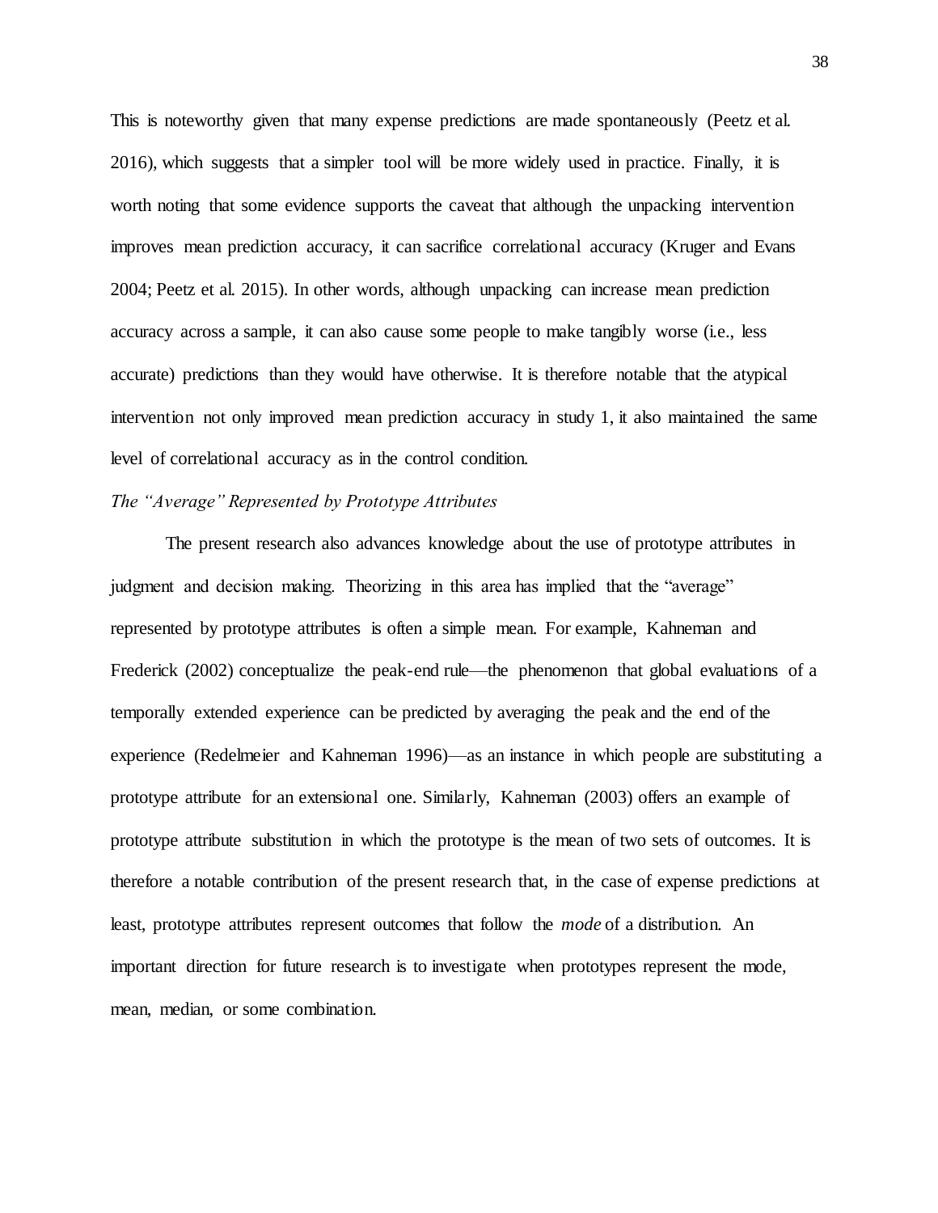This is noteworthy given that many expense predictions are made spontaneously (Peetz et al. 2016), which suggests that a simpler tool will be more widely used in practice. Finally, it is worth noting that some evidence supports the caveat that although the unpacking intervention improves mean prediction accuracy, it can sacrifice correlational accuracy (Kruger and Evans 2004; Peetz et al. 2015). In other words, although unpacking can increase mean prediction accuracy across a sample, it can also cause some people to make tangibly worse (i.e., less accurate) predictions than they would have otherwise. It is therefore notable that the atypical intervention not only improved mean prediction accuracy in study 1, it also maintained the same level of correlational accuracy as in the control condition.

*The "Average" Represented by Prototype Attributes*

The present research also advances knowledge about the use of prototype attributes in judgment and decision making. Theorizing in this area has implied that the "average" represented by prototype attributes is often a simple mean. For example, Kahneman and Frederick (2002) conceptualize the peak-end rule—the phenomenon that global evaluations of a temporally extended experience can be predicted by averaging the peak and the end of the experience (Redelmeier and Kahneman 1996)—as an instance in which people are substituting a prototype attribute for an extensional one. Similarly, Kahneman (2003) offers an example of prototype attribute substitution in which the prototype is the mean of two sets of outcomes. It is therefore a notable contribution of the present research that, in the case of expense predictions at least, prototype attributes represent outcomes that follow the *mode* of a distribution. An important direction for future research is to investigate when prototypes represent the mode, mean, median, or some combination.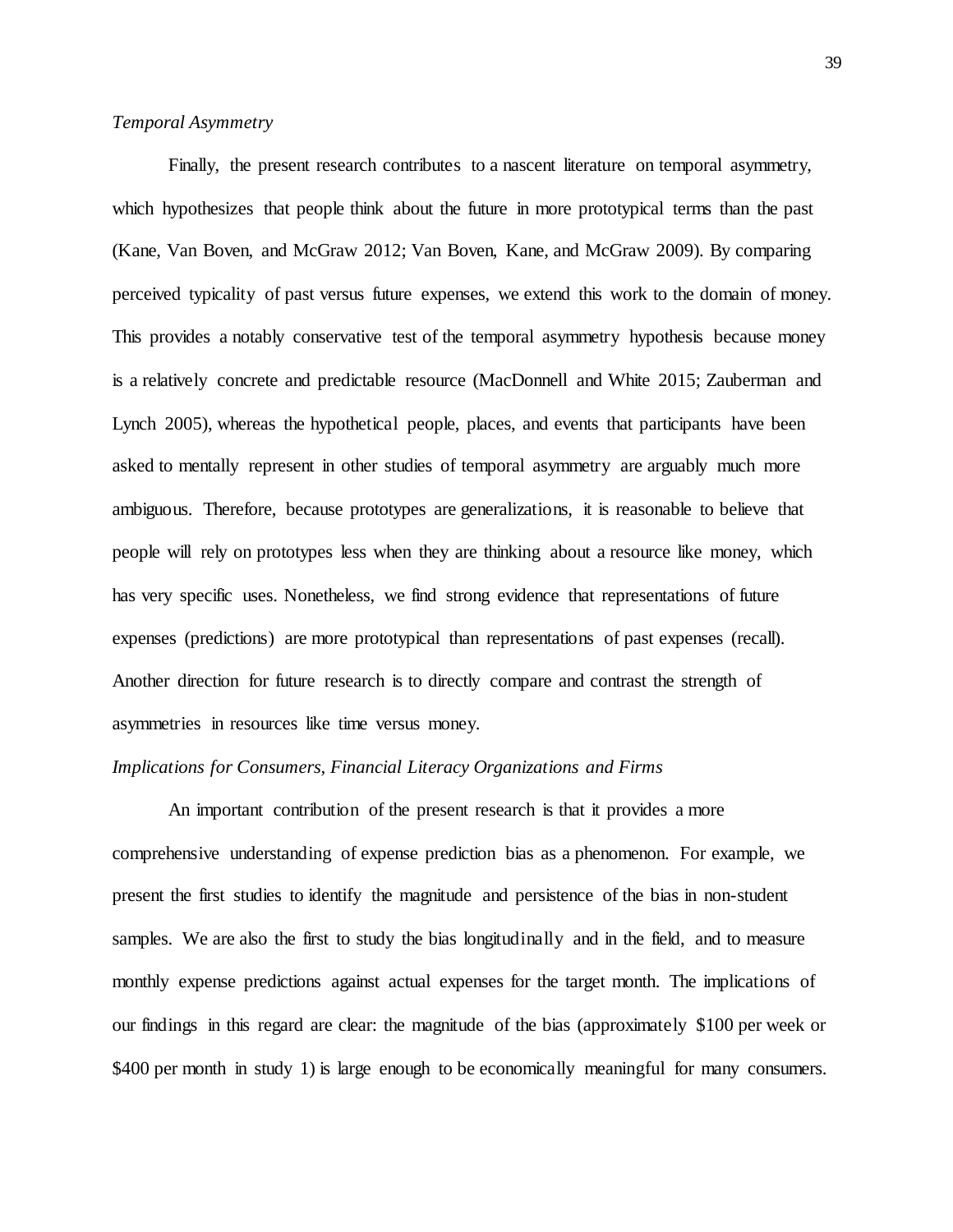*Temporal Asymmetry*

Finally, the present research contributes to a nascent literature on temporal asymmetry, which hypothesizes that people think about the future in more prototypical terms than the past (Kane, Van Boven, and McGraw 2012; Van Boven, Kane, and McGraw 2009). By comparing perceived typicality of past versus future expenses, we extend this work to the domain of money. This provides a notably conservative test of the temporal asymmetry hypothesis because money is a relatively concrete and predictable resource (MacDonnell and White 2015; Zauberman and Lynch 2005), whereas the hypothetical people, places, and events that participants have been asked to mentally represent in other studies of temporal asymmetry are arguably much more ambiguous. Therefore, because prototypes are generalizations, it is reasonable to believe that people will rely on prototypes less when they are thinking about a resource like money, which has very specific uses. Nonetheless, we find strong evidence that representations of future expenses (predictions) are more prototypical than representations of past expenses (recall). Another direction for future research is to directly compare and contrast the strength of asymmetries in resources like time versus money.

*Implications for Consumers, Financial Literacy Organizations and Firms*

An important contribution of the present research is that it provides a more comprehensive understanding of expense prediction bias as a phenomenon. For example, we present the first studies to identify the magnitude and persistence of the bias in non-student samples. We are also the first to study the bias longitudinally and in the field, and to measure monthly expense predictions against actual expenses for the target month. The implications of our findings in this regard are clear: the magnitude of the bias (approximately \$100 per week or \$400 per month in study 1) is large enough to be economically meaningful for many consumers.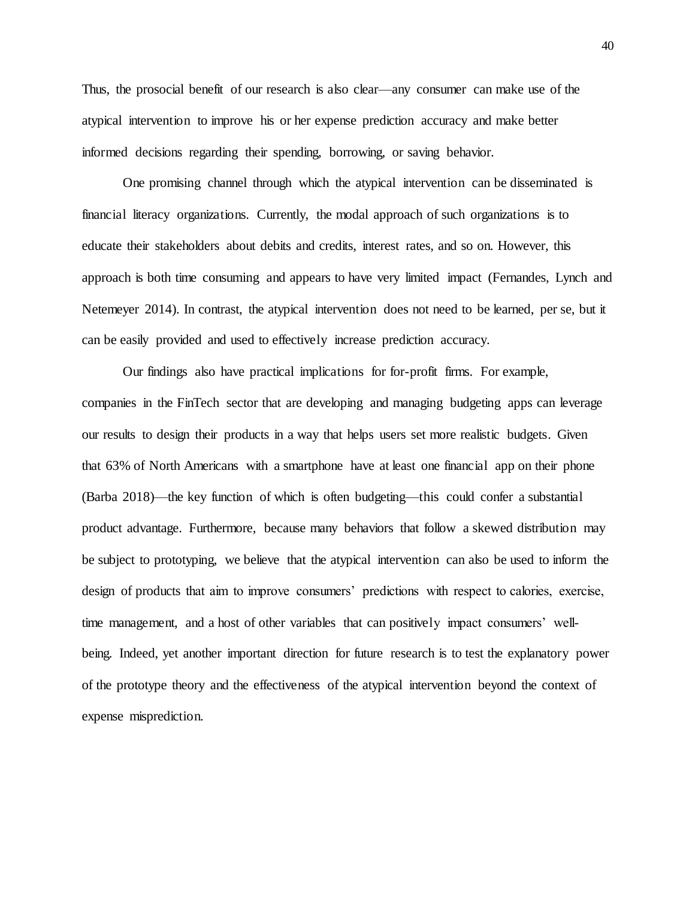Thus, the prosocial benefit of our research is also clear—any consumer can make use of the atypical intervention to improve his or her expense prediction accuracy and make better informed decisions regarding their spending, borrowing, or saving behavior.

One promising channel through which the atypical intervention can be disseminated is financial literacy organizations. Currently, the modal approach of such organizations is to educate their stakeholders about debits and credits, interest rates, and so on. However, this approach is both time consuming and appears to have very limited impact (Fernandes, Lynch and Netemeyer 2014). In contrast, the atypical intervention does not need to be learned, per se, but it can be easily provided and used to effectively increase prediction accuracy.

Our findings also have practical implications for for-profit firms. For example, companies in the FinTech sector that are developing and managing budgeting apps can leverage our results to design their products in a way that helps users set more realistic budgets. Given that 63% of North Americans with a smartphone have at least one financial app on their phone (Barba 2018)—the key function of which is often budgeting—this could confer a substantial product advantage. Furthermore, because many behaviors that follow a skewed distribution may be subject to prototyping, we believe that the atypical intervention can also be used to inform the design of products that aim to improve consumers' predictions with respect to calories, exercise, time management, and a host of other variables that can positively impact consumers' well-being. Indeed, yet another important direction for future research is to test the explanatory power of the prototype theory and the effectiveness of the atypical intervention beyond the context of expense misprediction.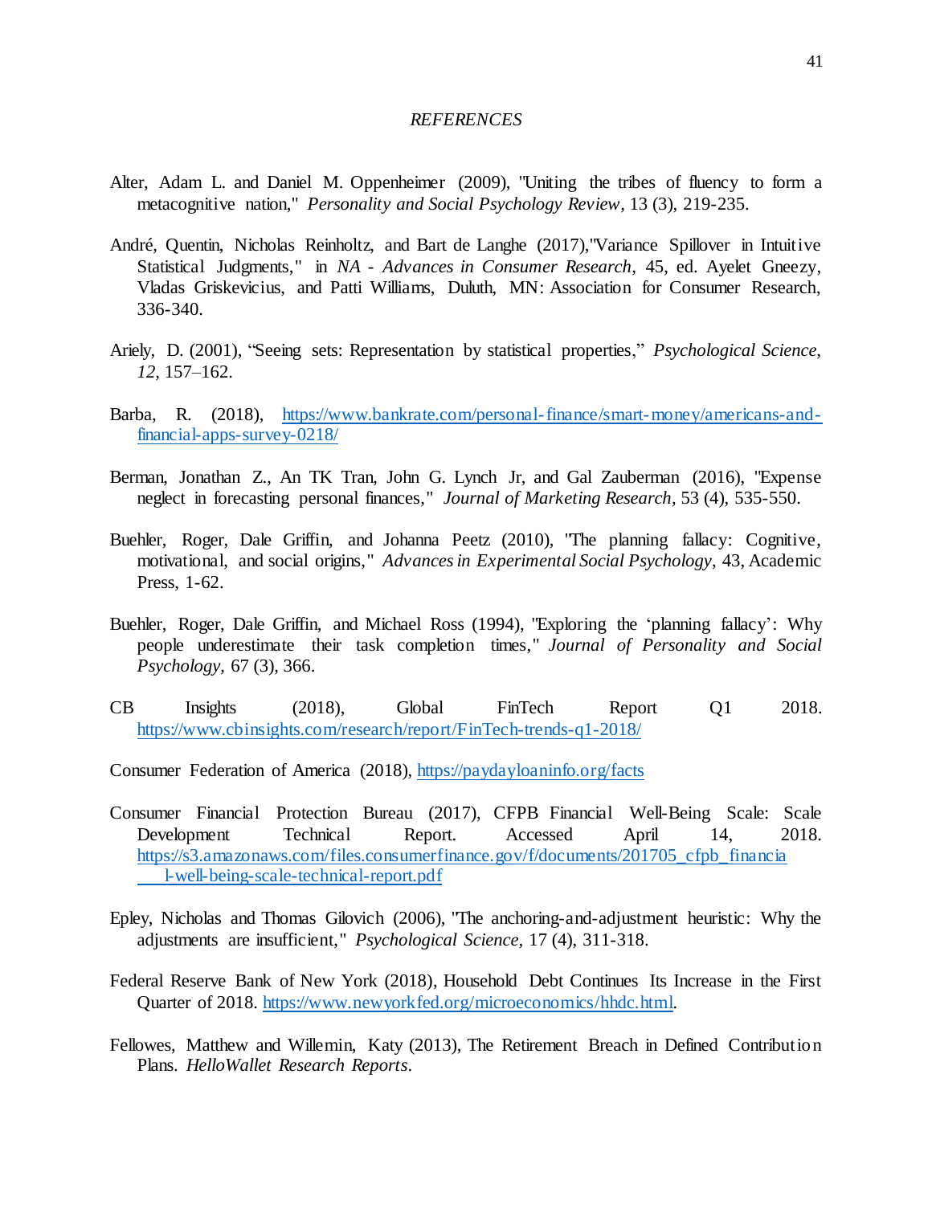*REFERENCES*

Alter, Adam L. and Daniel M. Oppenheimer (2009), "Uniting the tribes of fluency to form a metacognitive nation," *Personality and Social Psychology Review*, 13 (3), 219-235.

André, Quentin, Nicholas Reinholtz, and Bart de Langhe (2017),"Variance Spillover in Intuitive Statistical Judgments," in *NA - Advances in Consumer Research*, 45, ed. Ayelet Gneezy, Vladas Griskevicius, and Patti Williams, Duluth, MN: Association for Consumer Research, 336-340.

Ariely, D. (2001), "Seeing sets: Representation by statistical properties," *Psychological Science, 12*, 157–162.

Barba, R. (2018), https://www.bankrate.com/personal-finance/smart-money/americans-and-financial-apps-survey-0218/

Berman, Jonathan Z., An TK Tran, John G. Lynch Jr, and Gal Zauberman (2016), "Expense neglect in forecasting personal finances," *Journal of Marketing Research*, 53 (4), 535-550.

Buehler, Roger, Dale Griffin, and Johanna Peetz (2010), "The planning fallacy: Cognitive, motivational, and social origins," *Advances in Experimental Social Psychology*, 43, Academic Press, 1-62.

Buehler, Roger, Dale Griffin, and Michael Ross (1994), "Exploring the 'planning fallacy': Why people underestimate their task completion times," *Journal of Personality and Social Psychology*, 67 (3), 366.

CB Insights (2018), Global FinTech Report Q1 2018. https://www.cbinsights.com/research/report/FinTech-trends-q1-2018/

Consumer Federation of America (2018), https://paydayloaninfo.org/facts

Consumer Financial Protection Bureau (2017), CFPB Financial Well-Being Scale: Scale Development Technical Report. Accessed April 14, 2018. https://s3.amazonaws.com/files.consumerfinance.gov/f/documents/201705_cfpb_financial-well-being-scale-technical-report.pdf

Epley, Nicholas and Thomas Gilovich (2006), "The anchoring-and-adjustment heuristic: Why the adjustments are insufficient," *Psychological Science*, 17 (4), 311-318.

Federal Reserve Bank of New York (2018), Household Debt Continues Its Increase in the First Quarter of 2018. https://www.newyorkfed.org/microeconomics/hhdc.html.

Fellowes, Matthew and Willemin, Katy (2013), The Retirement Breach in Defined Contribution Plans. *HelloWallet Research Reports*.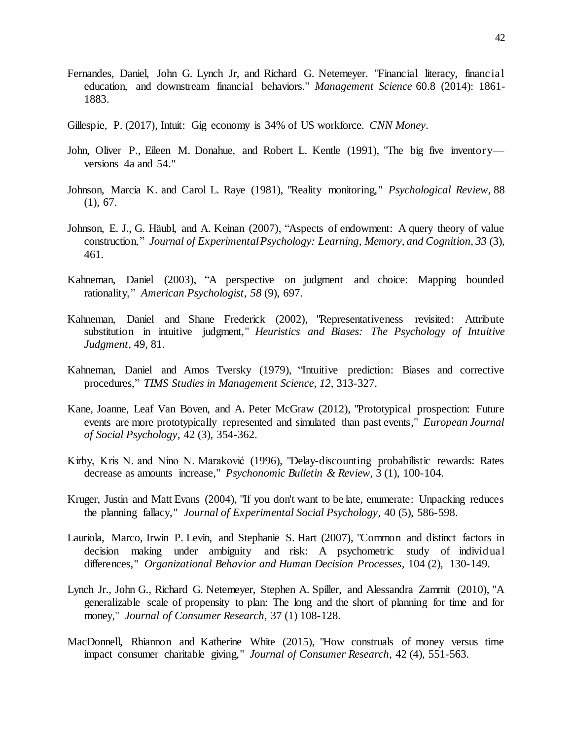Fernandes, Daniel, John G. Lynch Jr, and Richard G. Netemeyer. "Financial literacy, financial education, and downstream financial behaviors." *Management Science* 60.8 (2014): 1861-1883.

Gillespie, P. (2017), Intuit: Gig economy is 34% of US workforce. *CNN Money*.

John, Oliver P., Eileen M. Donahue, and Robert L. Kentle (1991), "The big five inventory—versions 4a and 54."

Johnson, Marcia K. and Carol L. Raye (1981), "Reality monitoring," *Psychological Review*, 88 (1), 67.

Johnson, E. J., G. Häubl, and A. Keinan (2007), "Aspects of endowment: A query theory of value construction," *Journal of Experimental Psychology: Learning, Memory, and Cognition*, *33* (3), 461.

Kahneman, Daniel (2003), "A perspective on judgment and choice: Mapping bounded rationality," *American Psychologist*, *58* (9), 697.

Kahneman, Daniel and Shane Frederick (2002), "Representativeness revisited: Attribute substitution in intuitive judgment," *Heuristics and Biases: The Psychology of Intuitive Judgment*, 49, 81.

Kahneman, Daniel and Amos Tversky (1979), "Intuitive prediction: Biases and corrective procedures," *TIMS Studies in Management Science, 12,* 313-327.

Kane, Joanne, Leaf Van Boven, and A. Peter McGraw (2012), "Prototypical prospection: Future events are more prototypically represented and simulated than past events," *European Journal of Social Psychology*, 42 (3), 354-362.

Kirby, Kris N. and Nino N. Maraković (1996), "Delay-discounting probabilistic rewards: Rates decrease as amounts increase," *Psychonomic Bulletin & Review*, 3 (1), 100-104.

Kruger, Justin and Matt Evans (2004), "If you don't want to be late, enumerate: Unpacking reduces the planning fallacy," *Journal of Experimental Social Psychology*, 40 (5), 586-598.

Lauriola, Marco, Irwin P. Levin, and Stephanie S. Hart (2007), "Common and distinct factors in decision making under ambiguity and risk: A psychometric study of individual differences," *Organizational Behavior and Human Decision Processes*, 104 (2), 130-149.

Lynch Jr., John G., Richard G. Netemeyer, Stephen A. Spiller, and Alessandra Zammit (2010), "A generalizable scale of propensity to plan: The long and the short of planning for time and for money," *Journal of Consumer Research*, 37 (1) 108-128.

MacDonnell, Rhiannon and Katherine White (2015), "How construals of money versus time impact consumer charitable giving," *Journal of Consumer Research*, 42 (4), 551-563.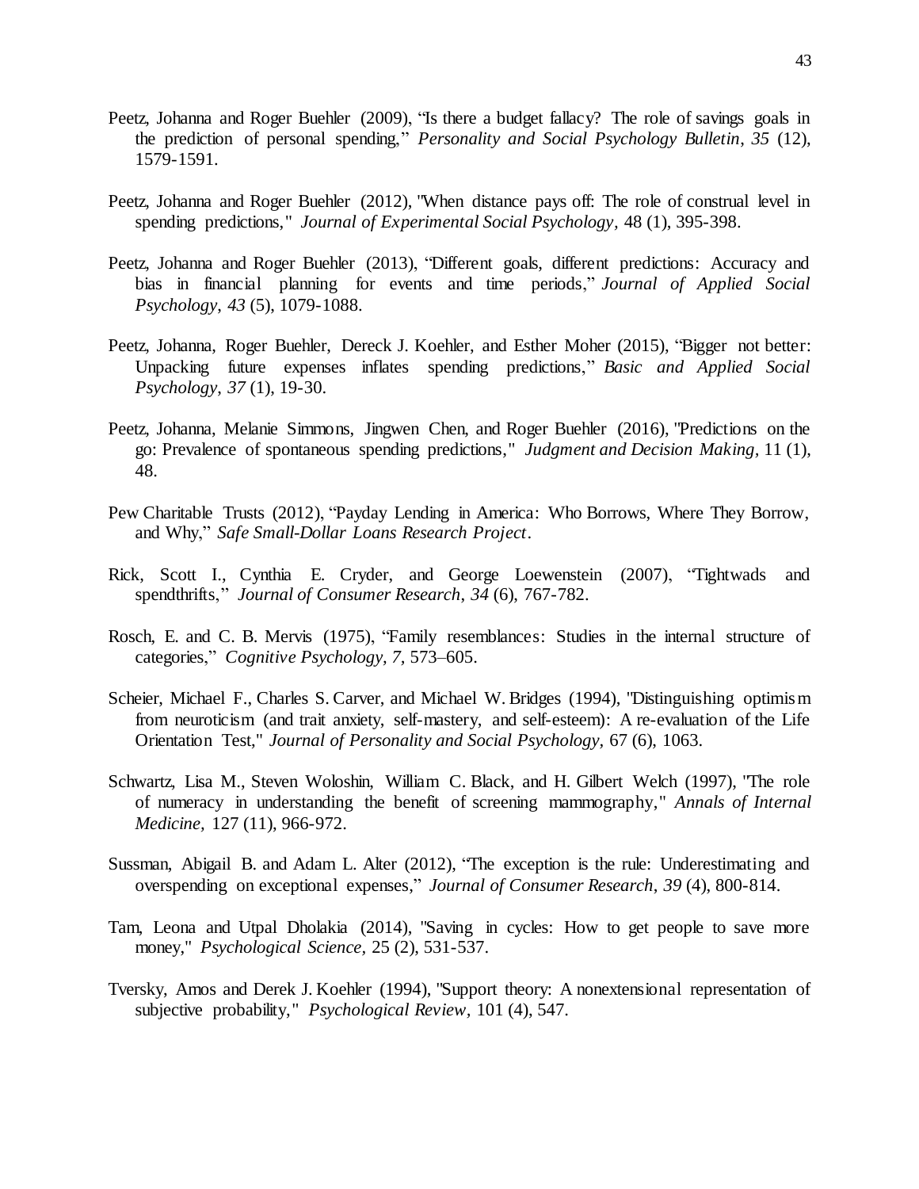Peetz, Johanna and Roger Buehler (2009), "Is there a budget fallacy? The role of savings goals in the prediction of personal spending," *Personality and Social Psychology Bulletin*, *35* (12), 1579-1591.

Peetz, Johanna and Roger Buehler (2012), "When distance pays off: The role of construal level in spending predictions," *Journal of Experimental Social Psychology,* 48 (1), 395-398.

Peetz, Johanna and Roger Buehler (2013), "Different goals, different predictions: Accuracy and bias in financial planning for events and time periods," *Journal of Applied Social Psychology*, *43* (5), 1079-1088.

Peetz, Johanna, Roger Buehler, Dereck J. Koehler, and Esther Moher (2015), "Bigger not better: Unpacking future expenses inflates spending predictions," *Basic and Applied Social Psychology*, *37* (1), 19-30.

Peetz, Johanna, Melanie Simmons, Jingwen Chen, and Roger Buehler (2016), "Predictions on the go: Prevalence of spontaneous spending predictions," *Judgment and Decision Making*, 11 (1), 48.

Pew Charitable Trusts (2012), "Payday Lending in America: Who Borrows, Where They Borrow, and Why," *Safe Small-Dollar Loans Research Project*.

Rick, Scott I., Cynthia E. Cryder, and George Loewenstein (2007), "Tightwads and spendthrifts," *Journal of Consumer Research*, *34* (6), 767-782.

Rosch, E. and C. B. Mervis (1975), "Family resemblances: Studies in the internal structure of categories," *Cognitive Psychology, 7,* 573–605.

Scheier, Michael F., Charles S. Carver, and Michael W. Bridges (1994), "Distinguishing optimism from neuroticism (and trait anxiety, self-mastery, and self-esteem): A re-evaluation of the Life Orientation Test," *Journal of Personality and Social Psychology*, 67 (6), 1063.

Schwartz, Lisa M., Steven Woloshin, William C. Black, and H. Gilbert Welch (1997), "The role of numeracy in understanding the benefit of screening mammography," *Annals of Internal Medicine*, 127 (11), 966-972.

Sussman, Abigail B. and Adam L. Alter (2012), "The exception is the rule: Underestimating and overspending on exceptional expenses," *Journal of Consumer Research*, *39* (4), 800-814.

Tam, Leona and Utpal Dholakia (2014), "Saving in cycles: How to get people to save more money," *Psychological Science,* 25 (2), 531-537.

Tversky, Amos and Derek J. Koehler (1994), "Support theory: A nonextensional representation of subjective probability," *Psychological Review,* 101 (4), 547.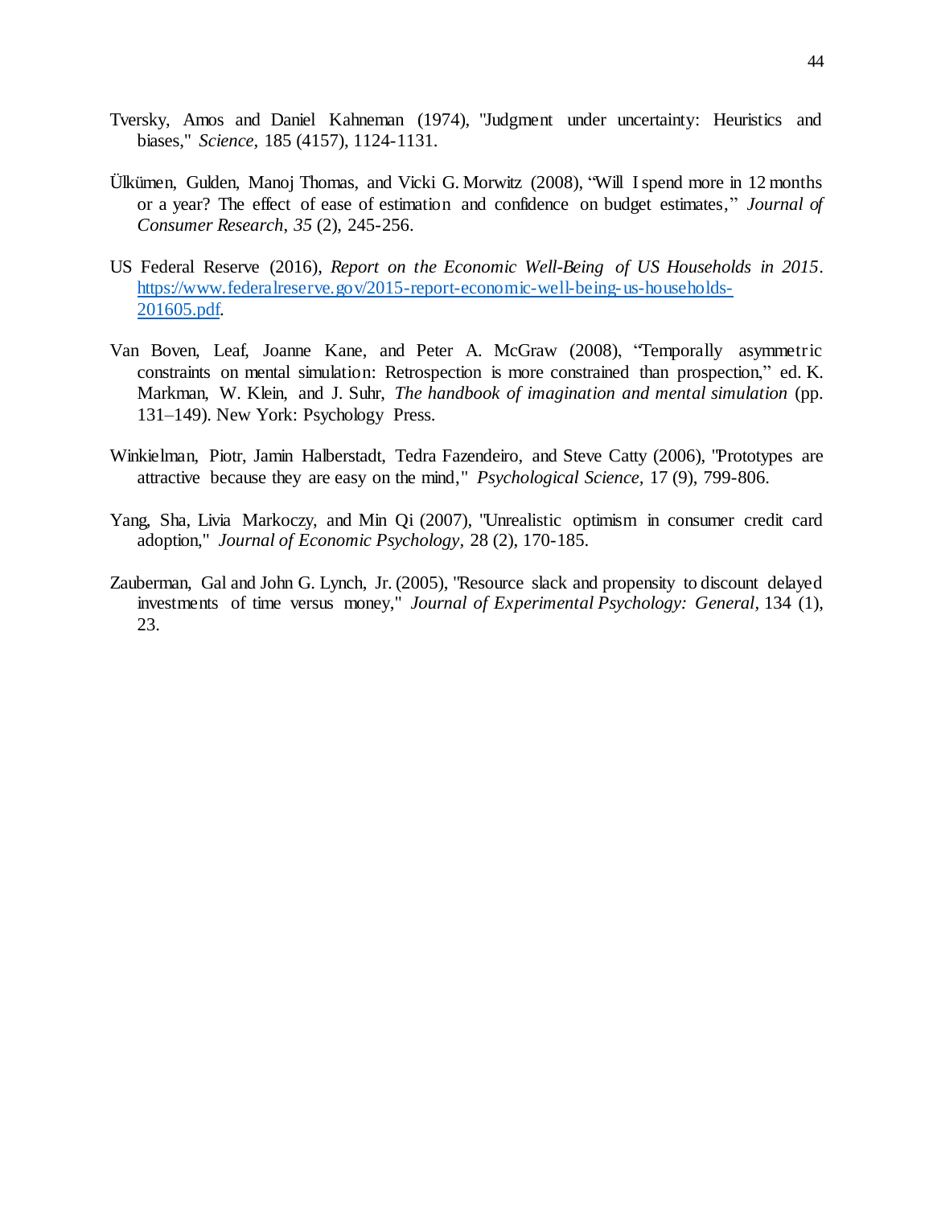Tversky, Amos and Daniel Kahneman (1974), "Judgment under uncertainty: Heuristics and biases," *Science,* 185 (4157), 1124-1131.

Ülkümen, Gulden, Manoj Thomas, and Vicki G. Morwitz (2008), "Will I spend more in 12 months or a year? The effect of ease of estimation and confidence on budget estimates," *Journal of Consumer Research*, *35* (2), 245-256.

US Federal Reserve (2016), *Report on the Economic Well-Being of US Households in 2015*. https://www.federalreserve.gov/2015-report-economic-well-being-us-households-201605.pdf.

Van Boven, Leaf, Joanne Kane, and Peter A. McGraw (2008), "Temporally asymmetric constraints on mental simulation: Retrospection is more constrained than prospection," ed. K. Markman, W. Klein, and J. Suhr, *The handbook of imagination and mental simulation* (pp. 131–149). New York: Psychology Press.

Winkielman, Piotr, Jamin Halberstadt, Tedra Fazendeiro, and Steve Catty (2006), "Prototypes are attractive because they are easy on the mind," *Psychological Science,* 17 (9), 799-806.

Yang, Sha, Livia Markoczy, and Min Qi (2007), "Unrealistic optimism in consumer credit card adoption," *Journal of Economic Psychology,* 28 (2), 170-185.

Zauberman, Gal and John G. Lynch, Jr. (2005), "Resource slack and propensity to discount delayed investments of time versus money," *Journal of Experimental Psychology: General,* 134 (1), 23.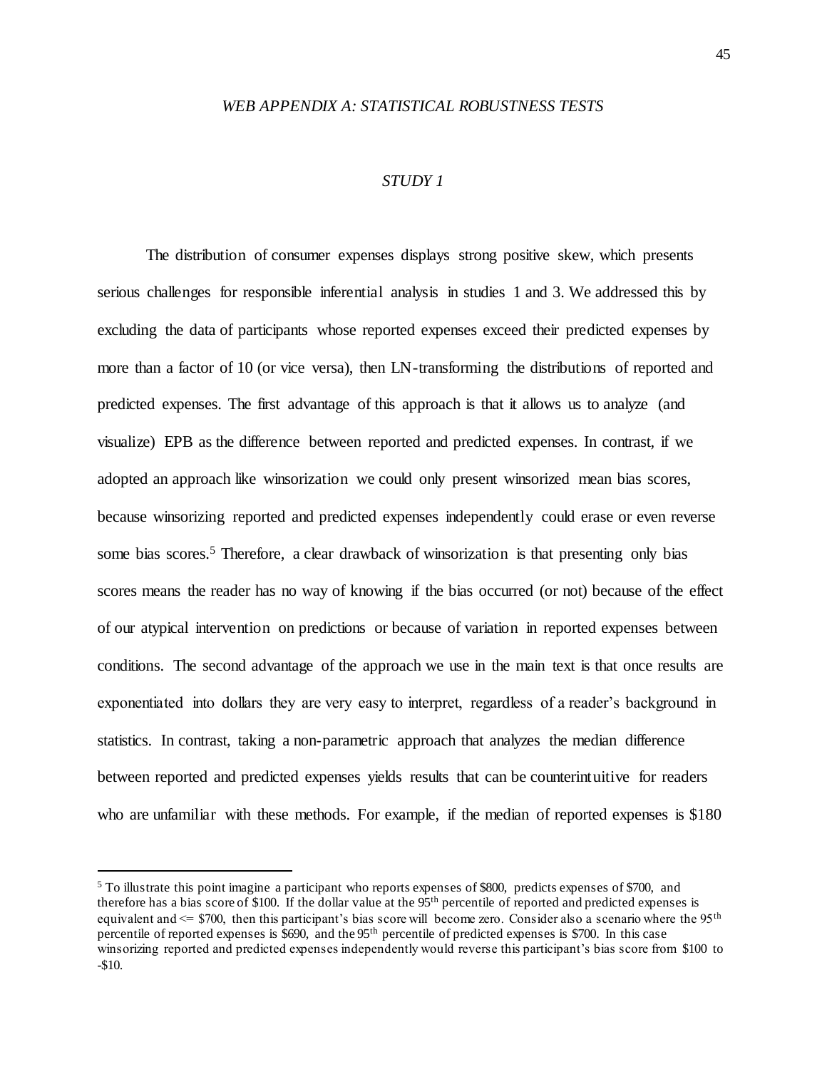*WEB APPENDIX A: STATISTICAL ROBUSTNESS TESTS*

*STUDY 1*

The distribution of consumer expenses displays strong positive skew, which presents serious challenges for responsible inferential analysis in studies 1 and 3. We addressed this by excluding the data of participants whose reported expenses exceed their predicted expenses by more than a factor of 10 (or vice versa), then LN-transforming the distributions of reported and predicted expenses. The first advantage of this approach is that it allows us to analyze (and visualize) EPB as the difference between reported and predicted expenses. In contrast, if we adopted an approach like winsorization we could only present winsorized mean bias scores, because winsorizing reported and predicted expenses independently could erase or even reverse some bias scores.[5] Therefore, a clear drawback of winsorization is that presenting only bias scores means the reader has no way of knowing if the bias occurred (or not) because of the effect of our atypical intervention on predictions or because of variation in reported expenses between conditions. The second advantage of the approach we use in the main text is that once results are exponentiated into dollars they are very easy to interpret, regardless of a reader's background in statistics. In contrast, taking a non-parametric approach that analyzes the median difference between reported and predicted expenses yields results that can be counterintuitive for readers who are unfamiliar with these methods. For example, if the median of reported expenses is $180

[5] To illustrate this point imagine a participant who reports expenses of $800, predicts expenses of $700, and therefore has a bias score of $100. If the dollar value at the 95th percentile of reported and predicted expenses is equivalent and <= $700, then this participant's bias score will become zero. Consider also a scenario where the 95th percentile of reported expenses is $690, and the 95th percentile of predicted expenses is $700. In this case winsorizing reported and predicted expenses independently would reverse this participant's bias score from $100 to -$10.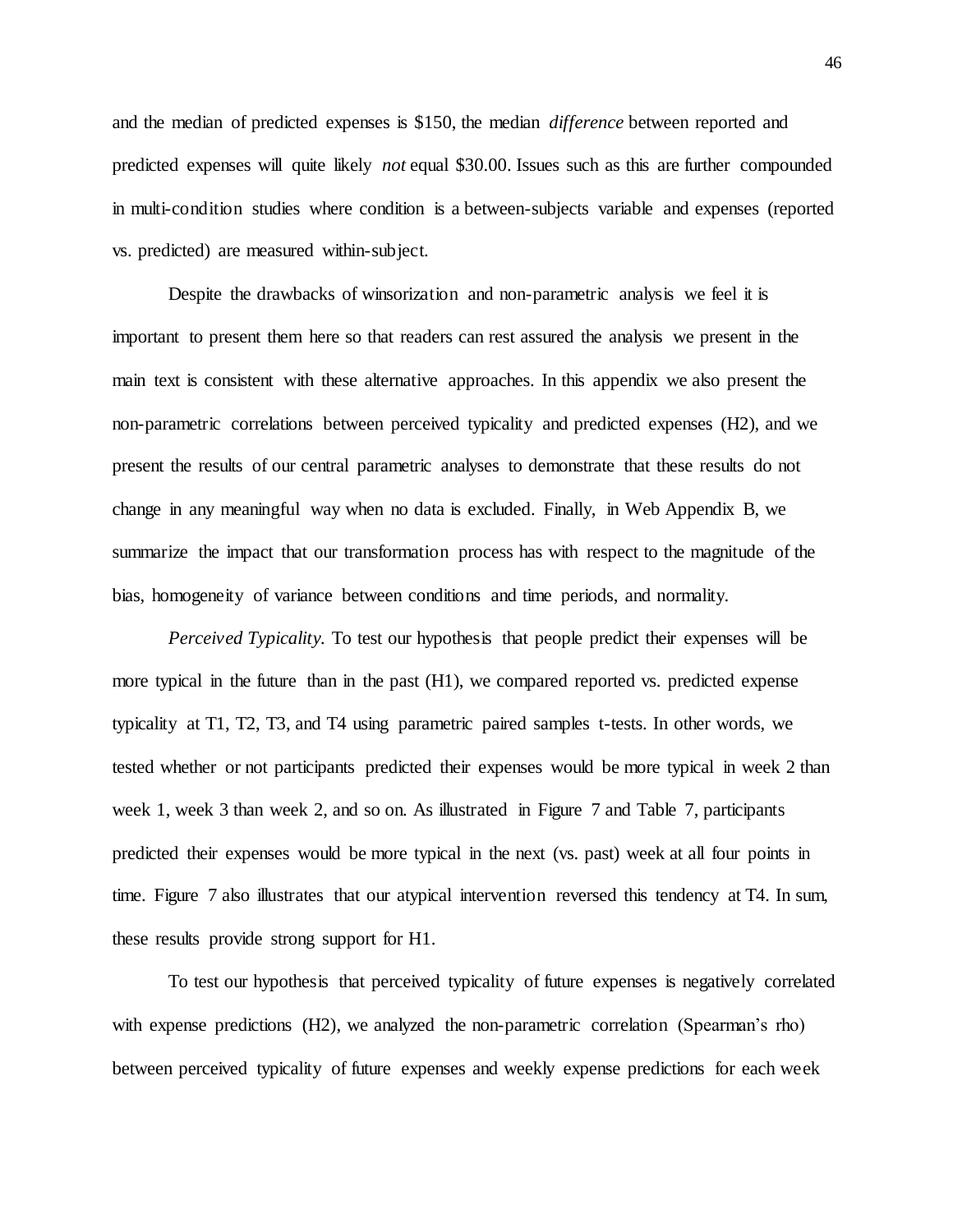and the median of predicted expenses is $150, the median *difference* between reported and predicted expenses will quite likely *not* equal $30.00. Issues such as this are further compounded in multi-condition studies where condition is a between-subjects variable and expenses (reported vs. predicted) are measured within-subject.

Despite the drawbacks of winsorization and non-parametric analysis we feel it is important to present them here so that readers can rest assured the analysis we present in the main text is consistent with these alternative approaches. In this appendix we also present the non-parametric correlations between perceived typicality and predicted expenses (H2), and we present the results of our central parametric analyses to demonstrate that these results do not change in any meaningful way when no data is excluded. Finally, in Web Appendix B, we summarize the impact that our transformation process has with respect to the magnitude of the bias, homogeneity of variance between conditions and time periods, and normality.

*Perceived Typicality.* To test our hypothesis that people predict their expenses will be more typical in the future than in the past (H1), we compared reported vs. predicted expense typicality at T1, T2, T3, and T4 using parametric paired samples t-tests. In other words, we tested whether or not participants predicted their expenses would be more typical in week 2 than week 1, week 3 than week 2, and so on. As illustrated in Figure 7 and Table 7, participants predicted their expenses would be more typical in the next (vs. past) week at all four points in time. Figure 7 also illustrates that our atypical intervention reversed this tendency at T4. In sum, these results provide strong support for H1.

To test our hypothesis that perceived typicality of future expenses is negatively correlated with expense predictions (H2), we analyzed the non-parametric correlation (Spearman's rho) between perceived typicality of future expenses and weekly expense predictions for each week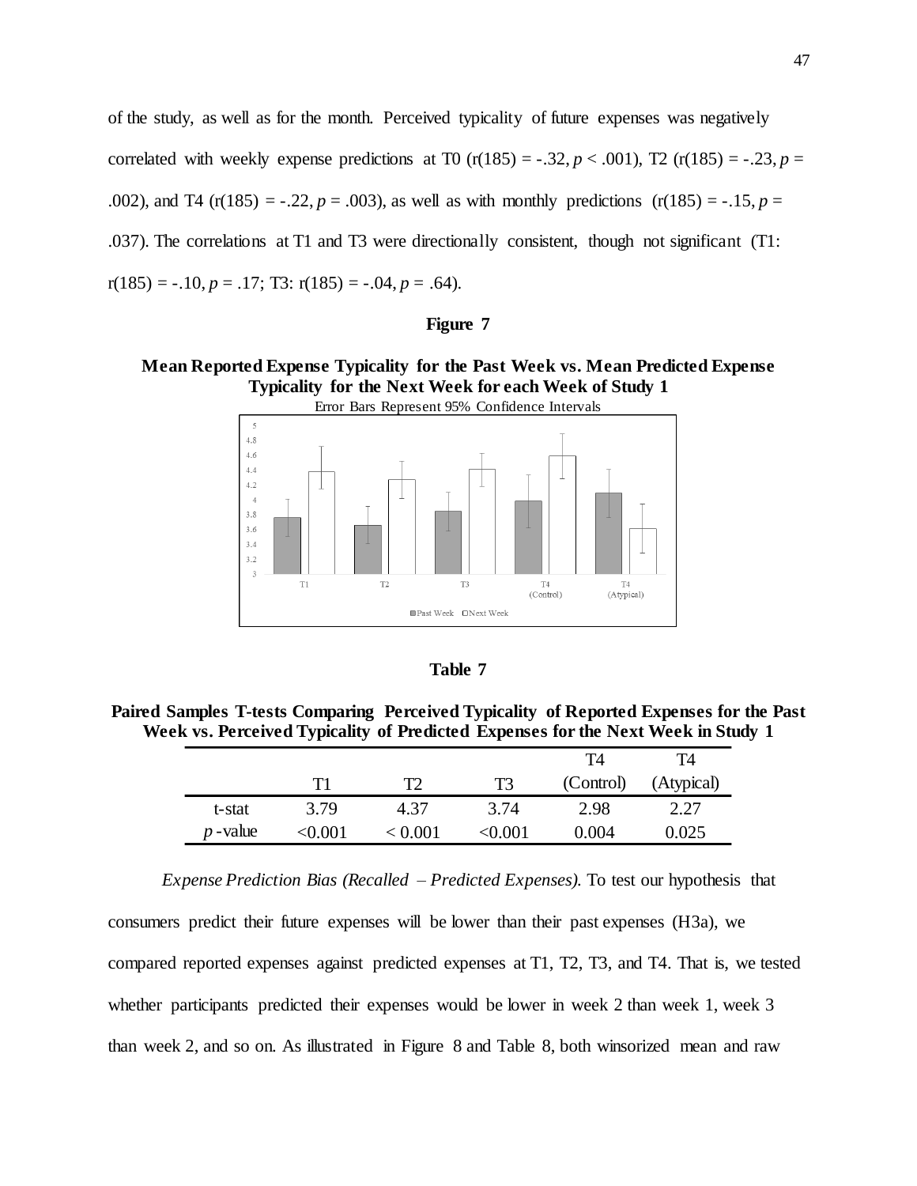of the study, as well as for the month. Perceived typicality of future expenses was negatively correlated with weekly expense predictions at T0 ($r(185) = -.32, p < .001$), T2 ($r(185) = -.23, p = .002$), and T4 ($r(185) = -.22, p = .003$), as well as with monthly predictions ($r(185) = -.15, p = .037$). The correlations at T1 and T3 were directionally consistent, though not significant (T1: $r(185) = -.10, p = .17$; T3: $r(185) = -.04, p = .64$).

**Figure 7**

**Mean Reported Expense Typicality for the Past Week vs. Mean Predicted Expense Typicality for the Next Week for each Week of Study 1**

Error Bars Represent 95% Confidence Intervals

**Table 7**

**Paired Samples T-tests Comparing Perceived Typicality of Reported Expenses for the Past Week vs. Perceived Typicality of Predicted Expenses for the Next Week in Study 1**

| | T1 | T2 | T3 | T4 (Control) | T4 (Atypical) |
|---|---|---|---|---|---|
| t-stat | 3.79 | 4.37 | 3.74 | 2.98 | 2.27 |
| *p*-value | <0.001 | < 0.001 | <0.001 | 0.004 | 0.025 |

*Expense Prediction Bias (Recalled – Predicted Expenses).* To test our hypothesis that consumers predict their future expenses will be lower than their past expenses (H3a), we compared reported expenses against predicted expenses at T1, T2, T3, and T4. That is, we tested whether participants predicted their expenses would be lower in week 2 than week 1, week 3 than week 2, and so on. As illustrated in Figure 8 and Table 8, both winsorized mean and raw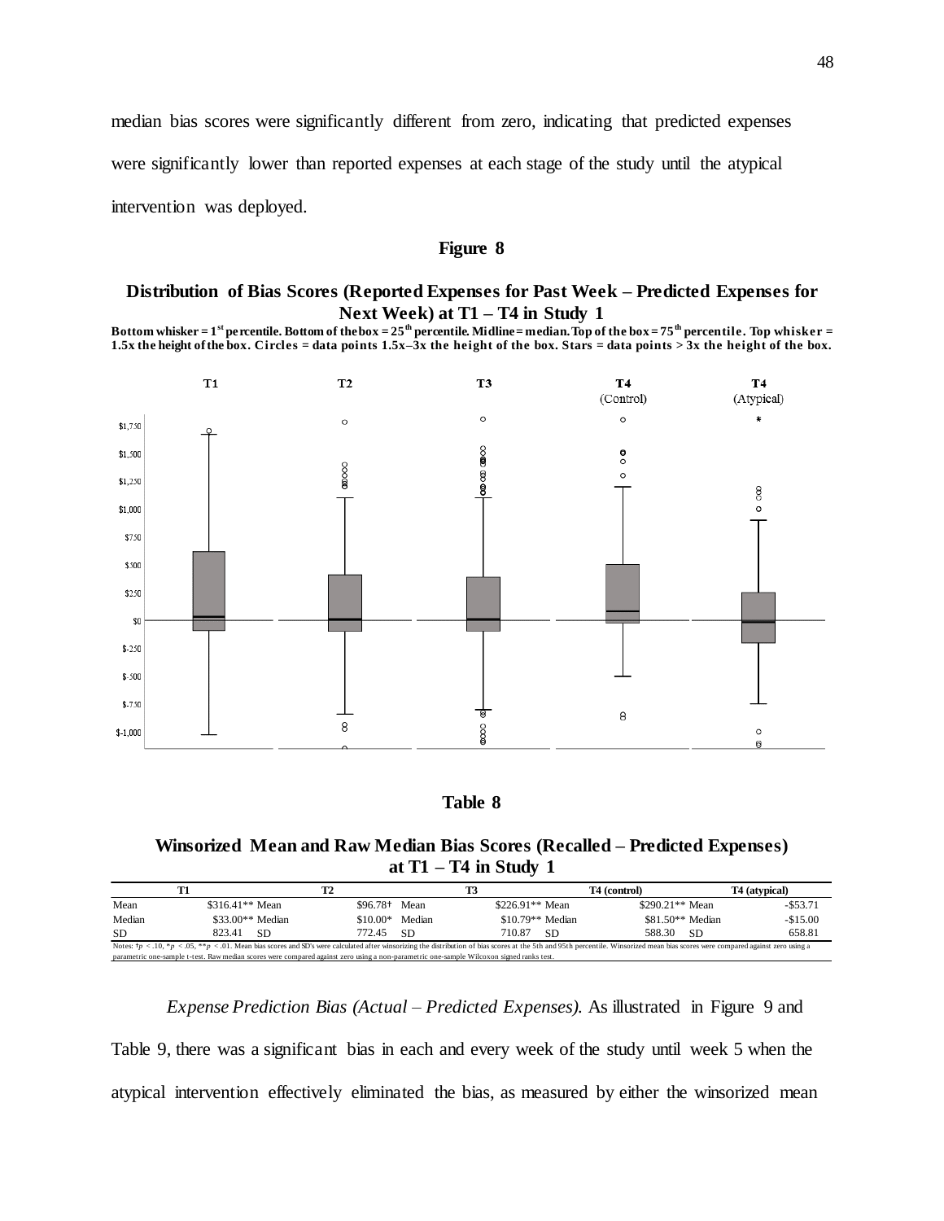median bias scores were significantly different from zero, indicating that predicted expenses were significantly lower than reported expenses at each stage of the study until the atypical intervention was deployed.

**Figure 8**

**Distribution of Bias Scores (Reported Expenses for Past Week – Predicted Expenses for Next Week) at T1 – T4 in Study 1**

**Bottom whisker = 1st percentile. Bottom of the box = 25th percentile. Midline = median. Top of the box = 75th percentile. Top whisker = 1.5x the height of the box. Circles = data points 1.5x–3x the height of the box. Stars = data points > 3x the height of the box.**

**Table 8**

**Winsorized Mean and Raw Median Bias Scores (Recalled – Predicted Expenses) at T1 – T4 in Study 1**

| | T1 | T2 | T3 | T4 (control) | T4 (atypical) |
|---|---|---|---|---|---|
| Mean | $316.41** | $96.78† | $226.91** | $290.21** | -$53.71 |
| Median | $33.00** | $10.00* | $10.79** | $81.50** | -$15.00 |
| SD | 823.41 | 772.45 | 710.87 | 588.30 | 658.81 |

Notes: †$p$ < .10, *$p$ < .05, **$p$ < .01. Mean bias scores and SD's were calculated after winsorizing the distribution of bias scores at the 5th and 95th percentile. Winsorized mean bias scores were compared against zero using a parametric one-sample t-test. Raw median scores were compared against zero using a non-parametric one-sample Wilcoxon signed ranks test.

*Expense Prediction Bias (Actual – Predicted Expenses).* As illustrated in Figure 9 and Table 9, there was a significant bias in each and every week of the study until week 5 when the atypical intervention effectively eliminated the bias, as measured by either the winsorized mean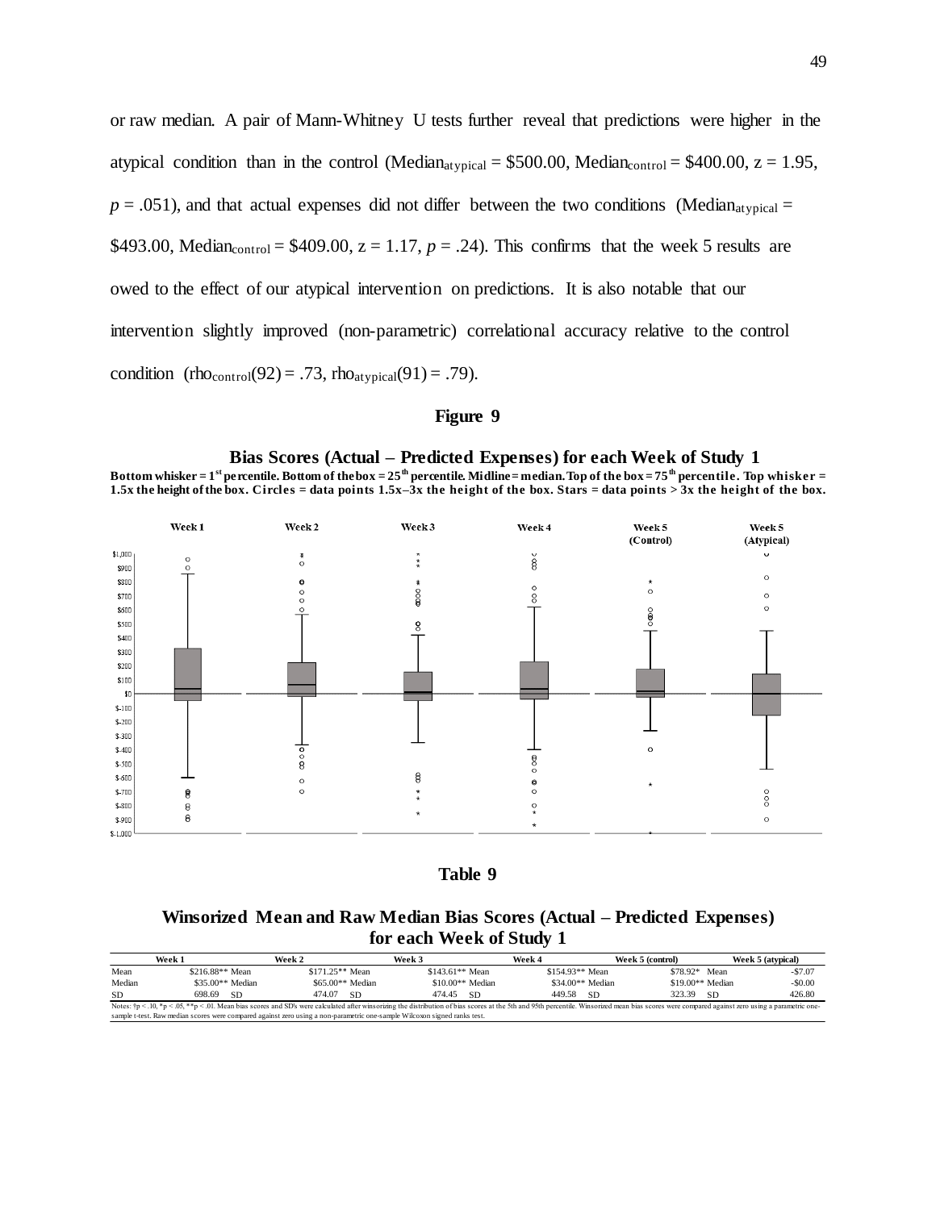or raw median. A pair of Mann-Whitney U tests further reveal that predictions were higher in the atypical condition than in the control ($Median_{atypical}$ = \$500.00, $Median_{control}$ = \$400.00, $z = 1.95$, $p = .051$), and that actual expenses did not differ between the two conditions ($Median_{atypical}$ = \$493.00, $Median_{control}$ = \$409.00, $z = 1.17$, $p = .24$). This confirms that the week 5 results are owed to the effect of our atypical intervention on predictions. It is also notable that our intervention slightly improved (non-parametric) correlational accuracy relative to the control condition ($rho_{control}(92) = .73$, $rho_{atypical}(91) = .79$).

**Figure 9**

**Bias Scores (Actual – Predicted Expenses) for each Week of Study 1**

**Bottom whisker = 1st percentile. Bottom of the box = 25th percentile. Midline = median. Top of the box = 75th percentile. Top whisker = 1.5x the height of the box. Circles = data points 1.5x–3x the height of the box. Stars = data points > 3x the height of the box.**

**Table 9**

**Winsorized Mean and Raw Median Bias Scores (Actual – Predicted Expenses) for each Week of Study 1**

| | Week 1 | | Week 2 | | Week 3 | | Week 4 | | Week 5 (control) | | Week 5 (atypical) |
|---|---|---|---|---|---|---|---|---|---|---|---|
| Mean | \$216.88** | Mean | \$171.25** | Mean | \$143.61** | Mean | \$154.93** | Mean | \$78.92* | Mean | -\$7.07 |
| Median | \$35.00** | Median | \$65.00** | Median | \$10.00** | Median | \$34.00** | Median | \$19.00** | Median | -\$0.00 |
| SD | 698.69 | SD | 474.07 | SD | 474.45 | SD | 449.58 | SD | 323.39 | SD | 426.80 |

Notes: †p < .10, *p < .05, **p < .01. Mean bias scores and SD's were calculated after winsorizing the distribution of bias scores at the 5th and 95th percentile. Winsorized mean bias scores were compared against zero using a parametric one-sample t-test. Raw median scores were compared against zero using a non-parametric one-sample Wilcoxon signed ranks test.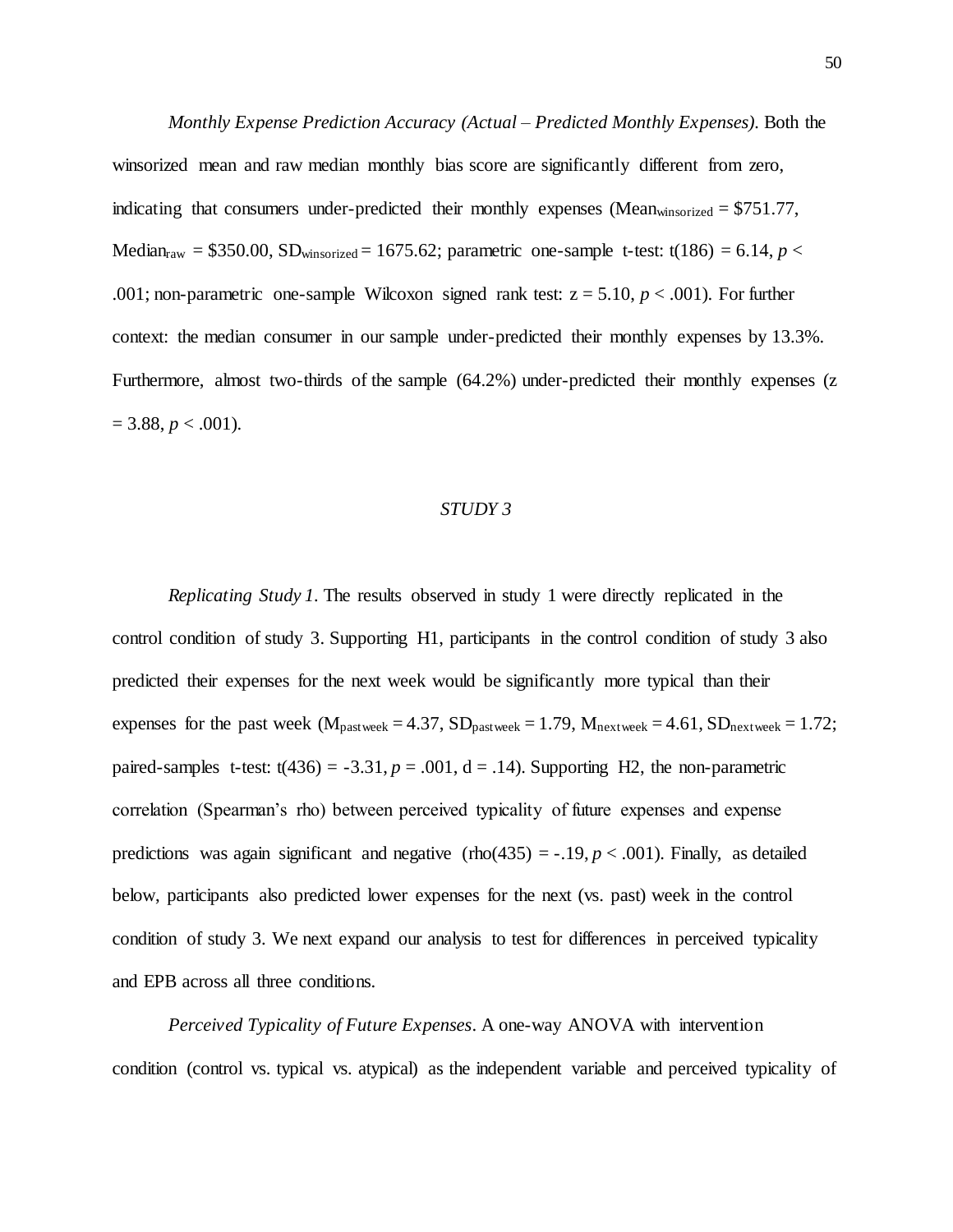*Monthly Expense Prediction Accuracy (Actual – Predicted Monthly Expenses).* Both the winsorized mean and raw median monthly bias score are significantly different from zero, indicating that consumers under-predicted their monthly expenses ($Mean_{winsorized}$ = \$751.77, $Median_{raw}$ = \$350.00, $SD_{winsorized}$ = 1675.62; parametric one-sample t-test: $t(186) = 6.14$, $p < .001$; non-parametric one-sample Wilcoxon signed rank test: $z = 5.10$, $p < .001$). For further context: the median consumer in our sample under-predicted their monthly expenses by 13.3%. Furthermore, almost two-thirds of the sample (64.2%) under-predicted their monthly expenses ($z = 3.88$, $p < .001$).

## *STUDY 3*

*Replicating Study 1.* The results observed in study 1 were directly replicated in the control condition of study 3. Supporting H1, participants in the control condition of study 3 also predicted their expenses for the next week would be significantly more typical than their expenses for the past week ($M_{pastweek} = 4.37$, $SD_{pastweek} = 1.79$, $M_{nextweek} = 4.61$, $SD_{nextweek} = 1.72$; paired-samples t-test: $t(436) = -3.31$, $p = .001$, $d = .14$). Supporting H2, the non-parametric correlation (Spearman's rho) between perceived typicality of future expenses and expense predictions was again significant and negative ($rho(435) = -.19$, $p < .001$). Finally, as detailed below, participants also predicted lower expenses for the next (vs. past) week in the control condition of study 3. We next expand our analysis to test for differences in perceived typicality and EPB across all three conditions.

*Perceived Typicality of Future Expenses.* A one-way ANOVA with intervention condition (control vs. typical vs. atypical) as the independent variable and perceived typicality of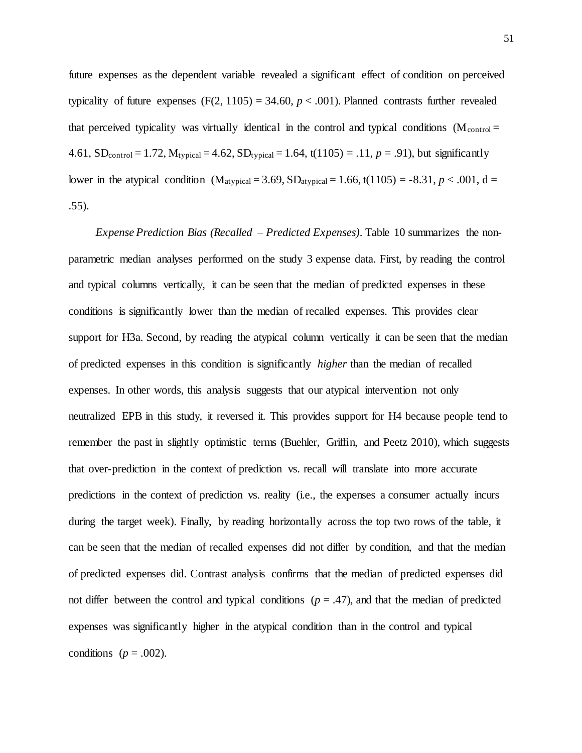future expenses as the dependent variable revealed a significant effect of condition on perceived typicality of future expenses ($F(2, 1105) = 34.60$, $p < .001$). Planned contrasts further revealed that perceived typicality was virtually identical in the control and typical conditions ($M_{control} = 4.61$, $SD_{control} = 1.72$, $M_{typical} = 4.62$, $SD_{typical} = 1.64$, $t(1105) = .11$, $p = .91$), but significantly lower in the atypical condition ($M_{atypical} = 3.69$, $SD_{atypical} = 1.66$, $t(1105) = -8.31$, $p < .001$, $d = .55$).

*Expense Prediction Bias (Recalled – Predicted Expenses)*. Table 10 summarizes the non-parametric median analyses performed on the study 3 expense data. First, by reading the control and typical columns vertically, it can be seen that the median of predicted expenses in these conditions is significantly lower than the median of recalled expenses. This provides clear support for H3a. Second, by reading the atypical column vertically it can be seen that the median of predicted expenses in this condition is significantly *higher* than the median of recalled expenses. In other words, this analysis suggests that our atypical intervention not only neutralized EPB in this study, it reversed it. This provides support for H4 because people tend to remember the past in slightly optimistic terms (Buehler, Griffin, and Peetz 2010), which suggests that over-prediction in the context of prediction vs. recall will translate into more accurate predictions in the context of prediction vs. reality (i.e., the expenses a consumer actually incurs during the target week). Finally, by reading horizontally across the top two rows of the table, it can be seen that the median of recalled expenses did not differ by condition, and that the median of predicted expenses did. Contrast analysis confirms that the median of predicted expenses did not differ between the control and typical conditions ($p = .47$), and that the median of predicted expenses was significantly higher in the atypical condition than in the control and typical conditions ($p = .002$).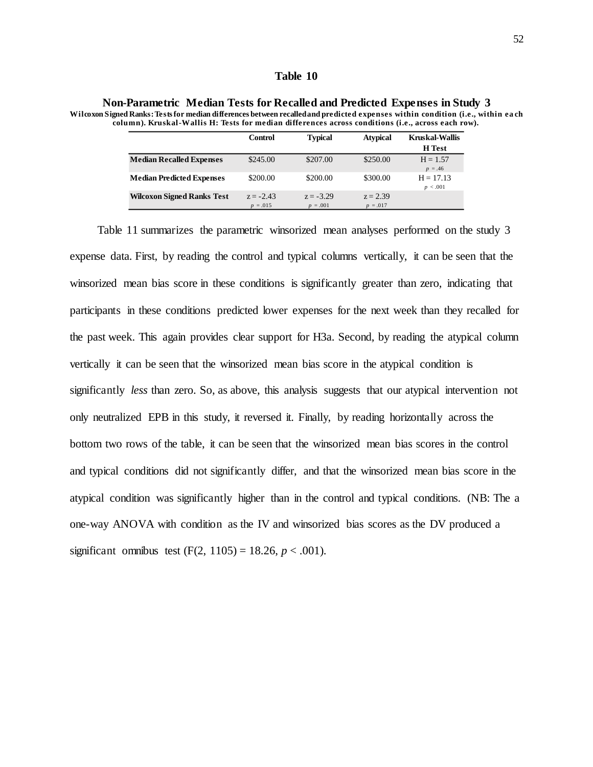**Table 10**

**Non-Parametric Median Tests for Recalled and Predicted Expenses in Study 3**

**Wilcoxon Signed Ranks: Tests for median differences between recalled and predicted expenses within condition (i.e., within each column). Kruskal-Wallis H: Tests for median differences across conditions (i.e., across each row).**

| | Control | Typical | Atypical | Kruskal-Wallis H Test |
|---|---|---|---|---|
| **Median Recalled Expenses** | \$245.00 | \$207.00 | \$250.00 | H = 1.57 $p$ = .46 |
| **Median Predicted Expenses** | \$200.00 | \$200.00 | \$300.00 | H = 17.13 $p$ < .001 |
| **Wilcoxon Signed Ranks Test** | z = -2.43 $p$ = .015 | z = -3.29 $p$ = .001 | z = 2.39 $p$ = .017 | |

Table 11 summarizes the parametric winsorized mean analyses performed on the study 3 expense data. First, by reading the control and typical columns vertically, it can be seen that the winsorized mean bias score in these conditions is significantly greater than zero, indicating that participants in these conditions predicted lower expenses for the next week than they recalled for the past week. This again provides clear support for H3a. Second, by reading the atypical column vertically it can be seen that the winsorized mean bias score in the atypical condition is significantly *less* than zero. So, as above, this analysis suggests that our atypical intervention not only neutralized EPB in this study, it reversed it. Finally, by reading horizontally across the bottom two rows of the table, it can be seen that the winsorized mean bias scores in the control and typical conditions did not significantly differ, and that the winsorized mean bias score in the atypical condition was significantly higher than in the control and typical conditions. (NB: The a one-way ANOVA with condition as the IV and winsorized bias scores as the DV produced a significant omnibus test ($F(2, 1105) = 18.26$, $p < .001$).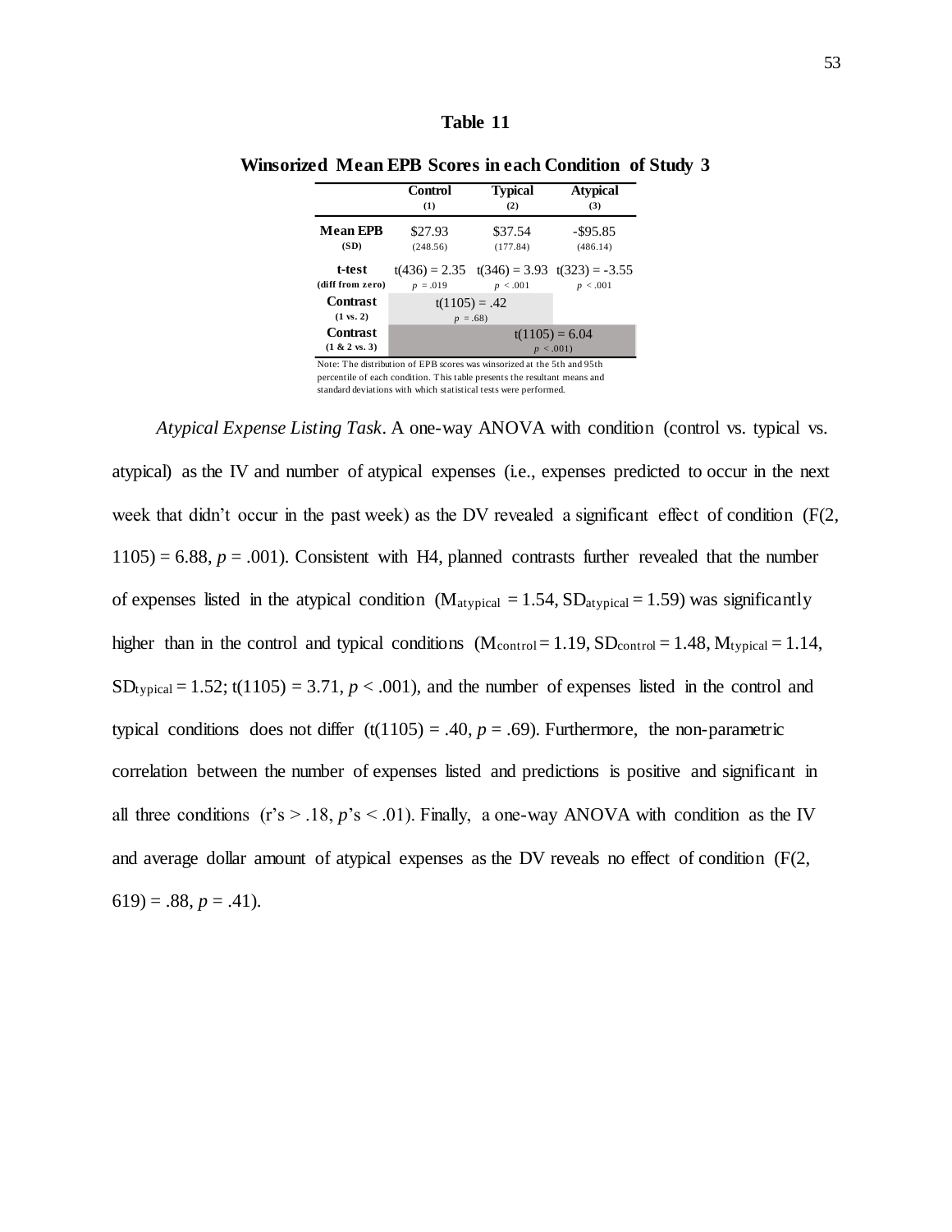**Table 11**

**Winsorized Mean EPB Scores in each Condition of Study 3**

| | Control (1) | Typical (2) | Atypical (3) |
|---|---|---|---|
| **Mean EPB (SD)** | \$27.93 (248.56) | \$37.54 (177.84) | -\$95.85 (486.14) |
| **t-test (diff from zero)** | $t(436) = 2.35$, $p = .019$ | $t(346) = 3.93$, $p < .001$ | $t(323) = -3.55$, $p < .001$ |
| **Contrast (1 vs. 2)** | $t(1105) = .42$, $p = .68$) | | |
| **Contrast (1 & 2 vs. 3)** | $t(1105) = 6.04$, $p < .001$) | | |

Note: The distribution of EPB scores was winsorized at the 5th and 95th percentile of each condition. This table presents the resultant means and standard deviations with which statistical tests were performed.

*Atypical Expense Listing Task*. A one-way ANOVA with condition (control vs. typical vs. atypical) as the IV and number of atypical expenses (i.e., expenses predicted to occur in the next week that didn't occur in the past week) as the DV revealed a significant effect of condition ($F(2, 1105) = 6.88$, $p = .001$). Consistent with H4, planned contrasts further revealed that the number of expenses listed in the atypical condition ($M_{atypical} = 1.54$, $SD_{atypical} = 1.59$) was significantly higher than in the control and typical conditions ($M_{control} = 1.19$, $SD_{control} = 1.48$, $M_{typical} = 1.14$, $SD_{typical} = 1.52$; $t(1105) = 3.71$, $p < .001$), and the number of expenses listed in the control and typical conditions does not differ ($t(1105) = .40$, $p = .69$). Furthermore, the non-parametric correlation between the number of expenses listed and predictions is positive and significant in all three conditions (r's > .18, *p*'s < .01). Finally, a one-way ANOVA with condition as the IV and average dollar amount of atypical expenses as the DV reveals no effect of condition ($F(2, 619) = .88$, $p = .41$).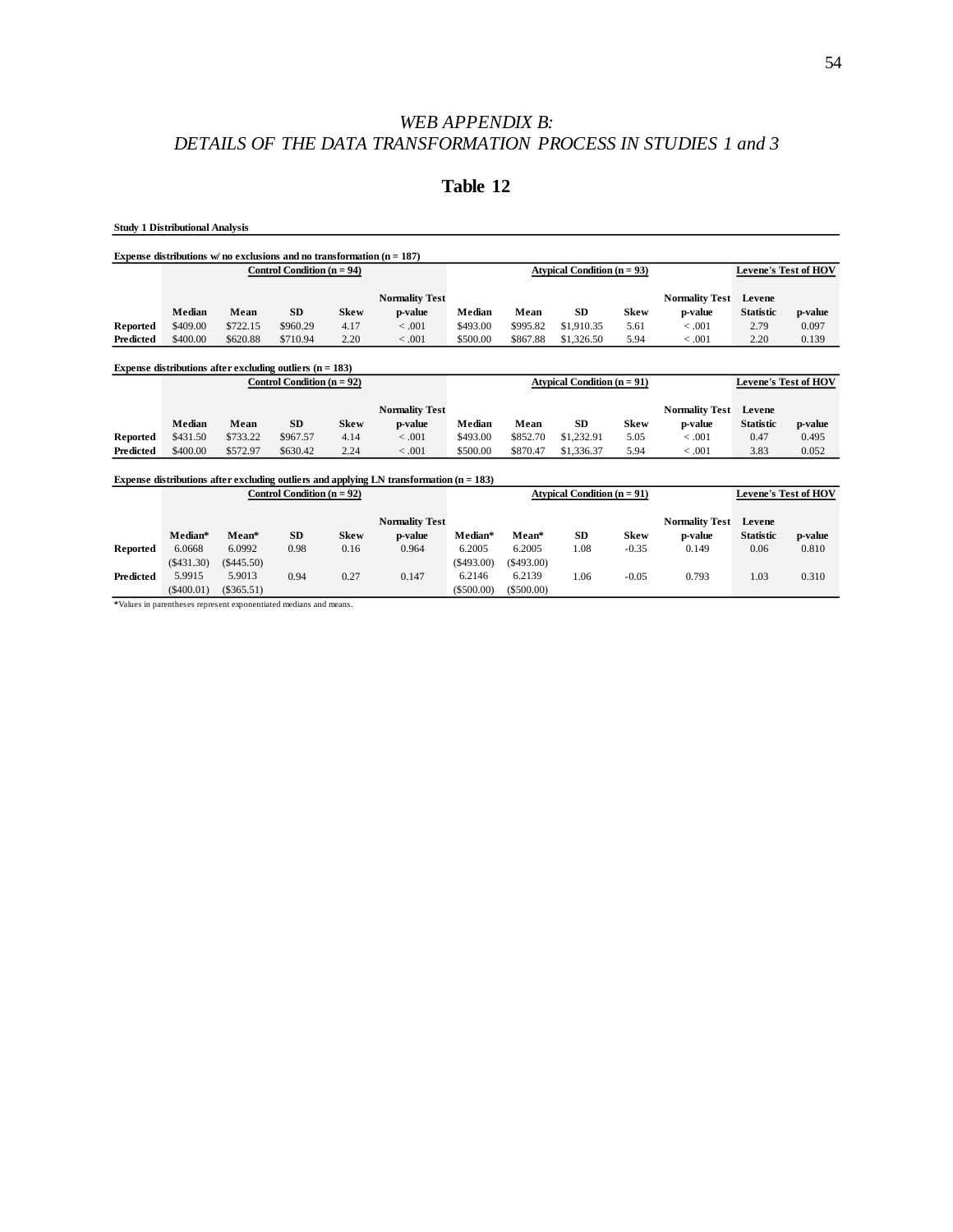*WEB APPENDIX B:*
*DETAILS OF THE DATA TRANSFORMATION PROCESS IN STUDIES 1 and 3*

# Table 12

**Study 1 Distributional Analysis**

**Expense distributions w/ no exclusions and no transformation (n = 187)**

| | Control Condition (n = 94) | | | | | Atypical Condition (n = 93) | | | | | Levene's Test of HOV | |
|---|---|---|---|---|---|---|---|---|---|---|---|---|
| | Median | Mean | SD | Skew | Normality Test p-value | Median | Mean | SD | Skew | Normality Test p-value | Levene Statistic | p-value |
| **Reported** | $409.00 | $722.15 | $960.29 | 4.17 | < .001 | $493.00 | $995.82 | $1,910.35 | 5.61 | < .001 | 2.79 | 0.097 |
| **Predicted** | $400.00 | $620.88 | $710.94 | 2.20 | < .001 | $500.00 | $867.88 | $1,326.50 | 5.94 | < .001 | 2.20 | 0.139 |

**Expense distributions after excluding outliers (n = 183)**

| | Control Condition (n = 92) | | | | | Atypical Condition (n = 91) | | | | | Levene's Test of HOV | |
|---|---|---|---|---|---|---|---|---|---|---|---|---|
| | Median | Mean | SD | Skew | Normality Test p-value | Median | Mean | SD | Skew | Normality Test p-value | Levene Statistic | p-value |
| **Reported** | $431.50 | $733.22 | $967.57 | 4.14 | < .001 | $493.00 | $852.70 | $1,232.91 | 5.05 | < .001 | 0.47 | 0.495 |
| **Predicted** | $400.00 | $572.97 | $630.42 | 2.24 | < .001 | $500.00 | $870.47 | $1,336.37 | 5.94 | < .001 | 3.83 | 0.052 |

**Expense distributions after excluding outliers and applying LN transformation (n = 183)**

| | Control Condition (n = 92) | | | | | Atypical Condition (n = 91) | | | | | Levene's Test of HOV | |
|---|---|---|---|---|---|---|---|---|---|---|---|---|
| | Median* | Mean* | SD | Skew | Normality Test p-value | Median* | Mean* | SD | Skew | Normality Test p-value | Levene Statistic | p-value |
| **Reported** | 6.0668 | 6.0992 | 0.98 | 0.16 | 0.964 | 6.2005 | 6.2005 | 1.08 | -0.35 | 0.149 | 0.06 | 0.810 |
| | ($431.30) | ($445.50) | | | | ($493.00) | ($493.00) | | | | | |
| **Predicted** | 5.9915 | 5.9013 | 0.94 | 0.27 | 0.147 | 6.2146 | 6.2139 | 1.06 | -0.05 | 0.793 | 1.03 | 0.310 |
| | ($400.01) | ($365.51) | | | | ($500.00) | ($500.00) | | | | | |

*Values in parentheses represent exponentiated medians and means.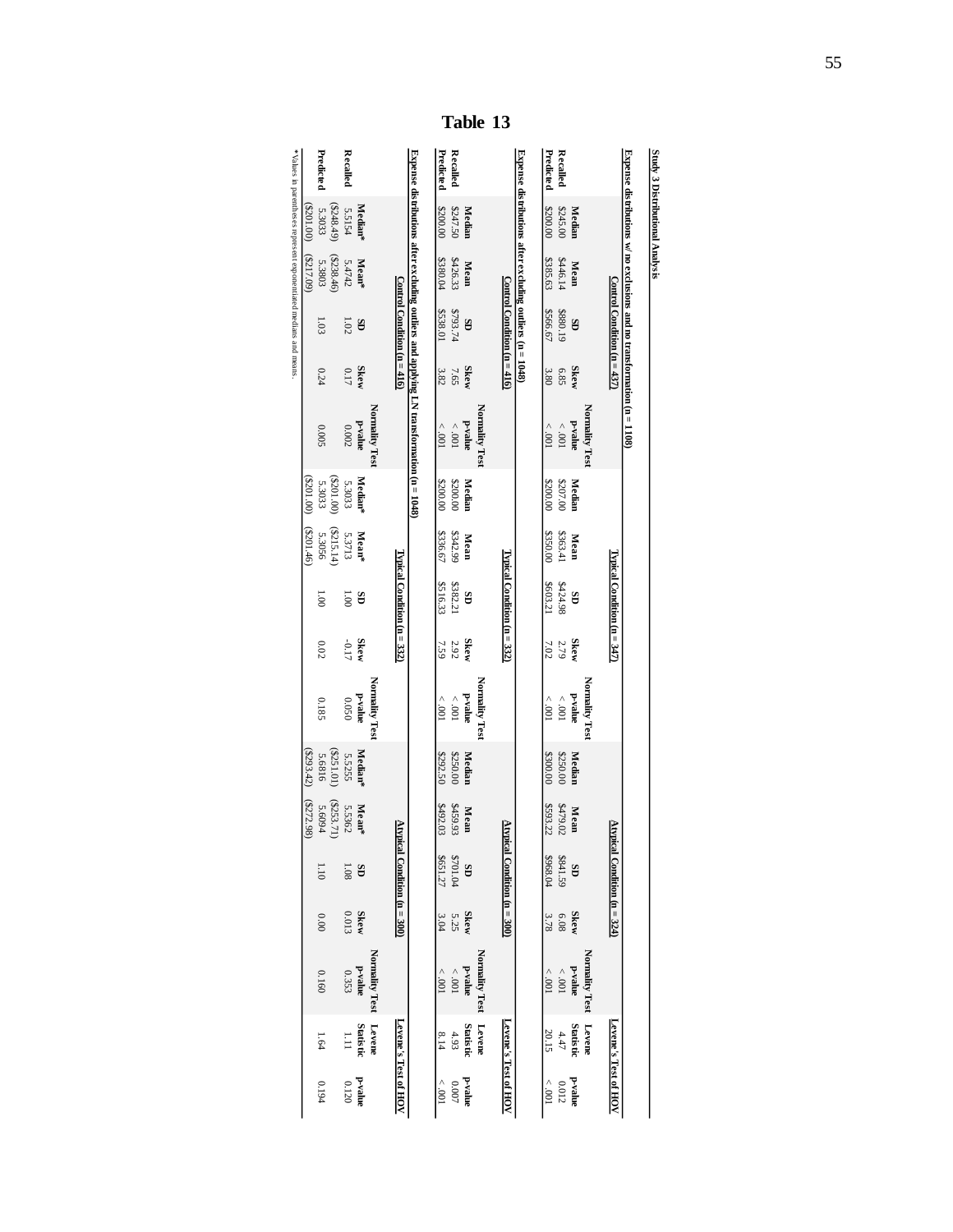# Table 13

**Study 3 Distributional Analysis**

**Expense distributions w/ no exclusions and no transformation (n = 1108)**

| | Control Condition (n = 437) | | | | | Typical Condition (n = 347) | | | | | Atypical Condition (n = 324) | | | | | Levene's Test of HOV | |
|---|---|---|---|---|---|---|---|---|---|---|---|---|---|---|---|---|---|
| | Median | Mean | SD | Skew | Normality Test p-value | Median | Mean | SD | Skew | Normality Test p-value | Median | Mean | SD | Skew | Normality Test p-value | Levene Statistic | p-value |
| **Recalled** | $245.00 | $446.14 | $880.19 | 6.85 | < .001 | $207.00 | $363.41 | $424.98 | 2.79 | < .001 | $250.00 | $479.02 | $841.59 | 6.08 | < .001 | 4.47 | 0.012 |
| **Predicted** | $200.00 | $385.63 | $566.67 | 3.80 | < .001 | $200.00 | $350.00 | $603.21 | 7.02 | < .001 | $300.00 | $593.22 | $968.04 | 3.78 | < .001 | 20.15 | < .001 |

**Expense distributions after excluding outliers (n = 1048)**

| | Control Condition (n = 416) | | | | | Typical Condition (n = 332) | | | | | Atypical Condition (n = 300) | | | | | Levene's Test of HOV | |
|---|---|---|---|---|---|---|---|---|---|---|---|---|---|---|---|---|---|
| | Median | Mean | SD | Skew | Normality Test p-value | Median | Mean | SD | Skew | Normality Test p-value | Median | Mean | SD | Skew | Normality Test p-value | Levene Statistic | p-value |
| **Recalled** | $247.50 | $426.33 | $793.74 | 7.65 | < .001 | $200.00 | $342.99 | $382.21 | 2.92 | < .001 | $250.00 | $459.93 | $701.04 | 5.25 | < .001 | 4.93 | 0.007 |
| **Predicted** | $200.00 | $380.04 | $538.01 | 3.82 | < .001 | $200.00 | $336.67 | $516.33 | 7.59 | < .001 | $292.50 | $492.03 | $651.27 | 3.04 | < .001 | 8.14 | < .001 |

**Expense distributions after excluding outliers and applying LN transformation (n = 1048)**

| | Control Condition (n = 416) | | | | | Typical Condition (n = 332) | | | | | Atypical Condition (n = 300) | | | | | Levene's Test of HOV | |
|---|---|---|---|---|---|---|---|---|---|---|---|---|---|---|---|---|---|
| | Median* | Mean* | SD | Skew | Normality Test p-value | Median* | Mean* | SD | Skew | Normality Test p-value | Median* | Mean* | SD | Skew | Normality Test p-value | Levene Statistic | p-value |
| **Recalled** | 5.5154 ($248.49) | 5.4742 ($238.46) | 1.02 | 0.17 | 0.002 | 5.3033 ($201.00) | 5.3713 ($215.14) | 1.00 | -0.17 | 0.050 | 5.5255 ($251.01) | 5.5362 ($253.71) | 1.08 | 0.013 | 0.353 | 1.11 | 0.120 |
| **Predicted** | 5.3033 ($201.00) | 5.3803 ($217.09) | 1.03 | 0.24 | 0.005 | 5.3033 ($201.00) | 5.3056 ($201.46) | 1.00 | 0.02 | 0.185 | 5.6816 ($293.42) | 5.6094 ($272.98) | 1.10 | 0.00 | 0.160 | 1.64 | 0.194 |

*Values in parentheses represent exponentiated medians and means.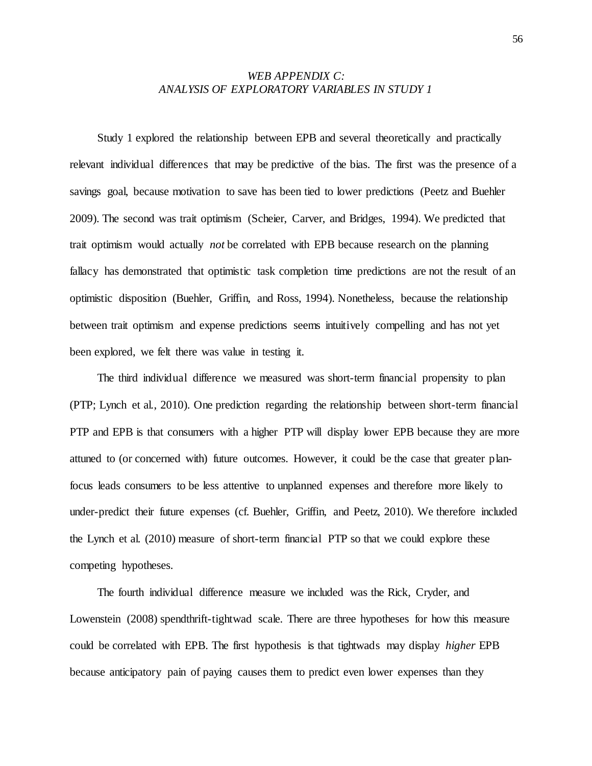## *WEB APPENDIX C: ANALYSIS OF EXPLORATORY VARIABLES IN STUDY 1*

Study 1 explored the relationship between EPB and several theoretically and practically relevant individual differences that may be predictive of the bias. The first was the presence of a savings goal, because motivation to save has been tied to lower predictions (Peetz and Buehler 2009). The second was trait optimism (Scheier, Carver, and Bridges, 1994). We predicted that trait optimism would actually *not* be correlated with EPB because research on the planning fallacy has demonstrated that optimistic task completion time predictions are not the result of an optimistic disposition (Buehler, Griffin, and Ross, 1994). Nonetheless, because the relationship between trait optimism and expense predictions seems intuitively compelling and has not yet been explored, we felt there was value in testing it.

The third individual difference we measured was short-term financial propensity to plan (PTP; Lynch et al., 2010). One prediction regarding the relationship between short-term financial PTP and EPB is that consumers with a higher PTP will display lower EPB because they are more attuned to (or concerned with) future outcomes. However, it could be the case that greater plan-focus leads consumers to be less attentive to unplanned expenses and therefore more likely to under-predict their future expenses (cf. Buehler, Griffin, and Peetz, 2010). We therefore included the Lynch et al. (2010) measure of short-term financial PTP so that we could explore these competing hypotheses.

The fourth individual difference measure we included was the Rick, Cryder, and Lowenstein (2008) spendthrift-tightwad scale. There are three hypotheses for how this measure could be correlated with EPB. The first hypothesis is that tightwads may display *higher* EPB because anticipatory pain of paying causes them to predict even lower expenses than they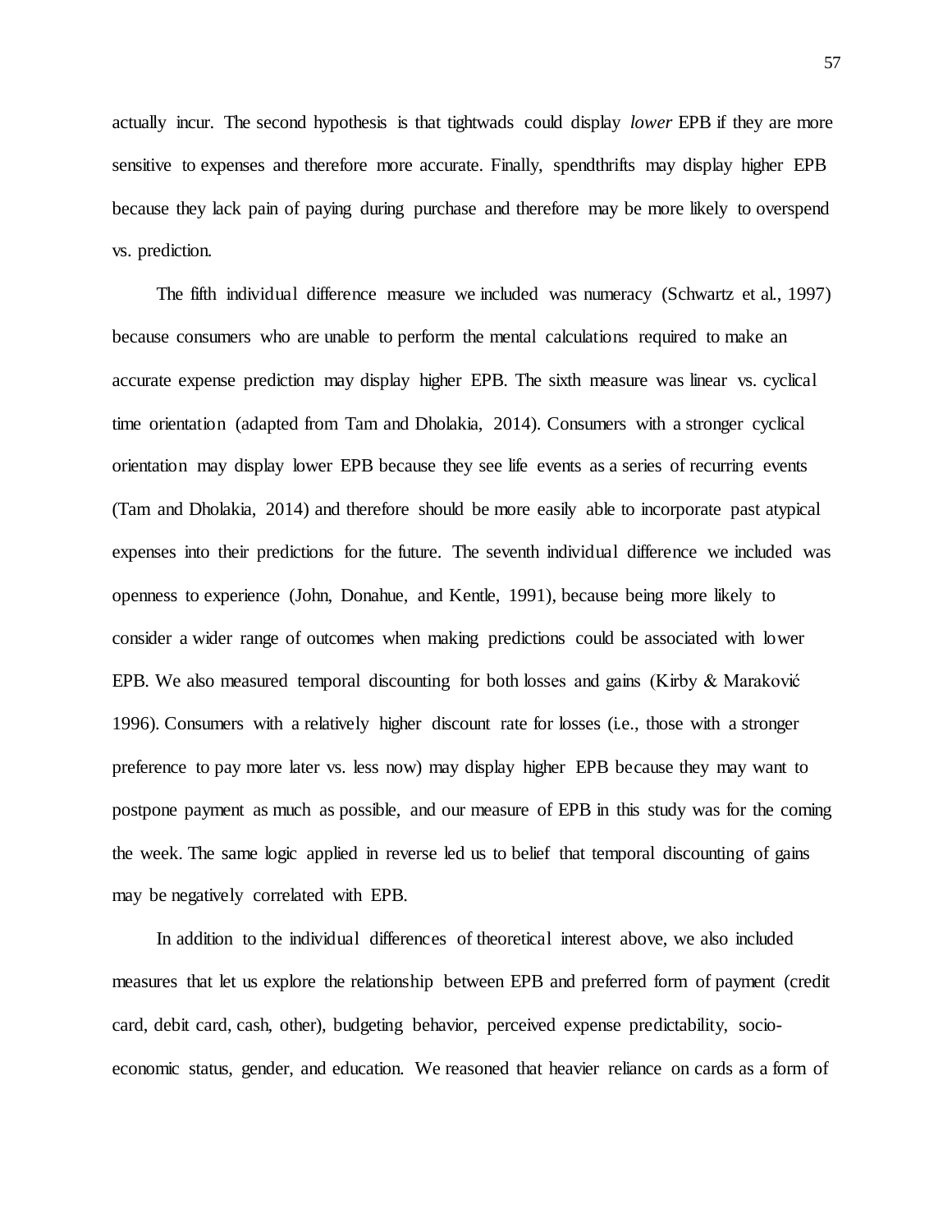actually incur. The second hypothesis is that tightwads could display *lower* EPB if they are more sensitive to expenses and therefore more accurate. Finally, spendthrifts may display higher EPB because they lack pain of paying during purchase and therefore may be more likely to overspend vs. prediction.

The fifth individual difference measure we included was numeracy (Schwartz et al., 1997) because consumers who are unable to perform the mental calculations required to make an accurate expense prediction may display higher EPB. The sixth measure was linear vs. cyclical time orientation (adapted from Tam and Dholakia, 2014). Consumers with a stronger cyclical orientation may display lower EPB because they see life events as a series of recurring events (Tam and Dholakia, 2014) and therefore should be more easily able to incorporate past atypical expenses into their predictions for the future. The seventh individual difference we included was openness to experience (John, Donahue, and Kentle, 1991), because being more likely to consider a wider range of outcomes when making predictions could be associated with lower EPB. We also measured temporal discounting for both losses and gains (Kirby & Maraković 1996). Consumers with a relatively higher discount rate for losses (i.e., those with a stronger preference to pay more later vs. less now) may display higher EPB because they may want to postpone payment as much as possible, and our measure of EPB in this study was for the coming the week. The same logic applied in reverse led us to belief that temporal discounting of gains may be negatively correlated with EPB.

In addition to the individual differences of theoretical interest above, we also included measures that let us explore the relationship between EPB and preferred form of payment (credit card, debit card, cash, other), budgeting behavior, perceived expense predictability, socio-economic status, gender, and education. We reasoned that heavier reliance on cards as a form of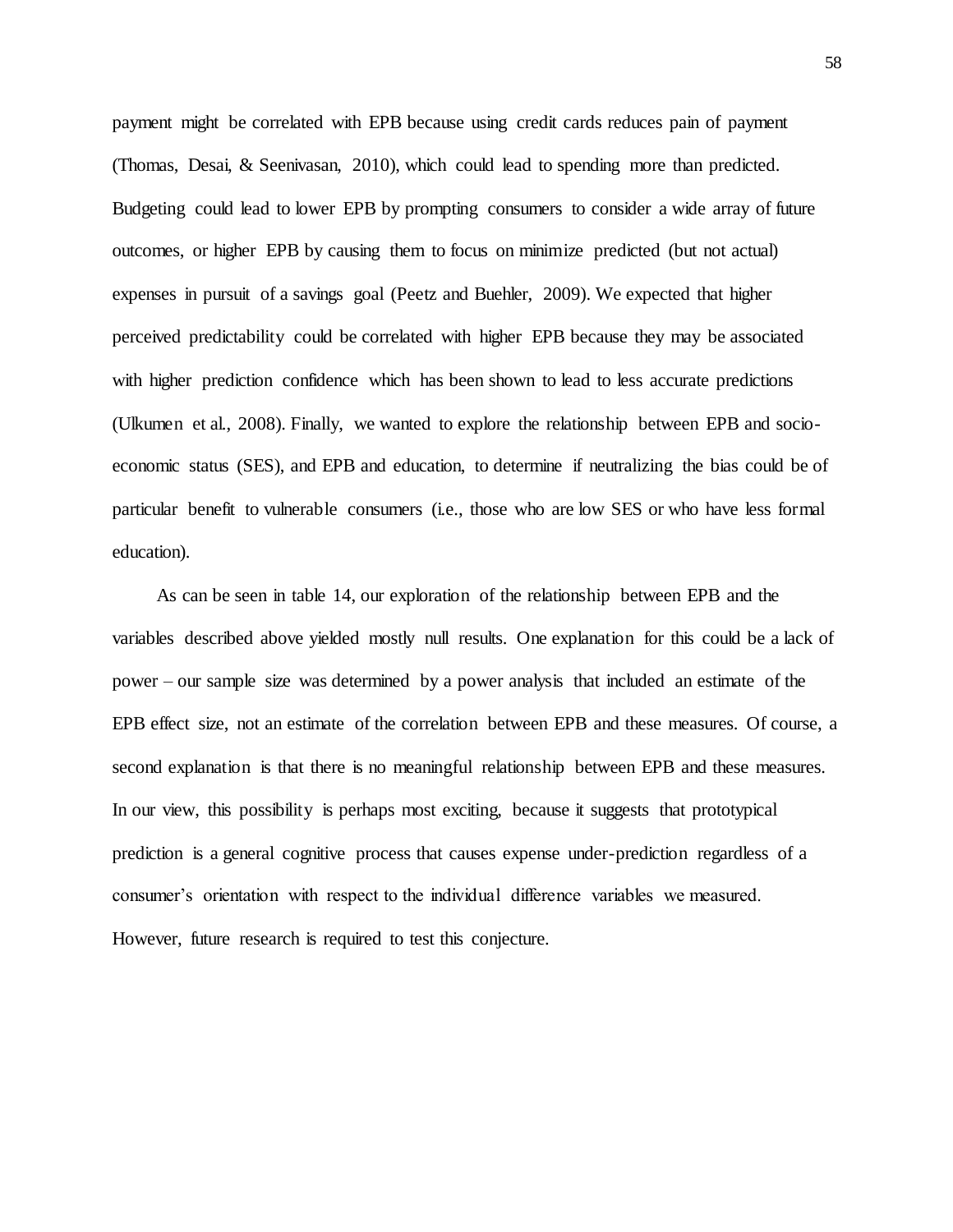payment might be correlated with EPB because using credit cards reduces pain of payment (Thomas, Desai, & Seenivasan, 2010), which could lead to spending more than predicted. Budgeting could lead to lower EPB by prompting consumers to consider a wide array of future outcomes, or higher EPB by causing them to focus on minimize predicted (but not actual) expenses in pursuit of a savings goal (Peetz and Buehler, 2009). We expected that higher perceived predictability could be correlated with higher EPB because they may be associated with higher prediction confidence which has been shown to lead to less accurate predictions (Ulkumen et al., 2008). Finally, we wanted to explore the relationship between EPB and socio-economic status (SES), and EPB and education, to determine if neutralizing the bias could be of particular benefit to vulnerable consumers (i.e., those who are low SES or who have less formal education).

As can be seen in table 14, our exploration of the relationship between EPB and the variables described above yielded mostly null results. One explanation for this could be a lack of power – our sample size was determined by a power analysis that included an estimate of the EPB effect size, not an estimate of the correlation between EPB and these measures. Of course, a second explanation is that there is no meaningful relationship between EPB and these measures. In our view, this possibility is perhaps most exciting, because it suggests that prototypical prediction is a general cognitive process that causes expense under-prediction regardless of a consumer's orientation with respect to the individual difference variables we measured. However, future research is required to test this conjecture.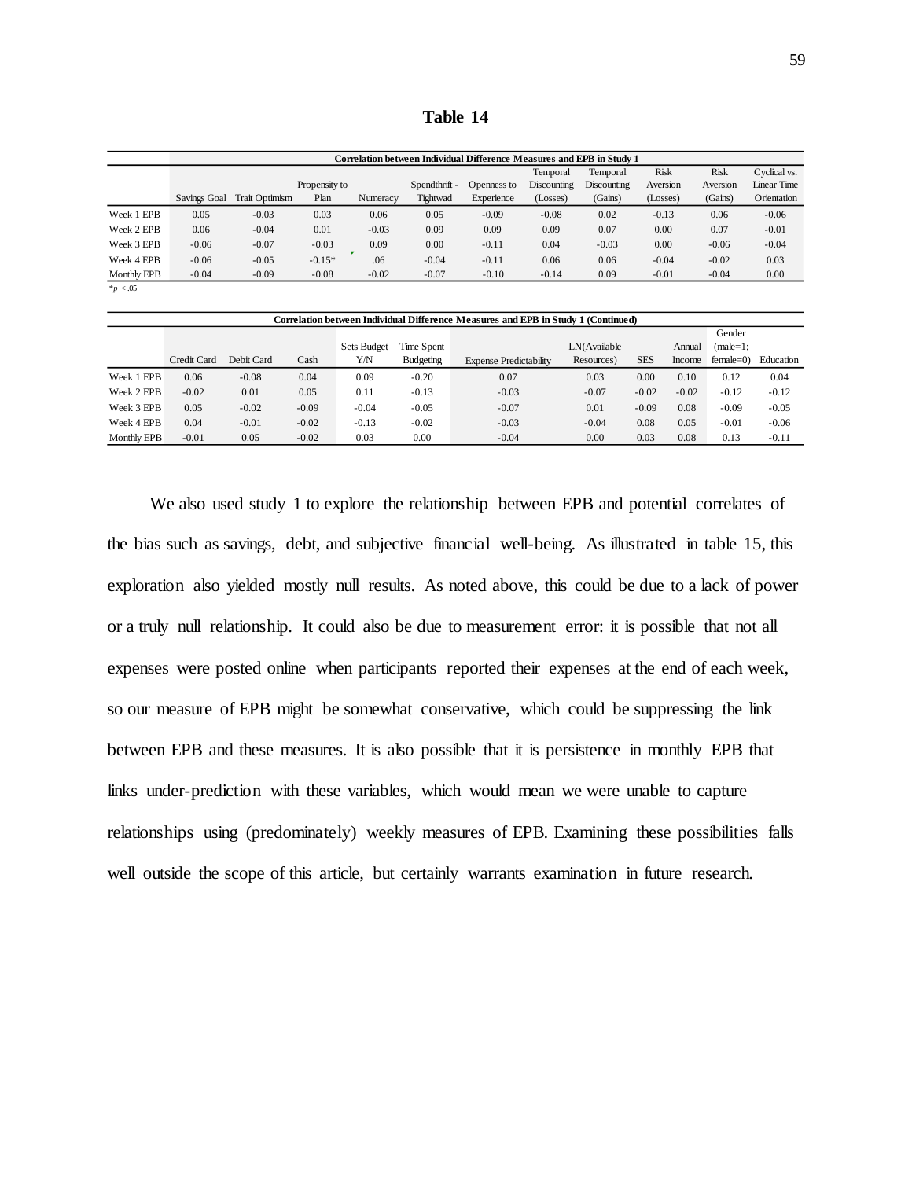**Table 14**

| | Correlation between Individual Difference Measures and EPB in Study 1 | | | | | | | | | | |
|---|---|---|---|---|---|---|---|---|---|---|---|
| | Savings Goal | Trait Optimism | Propensity to Plan | Numeracy | Spendthrift - Tightwad | Openness to Experience | Temporal Discounting (Losses) | Temporal Discounting (Gains) | Risk Aversion (Losses) | Risk Aversion (Gains) | Cyclical vs. Linear Time Orientation |
| Week 1 EPB | 0.05 | -0.03 | 0.03 | 0.06 | 0.05 | -0.09 | -0.08 | 0.02 | -0.13 | 0.06 | -0.06 |
| Week 2 EPB | 0.06 | -0.04 | 0.01 | -0.03 | 0.09 | 0.09 | 0.09 | 0.07 | 0.00 | 0.07 | -0.01 |
| Week 3 EPB | -0.06 | -0.07 | -0.03 | 0.09 | 0.00 | -0.11 | 0.04 | -0.03 | 0.00 | -0.06 | -0.04 |
| Week 4 EPB | -0.06 | -0.05 | -0.15* | .06 | -0.04 | -0.11 | 0.06 | 0.06 | -0.04 | -0.02 | 0.03 |
| Monthly EPB | -0.04 | -0.09 | -0.08 | -0.02 | -0.07 | -0.10 | -0.14 | 0.09 | -0.01 | -0.04 | 0.00 |

*$p$ < .05

| | Correlation between Individual Difference Measures and EPB in Study 1 (Continued) | | | | | | | | | | |
|---|---|---|---|---|---|---|---|---|---|---|---|
| | Credit Card | Debit Card | Cash | Sets Budget Y/N | Time Spent Budgeting | Expense Predictability | LN(Available Resources) | SES | Annual Income | Gender (male=1; female=0) | Education |
| Week 1 EPB | 0.06 | -0.08 | 0.04 | 0.09 | -0.20 | 0.07 | 0.03 | 0.00 | 0.10 | 0.12 | 0.04 |
| Week 2 EPB | -0.02 | 0.01 | 0.05 | 0.11 | -0.13 | -0.03 | -0.07 | -0.02 | -0.02 | -0.12 | -0.12 |
| Week 3 EPB | 0.05 | -0.02 | -0.09 | -0.04 | -0.05 | -0.07 | 0.01 | -0.09 | 0.08 | -0.09 | -0.05 |
| Week 4 EPB | 0.04 | -0.01 | -0.02 | -0.13 | -0.02 | -0.03 | -0.04 | 0.08 | 0.05 | -0.01 | -0.06 |
| Monthly EPB | -0.01 | 0.05 | -0.02 | 0.03 | 0.00 | -0.04 | 0.00 | 0.03 | 0.08 | 0.13 | -0.11 |

We also used study 1 to explore the relationship between EPB and potential correlates of the bias such as savings, debt, and subjective financial well-being. As illustrated in table 15, this exploration also yielded mostly null results. As noted above, this could be due to a lack of power or a truly null relationship. It could also be due to measurement error: it is possible that not all expenses were posted online when participants reported their expenses at the end of each week, so our measure of EPB might be somewhat conservative, which could be suppressing the link between EPB and these measures. It is also possible that it is persistence in monthly EPB that links under-prediction with these variables, which would mean we were unable to capture relationships using (predominately) weekly measures of EPB. Examining these possibilities falls well outside the scope of this article, but certainly warrants examination in future research.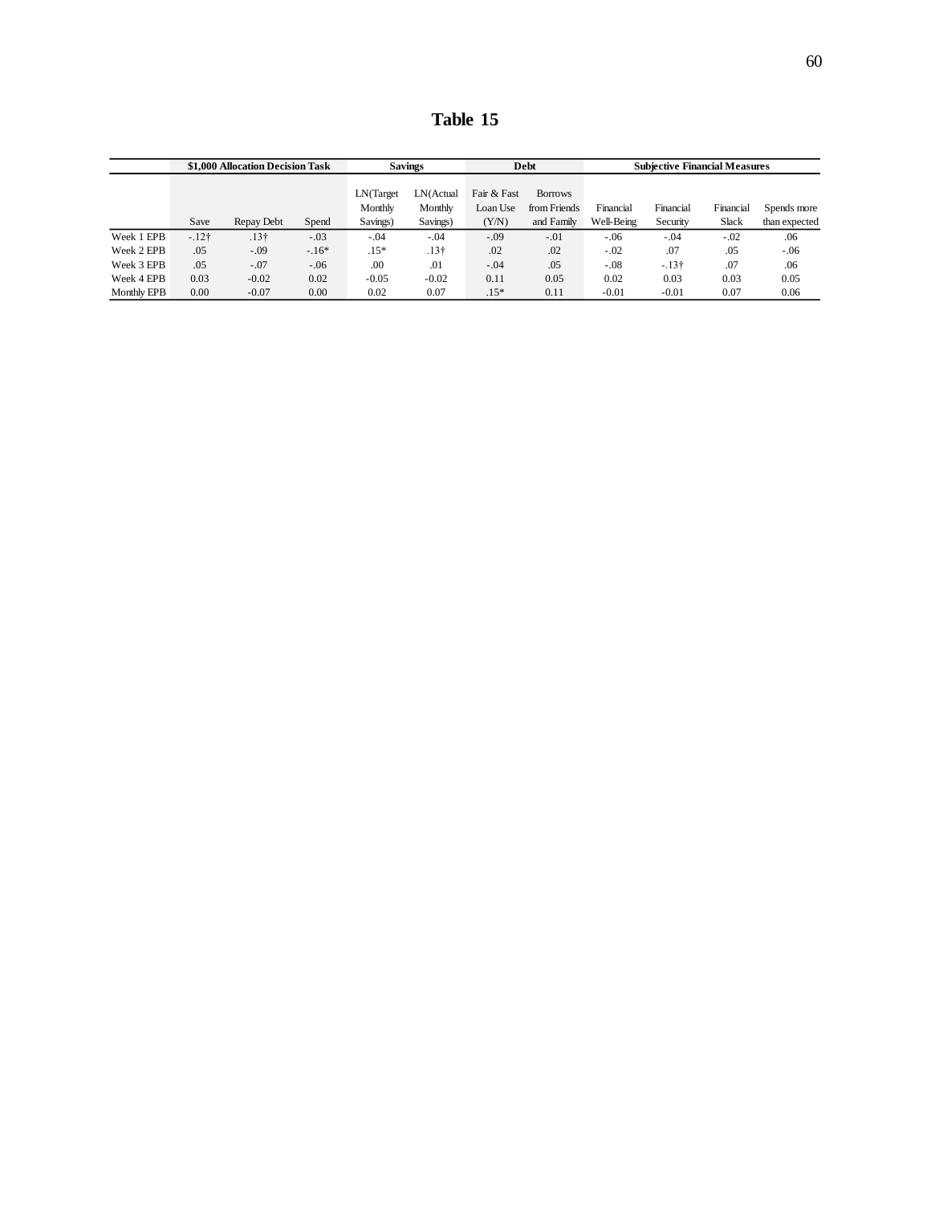**Table 15**

| | $1,000 Allocation Decision Task | | | Savings | | Debt | | Subjective Financial Measures | | | |
|---|---|---|---|---|---|---|---|---|---|---|---|
| | Save | Repay Debt | Spend | LN(Target Monthly Savings) | LN(Actual Monthly Savings) | Fair & Fast Loan Use (Y/N) | Borrows from Friends and Family | Financial Well-Being | Financial Security | Financial Slack | Spends more than expected |
| Week 1 EPB | -.12† | .13† | -.03 | -.04 | -.04 | -.09 | -.01 | -.06 | -.04 | -.02 | .06 |
| Week 2 EPB | .05 | -.09 | -.16* | .15* | .13† | .02 | .02 | -.02 | .07 | .05 | -.06 |
| Week 3 EPB | .05 | -.07 | -.06 | .00 | .01 | -.04 | .05 | -.08 | -.13† | .07 | .06 |
| Week 4 EPB | 0.03 | -0.02 | 0.02 | -0.05 | -0.02 | 0.11 | 0.05 | 0.02 | 0.03 | 0.03 | 0.05 |
| Monthly EPB | 0.00 | -0.07 | 0.00 | 0.02 | 0.07 | .15* | 0.11 | -0.01 | -0.01 | 0.07 | 0.06 |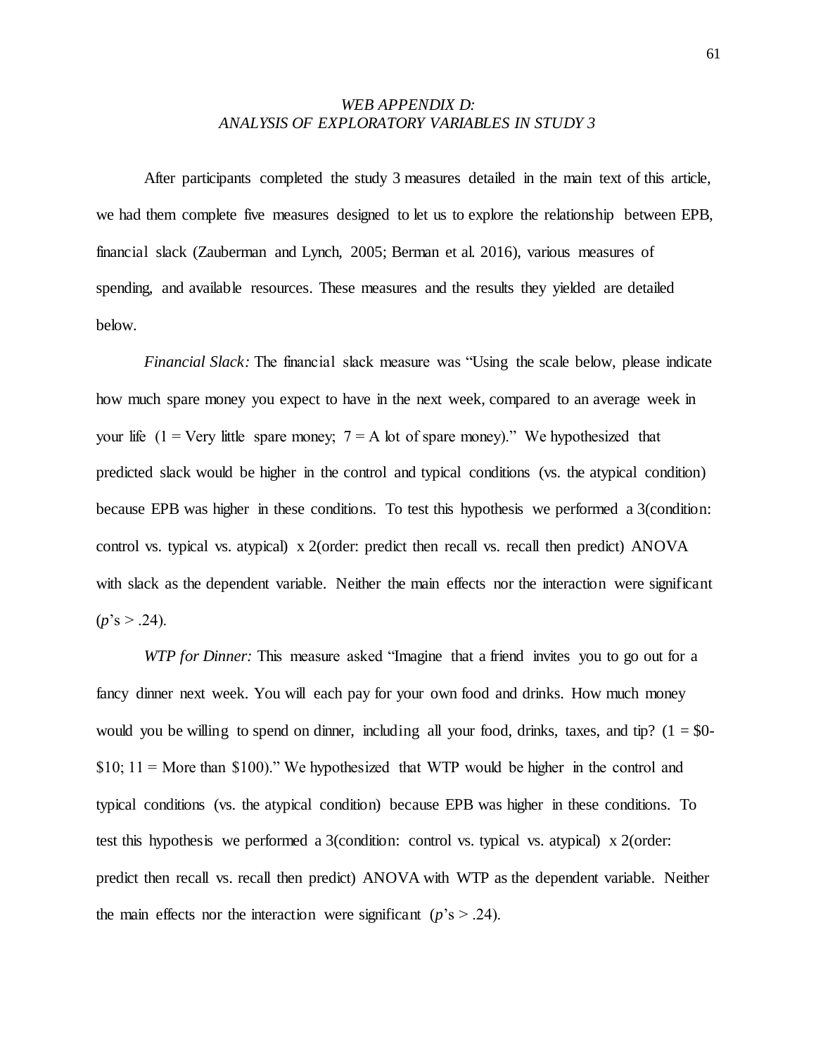## *WEB APPENDIX D: ANALYSIS OF EXPLORATORY VARIABLES IN STUDY 3*

After participants completed the study 3 measures detailed in the main text of this article, we had them complete five measures designed to let us to explore the relationship between EPB, financial slack (Zauberman and Lynch, 2005; Berman et al. 2016), various measures of spending, and available resources. These measures and the results they yielded are detailed below.

*Financial Slack:* The financial slack measure was "Using the scale below, please indicate how much spare money you expect to have in the next week, compared to an average week in your life (1 = Very little spare money; 7 = A lot of spare money)." We hypothesized that predicted slack would be higher in the control and typical conditions (vs. the atypical condition) because EPB was higher in these conditions. To test this hypothesis we performed a 3(condition: control vs. typical vs. atypical) x 2(order: predict then recall vs. recall then predict) ANOVA with slack as the dependent variable. Neither the main effects nor the interaction were significant ($p$'s > .24).

*WTP for Dinner:* This measure asked "Imagine that a friend invites you to go out for a fancy dinner next week. You will each pay for your own food and drinks. How much money would you be willing to spend on dinner, including all your food, drinks, taxes, and tip? (1 = $0-$10; 11 = More than $100)." We hypothesized that WTP would be higher in the control and typical conditions (vs. the atypical condition) because EPB was higher in these conditions. To test this hypothesis we performed a 3(condition: control vs. typical vs. atypical) x 2(order: predict then recall vs. recall then predict) ANOVA with WTP as the dependent variable. Neither the main effects nor the interaction were significant ($p$'s > .24).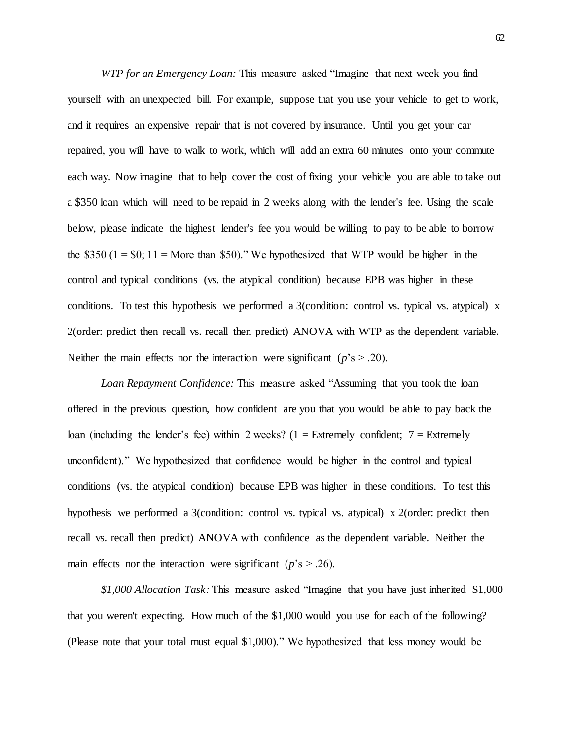*WTP for an Emergency Loan:* This measure asked "Imagine that next week you find yourself with an unexpected bill. For example, suppose that you use your vehicle to get to work, and it requires an expensive repair that is not covered by insurance. Until you get your car repaired, you will have to walk to work, which will add an extra 60 minutes onto your commute each way. Now imagine that to help cover the cost of fixing your vehicle you are able to take out a $350 loan which will need to be repaid in 2 weeks along with the lender's fee. Using the scale below, please indicate the highest lender's fee you would be willing to pay to be able to borrow the $350 (1 = $0; 11 = More than $50)." We hypothesized that WTP would be higher in the control and typical conditions (vs. the atypical condition) because EPB was higher in these conditions. To test this hypothesis we performed a 3(condition: control vs. typical vs. atypical) x 2(order: predict then recall vs. recall then predict) ANOVA with WTP as the dependent variable. Neither the main effects nor the interaction were significant ($p$'s > .20).

*Loan Repayment Confidence:* This measure asked "Assuming that you took the loan offered in the previous question, how confident are you that you would be able to pay back the loan (including the lender's fee) within 2 weeks? (1 = Extremely confident; 7 = Extremely unconfident)." We hypothesized that confidence would be higher in the control and typical conditions (vs. the atypical condition) because EPB was higher in these conditions. To test this hypothesis we performed a 3(condition: control vs. typical vs. atypical) x 2(order: predict then recall vs. recall then predict) ANOVA with confidence as the dependent variable. Neither the main effects nor the interaction were significant ($p$'s > .26).

*$1,000 Allocation Task:* This measure asked "Imagine that you have just inherited $1,000 that you weren't expecting. How much of the $1,000 would you use for each of the following? (Please note that your total must equal $1,000)." We hypothesized that less money would be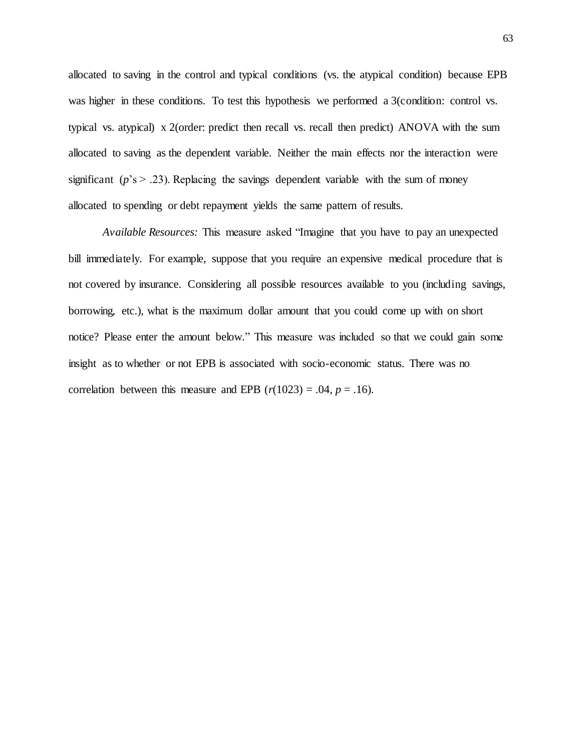allocated to saving in the control and typical conditions (vs. the atypical condition) because EPB was higher in these conditions. To test this hypothesis we performed a 3(condition: control vs. typical vs. atypical) x 2(order: predict then recall vs. recall then predict) ANOVA with the sum allocated to saving as the dependent variable. Neither the main effects nor the interaction were significant ($p$'s > .23). Replacing the savings dependent variable with the sum of money allocated to spending or debt repayment yields the same pattern of results.

*Available Resources:* This measure asked "Imagine that you have to pay an unexpected bill immediately. For example, suppose that you require an expensive medical procedure that is not covered by insurance. Considering all possible resources available to you (including savings, borrowing, etc.), what is the maximum dollar amount that you could come up with on short notice? Please enter the amount below." This measure was included so that we could gain some insight as to whether or not EPB is associated with socio-economic status. There was no correlation between this measure and EPB ($r(1023) = .04$, $p = .16$).